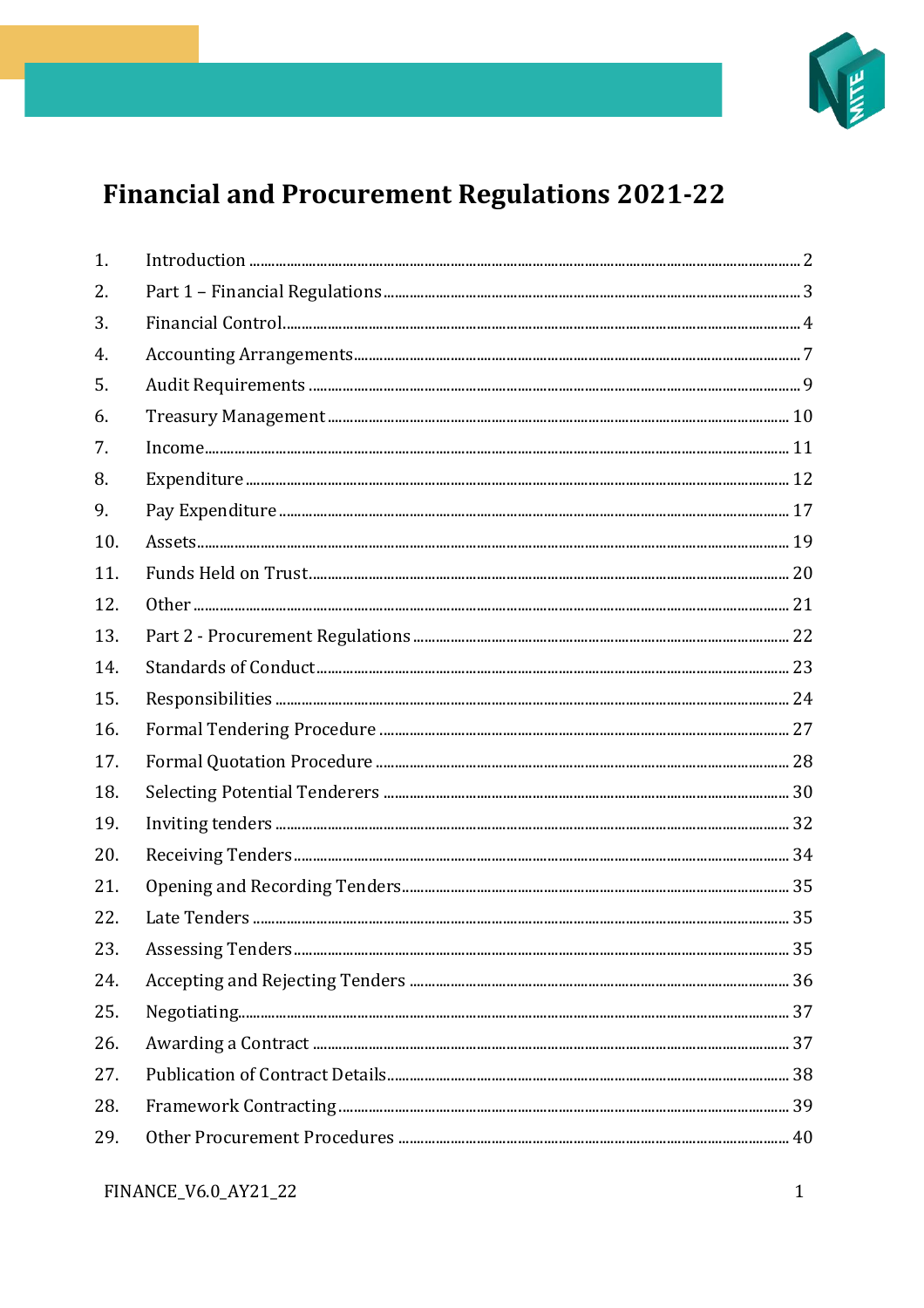# Financial and Procurement Regulations 2021-22

1. Introduction ..... 2
2. Part 1 – Financial Regulations ..... 3
3. Financial Control ..... 4
4. Accounting Arrangements ..... 7
5. Audit Requirements ..... 9
6. Treasury Management ..... 10
7. Income ..... 11
8. Expenditure ..... 12
9. Pay Expenditure ..... 17
10. Assets ..... 19
11. Funds Held on Trust ..... 20
12. Other ..... 21
13. Part 2 - Procurement Regulations ..... 22
14. Standards of Conduct ..... 23
15. Responsibilities ..... 24
16. Formal Tendering Procedure ..... 27
17. Formal Quotation Procedure ..... 28
18. Selecting Potential Tenderers ..... 30
19. Inviting tenders ..... 32
20. Receiving Tenders ..... 34
21. Opening and Recording Tenders ..... 35
22. Late Tenders ..... 35
23. Assessing Tenders ..... 35
24. Accepting and Rejecting Tenders ..... 36
25. Negotiating ..... 37
26. Awarding a Contract ..... 37
27. Publication of Contract Details ..... 38
28. Framework Contracting ..... 39
29. Other Procurement Procedures ..... 40

FINANCE_V6.0_AY21_22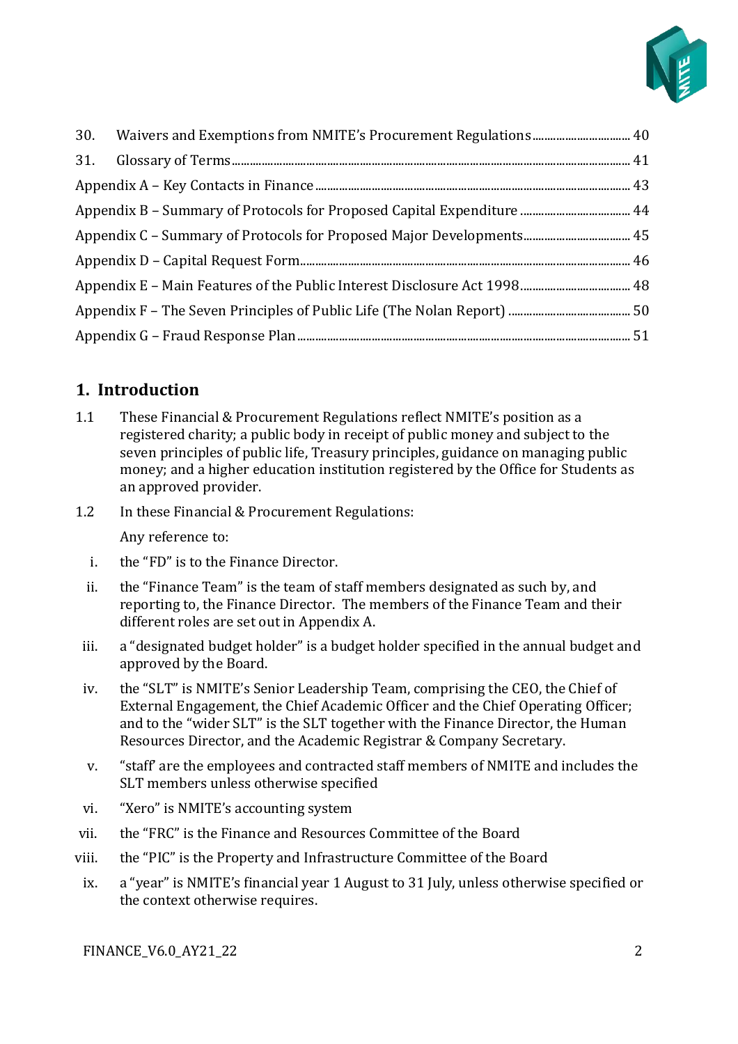| | |
|---|---|
| 30. Waivers and Exemptions from NMITE's Procurement Regulations | 40 |
| 31. Glossary of Terms | 41 |
| Appendix A – Key Contacts in Finance | 43 |
| Appendix B – Summary of Protocols for Proposed Capital Expenditure | 44 |
| Appendix C – Summary of Protocols for Proposed Major Developments | 45 |
| Appendix D – Capital Request Form | 46 |
| Appendix E – Main Features of the Public Interest Disclosure Act 1998 | 48 |
| Appendix F – The Seven Principles of Public Life (The Nolan Report) | 50 |
| Appendix G – Fraud Response Plan | 51 |

## 1. Introduction

1.1 These Financial & Procurement Regulations reflect NMITE's position as a registered charity; a public body in receipt of public money and subject to the seven principles of public life, Treasury principles, guidance on managing public money; and a higher education institution registered by the Office for Students as an approved provider.

1.2 In these Financial & Procurement Regulations:

Any reference to:

i. the "FD" is to the Finance Director.

ii. the "Finance Team" is the team of staff members designated as such by, and reporting to, the Finance Director. The members of the Finance Team and their different roles are set out in Appendix A.

iii. a "designated budget holder" is a budget holder specified in the annual budget and approved by the Board.

iv. the "SLT" is NMITE's Senior Leadership Team, comprising the CEO, the Chief of External Engagement, the Chief Academic Officer and the Chief Operating Officer; and to the "wider SLT" is the SLT together with the Finance Director, the Human Resources Director, and the Academic Registrar & Company Secretary.

v. "staff' are the employees and contracted staff members of NMITE and includes the SLT members unless otherwise specified

vi. "Xero" is NMITE's accounting system

vii. the "FRC" is the Finance and Resources Committee of the Board

viii. the "PIC" is the Property and Infrastructure Committee of the Board

ix. a "year" is NMITE's financial year 1 August to 31 July, unless otherwise specified or the context otherwise requires.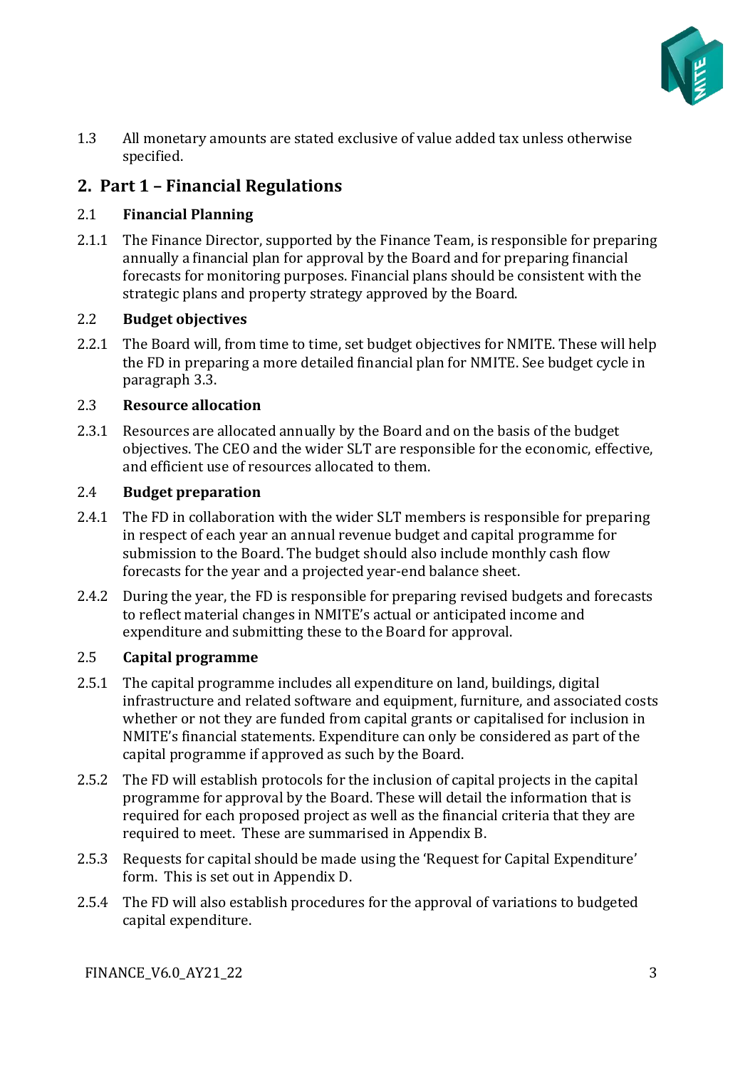1.3 All monetary amounts are stated exclusive of value added tax unless otherwise specified.

## 2. Part 1 – Financial Regulations

### 2.1 Financial Planning

2.1.1 The Finance Director, supported by the Finance Team, is responsible for preparing annually a financial plan for approval by the Board and for preparing financial forecasts for monitoring purposes. Financial plans should be consistent with the strategic plans and property strategy approved by the Board.

### 2.2 Budget objectives

2.2.1 The Board will, from time to time, set budget objectives for NMITE. These will help the FD in preparing a more detailed financial plan for NMITE. See budget cycle in paragraph 3.3.

### 2.3 Resource allocation

2.3.1 Resources are allocated annually by the Board and on the basis of the budget objectives. The CEO and the wider SLT are responsible for the economic, effective, and efficient use of resources allocated to them.

### 2.4 Budget preparation

2.4.1 The FD in collaboration with the wider SLT members is responsible for preparing in respect of each year an annual revenue budget and capital programme for submission to the Board. The budget should also include monthly cash flow forecasts for the year and a projected year-end balance sheet.

2.4.2 During the year, the FD is responsible for preparing revised budgets and forecasts to reflect material changes in NMITE's actual or anticipated income and expenditure and submitting these to the Board for approval.

### 2.5 Capital programme

2.5.1 The capital programme includes all expenditure on land, buildings, digital infrastructure and related software and equipment, furniture, and associated costs whether or not they are funded from capital grants or capitalised for inclusion in NMITE's financial statements. Expenditure can only be considered as part of the capital programme if approved as such by the Board.

2.5.2 The FD will establish protocols for the inclusion of capital projects in the capital programme for approval by the Board. These will detail the information that is required for each proposed project as well as the financial criteria that they are required to meet. These are summarised in Appendix B.

2.5.3 Requests for capital should be made using the 'Request for Capital Expenditure' form. This is set out in Appendix D.

2.5.4 The FD will also establish procedures for the approval of variations to budgeted capital expenditure.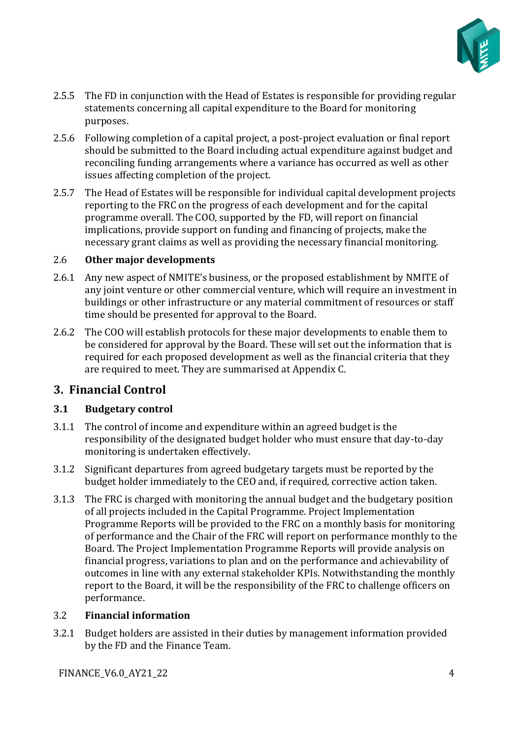2.5.5 The FD in conjunction with the Head of Estates is responsible for providing regular statements concerning all capital expenditure to the Board for monitoring purposes.

2.5.6 Following completion of a capital project, a post-project evaluation or final report should be submitted to the Board including actual expenditure against budget and reconciling funding arrangements where a variance has occurred as well as other issues affecting completion of the project.

2.5.7 The Head of Estates will be responsible for individual capital development projects reporting to the FRC on the progress of each development and for the capital programme overall. The COO, supported by the FD, will report on financial implications, provide support on funding and financing of projects, make the necessary grant claims as well as providing the necessary financial monitoring.

2.6 **Other major developments**

2.6.1 Any new aspect of NMITE's business, or the proposed establishment by NMITE of any joint venture or other commercial venture, which will require an investment in buildings or other infrastructure or any material commitment of resources or staff time should be presented for approval to the Board.

2.6.2 The COO will establish protocols for these major developments to enable them to be considered for approval by the Board. These will set out the information that is required for each proposed development as well as the financial criteria that they are required to meet. They are summarised at Appendix C.

## 3. Financial Control

### 3.1 Budgetary control

3.1.1 The control of income and expenditure within an agreed budget is the responsibility of the designated budget holder who must ensure that day-to-day monitoring is undertaken effectively.

3.1.2 Significant departures from agreed budgetary targets must be reported by the budget holder immediately to the CEO and, if required, corrective action taken.

3.1.3 The FRC is charged with monitoring the annual budget and the budgetary position of all projects included in the Capital Programme. Project Implementation Programme Reports will be provided to the FRC on a monthly basis for monitoring of performance and the Chair of the FRC will report on performance monthly to the Board. The Project Implementation Programme Reports will provide analysis on financial progress, variations to plan and on the performance and achievability of outcomes in line with any external stakeholder KPIs. Notwithstanding the monthly report to the Board, it will be the responsibility of the FRC to challenge officers on performance.

3.2 **Financial information**

3.2.1 Budget holders are assisted in their duties by management information provided by the FD and the Finance Team.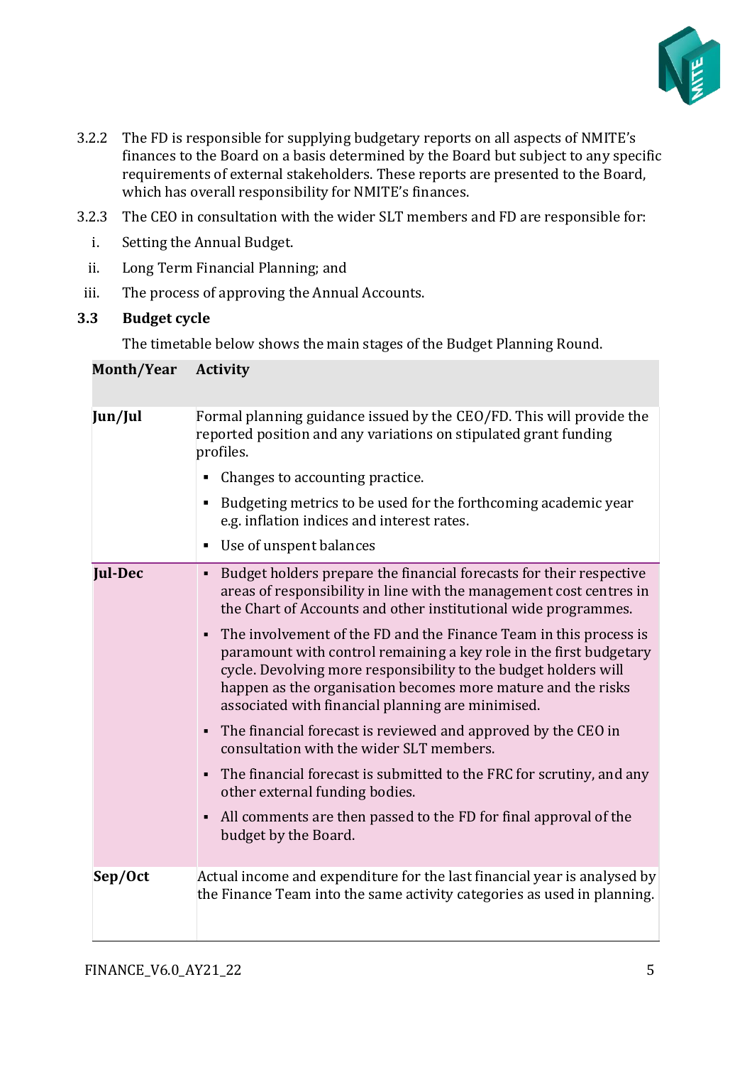3.2.2 The FD is responsible for supplying budgetary reports on all aspects of NMITE's finances to the Board on a basis determined by the Board but subject to any specific requirements of external stakeholders. These reports are presented to the Board, which has overall responsibility for NMITE's finances.

3.2.3 The CEO in consultation with the wider SLT members and FD are responsible for:

i. Setting the Annual Budget.

ii. Long Term Financial Planning; and

iii. The process of approving the Annual Accounts.

### 3.3 Budget cycle

The timetable below shows the main stages of the Budget Planning Round.

| Month/Year | Activity |
|---|---|
| Jun/Jul | Formal planning guidance issued by the CEO/FD. This will provide the reported position and any variations on stipulated grant funding profiles.<br>▪ Changes to accounting practice.<br>▪ Budgeting metrics to be used for the forthcoming academic year e.g. inflation indices and interest rates.<br>▪ Use of unspent balances |
| Jul-Dec | ▪ Budget holders prepare the financial forecasts for their respective areas of responsibility in line with the management cost centres in the Chart of Accounts and other institutional wide programmes.<br>▪ The involvement of the FD and the Finance Team in this process is paramount with control remaining a key role in the first budgetary cycle. Devolving more responsibility to the budget holders will happen as the organisation becomes more mature and the risks associated with financial planning are minimised.<br>▪ The financial forecast is reviewed and approved by the CEO in consultation with the wider SLT members.<br>▪ The financial forecast is submitted to the FRC for scrutiny, and any other external funding bodies.<br>▪ All comments are then passed to the FD for final approval of the budget by the Board. |
| Sep/Oct | Actual income and expenditure for the last financial year is analysed by the Finance Team into the same activity categories as used in planning. |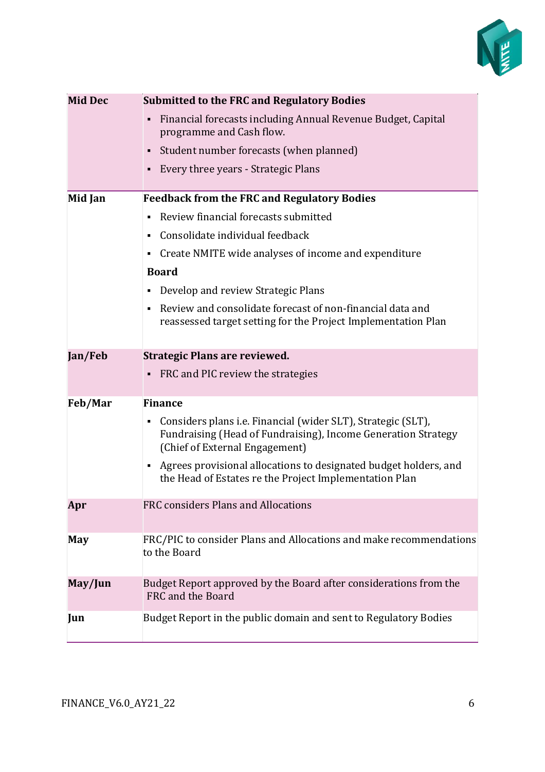| Mid Dec | **Submitted to the FRC and Regulatory Bodies**<br>▪ Financial forecasts including Annual Revenue Budget, Capital programme and Cash flow.<br>▪ Student number forecasts (when planned)<br>▪ Every three years - Strategic Plans |
|---|---|
| **Mid Jan** | **Feedback from the FRC and Regulatory Bodies**<br>▪ Review financial forecasts submitted<br>▪ Consolidate individual feedback<br>▪ Create NMITE wide analyses of income and expenditure<br>**Board**<br>▪ Develop and review Strategic Plans<br>▪ Review and consolidate forecast of non-financial data and reassessed target setting for the Project Implementation Plan |
| **Jan/Feb** | **Strategic Plans are reviewed.**<br>▪ FRC and PIC review the strategies |
| **Feb/Mar** | **Finance**<br>▪ Considers plans i.e. Financial (wider SLT), Strategic (SLT), Fundraising (Head of Fundraising), Income Generation Strategy (Chief of External Engagement)<br>▪ Agrees provisional allocations to designated budget holders, and the Head of Estates re the Project Implementation Plan |
| **Apr** | FRC considers Plans and Allocations |
| **May** | FRC/PIC to consider Plans and Allocations and make recommendations to the Board |
| **May/Jun** | Budget Report approved by the Board after considerations from the FRC and the Board |
| **Jun** | Budget Report in the public domain and sent to Regulatory Bodies |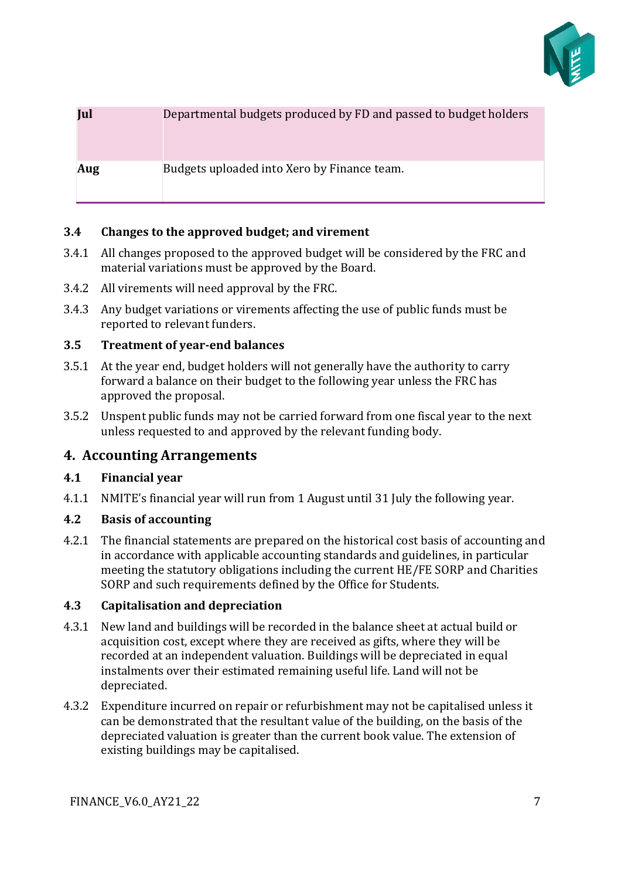| | |
|---|---|
| **Jul** | Departmental budgets produced by FD and passed to budget holders |
| **Aug** | Budgets uploaded into Xero by Finance team. |

### 3.4 Changes to the approved budget; and virement

3.4.1 All changes proposed to the approved budget will be considered by the FRC and material variations must be approved by the Board.

3.4.2 All virements will need approval by the FRC.

3.4.3 Any budget variations or virements affecting the use of public funds must be reported to relevant funders.

### 3.5 Treatment of year-end balances

3.5.1 At the year end, budget holders will not generally have the authority to carry forward a balance on their budget to the following year unless the FRC has approved the proposal.

3.5.2 Unspent public funds may not be carried forward from one fiscal year to the next unless requested to and approved by the relevant funding body.

## 4. Accounting Arrangements

### 4.1 Financial year

4.1.1 NMITE's financial year will run from 1 August until 31 July the following year.

### 4.2 Basis of accounting

4.2.1 The financial statements are prepared on the historical cost basis of accounting and in accordance with applicable accounting standards and guidelines, in particular meeting the statutory obligations including the current HE/FE SORP and Charities SORP and such requirements defined by the Office for Students.

### 4.3 Capitalisation and depreciation

4.3.1 New land and buildings will be recorded in the balance sheet at actual build or acquisition cost, except where they are received as gifts, where they will be recorded at an independent valuation. Buildings will be depreciated in equal instalments over their estimated remaining useful life. Land will not be depreciated.

4.3.2 Expenditure incurred on repair or refurbishment may not be capitalised unless it can be demonstrated that the resultant value of the building, on the basis of the depreciated valuation is greater than the current book value. The extension of existing buildings may be capitalised.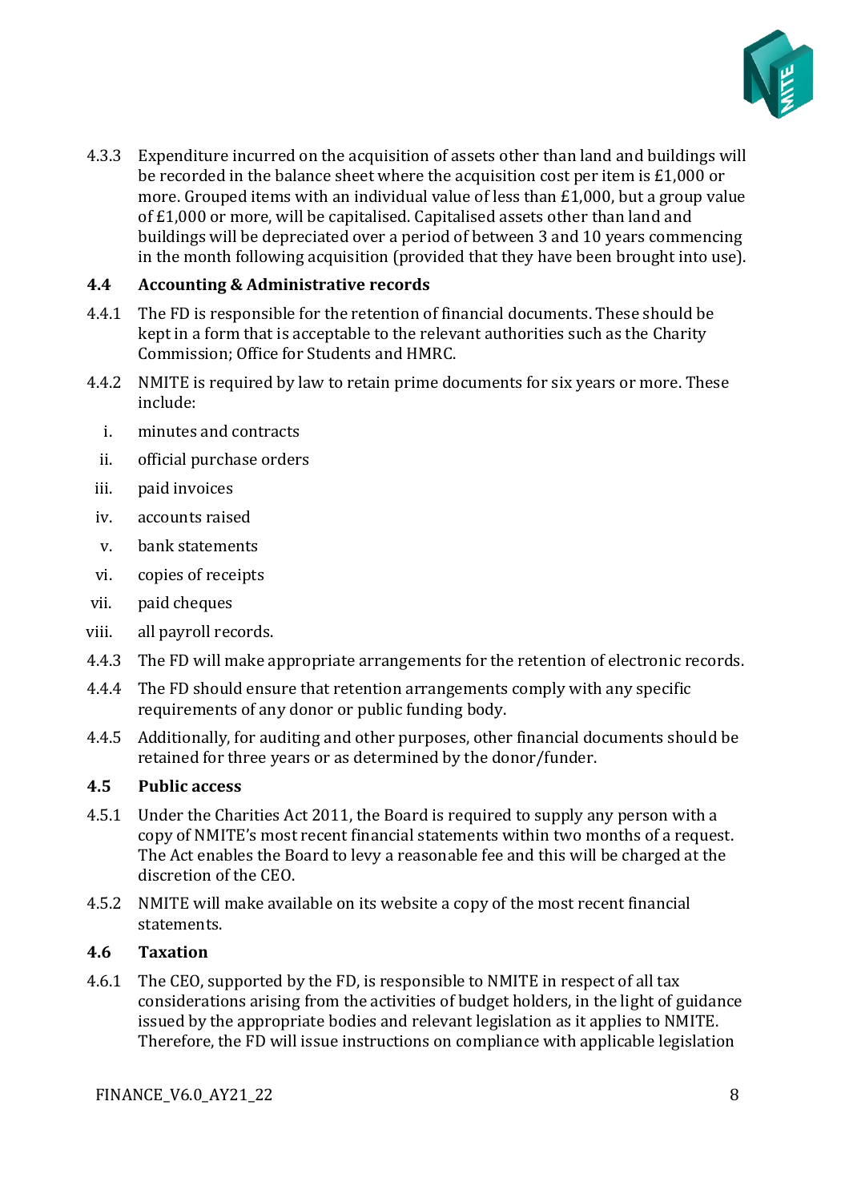4.3.3 Expenditure incurred on the acquisition of assets other than land and buildings will be recorded in the balance sheet where the acquisition cost per item is £1,000 or more. Grouped items with an individual value of less than £1,000, but a group value of £1,000 or more, will be capitalised. Capitalised assets other than land and buildings will be depreciated over a period of between 3 and 10 years commencing in the month following acquisition (provided that they have been brought into use).

### 4.4 Accounting & Administrative records

4.4.1 The FD is responsible for the retention of financial documents. These should be kept in a form that is acceptable to the relevant authorities such as the Charity Commission; Office for Students and HMRC.

4.4.2 NMITE is required by law to retain prime documents for six years or more. These include:

i. minutes and contracts
ii. official purchase orders
iii. paid invoices
iv. accounts raised
v. bank statements
vi. copies of receipts
vii. paid cheques
viii. all payroll records.

4.4.3 The FD will make appropriate arrangements for the retention of electronic records.

4.4.4 The FD should ensure that retention arrangements comply with any specific requirements of any donor or public funding body.

4.4.5 Additionally, for auditing and other purposes, other financial documents should be retained for three years or as determined by the donor/funder.

### 4.5 Public access

4.5.1 Under the Charities Act 2011, the Board is required to supply any person with a copy of NMITE's most recent financial statements within two months of a request. The Act enables the Board to levy a reasonable fee and this will be charged at the discretion of the CEO.

4.5.2 NMITE will make available on its website a copy of the most recent financial statements.

### 4.6 Taxation

4.6.1 The CEO, supported by the FD, is responsible to NMITE in respect of all tax considerations arising from the activities of budget holders, in the light of guidance issued by the appropriate bodies and relevant legislation as it applies to NMITE. Therefore, the FD will issue instructions on compliance with applicable legislation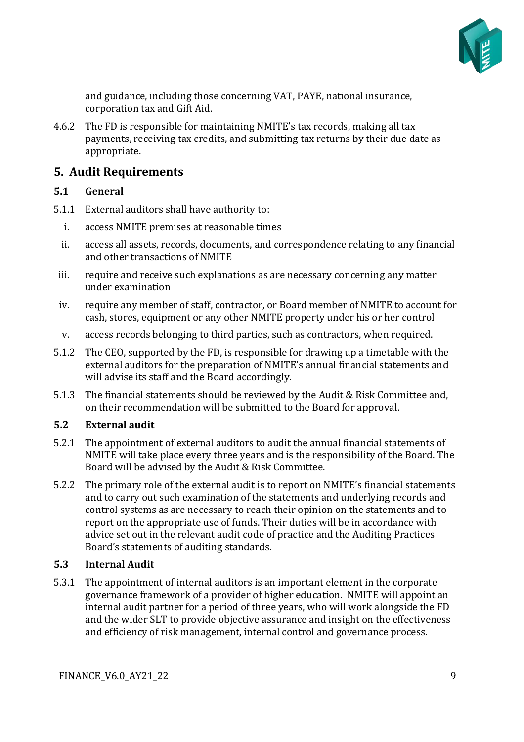and guidance, including those concerning VAT, PAYE, national insurance, corporation tax and Gift Aid.

4.6.2 The FD is responsible for maintaining NMITE's tax records, making all tax payments, receiving tax credits, and submitting tax returns by their due date as appropriate.

## 5. Audit Requirements

### 5.1 General

5.1.1 External auditors shall have authority to:

i. access NMITE premises at reasonable times

ii. access all assets, records, documents, and correspondence relating to any financial and other transactions of NMITE

iii. require and receive such explanations as are necessary concerning any matter under examination

iv. require any member of staff, contractor, or Board member of NMITE to account for cash, stores, equipment or any other NMITE property under his or her control

v. access records belonging to third parties, such as contractors, when required.

5.1.2 The CEO, supported by the FD, is responsible for drawing up a timetable with the external auditors for the preparation of NMITE's annual financial statements and will advise its staff and the Board accordingly.

5.1.3 The financial statements should be reviewed by the Audit & Risk Committee and, on their recommendation will be submitted to the Board for approval.

### 5.2 External audit

5.2.1 The appointment of external auditors to audit the annual financial statements of NMITE will take place every three years and is the responsibility of the Board. The Board will be advised by the Audit & Risk Committee.

5.2.2 The primary role of the external audit is to report on NMITE's financial statements and to carry out such examination of the statements and underlying records and control systems as are necessary to reach their opinion on the statements and to report on the appropriate use of funds. Their duties will be in accordance with advice set out in the relevant audit code of practice and the Auditing Practices Board's statements of auditing standards.

### 5.3 Internal Audit

5.3.1 The appointment of internal auditors is an important element in the corporate governance framework of a provider of higher education. NMITE will appoint an internal audit partner for a period of three years, who will work alongside the FD and the wider SLT to provide objective assurance and insight on the effectiveness and efficiency of risk management, internal control and governance process.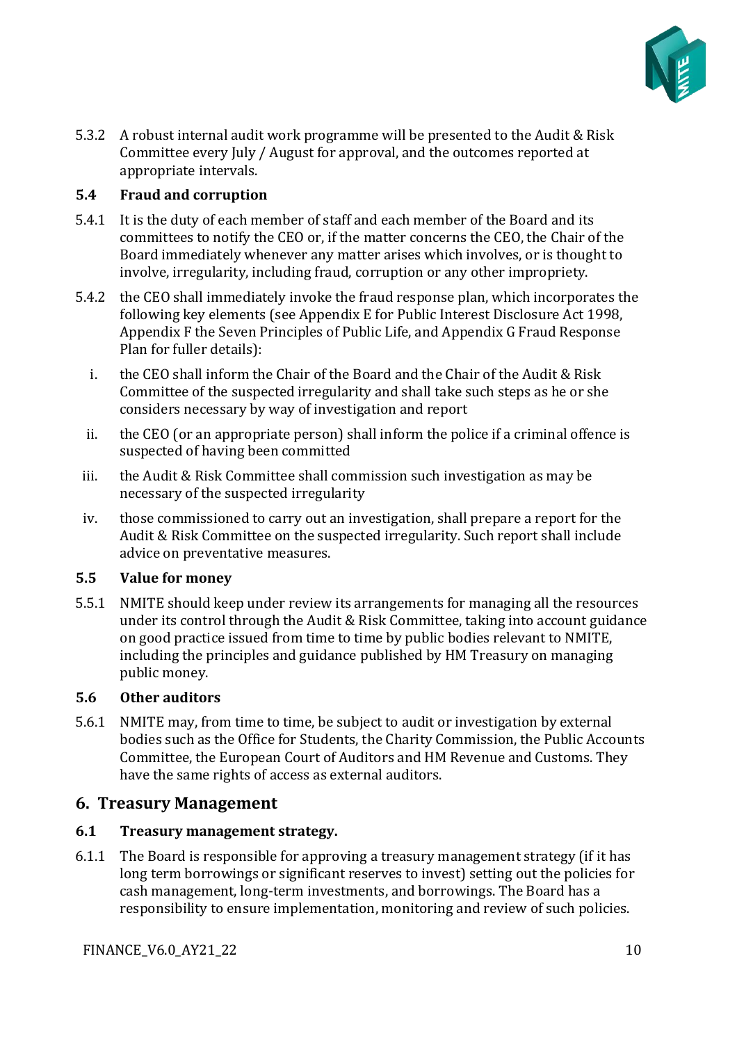5.3.2 A robust internal audit work programme will be presented to the Audit & Risk Committee every July / August for approval, and the outcomes reported at appropriate intervals.

### 5.4 Fraud and corruption

5.4.1 It is the duty of each member of staff and each member of the Board and its committees to notify the CEO or, if the matter concerns the CEO, the Chair of the Board immediately whenever any matter arises which involves, or is thought to involve, irregularity, including fraud, corruption or any other impropriety.

5.4.2 the CEO shall immediately invoke the fraud response plan, which incorporates the following key elements (see Appendix E for Public Interest Disclosure Act 1998, Appendix F the Seven Principles of Public Life, and Appendix G Fraud Response Plan for fuller details):

i. the CEO shall inform the Chair of the Board and the Chair of the Audit & Risk Committee of the suspected irregularity and shall take such steps as he or she considers necessary by way of investigation and report

ii. the CEO (or an appropriate person) shall inform the police if a criminal offence is suspected of having been committed

iii. the Audit & Risk Committee shall commission such investigation as may be necessary of the suspected irregularity

iv. those commissioned to carry out an investigation, shall prepare a report for the Audit & Risk Committee on the suspected irregularity. Such report shall include advice on preventative measures.

### 5.5 Value for money

5.5.1 NMITE should keep under review its arrangements for managing all the resources under its control through the Audit & Risk Committee, taking into account guidance on good practice issued from time to time by public bodies relevant to NMITE, including the principles and guidance published by HM Treasury on managing public money.

### 5.6 Other auditors

5.6.1 NMITE may, from time to time, be subject to audit or investigation by external bodies such as the Office for Students, the Charity Commission, the Public Accounts Committee, the European Court of Auditors and HM Revenue and Customs. They have the same rights of access as external auditors.

## 6. Treasury Management

### 6.1 Treasury management strategy.

6.1.1 The Board is responsible for approving a treasury management strategy (if it has long term borrowings or significant reserves to invest) setting out the policies for cash management, long-term investments, and borrowings. The Board has a responsibility to ensure implementation, monitoring and review of such policies.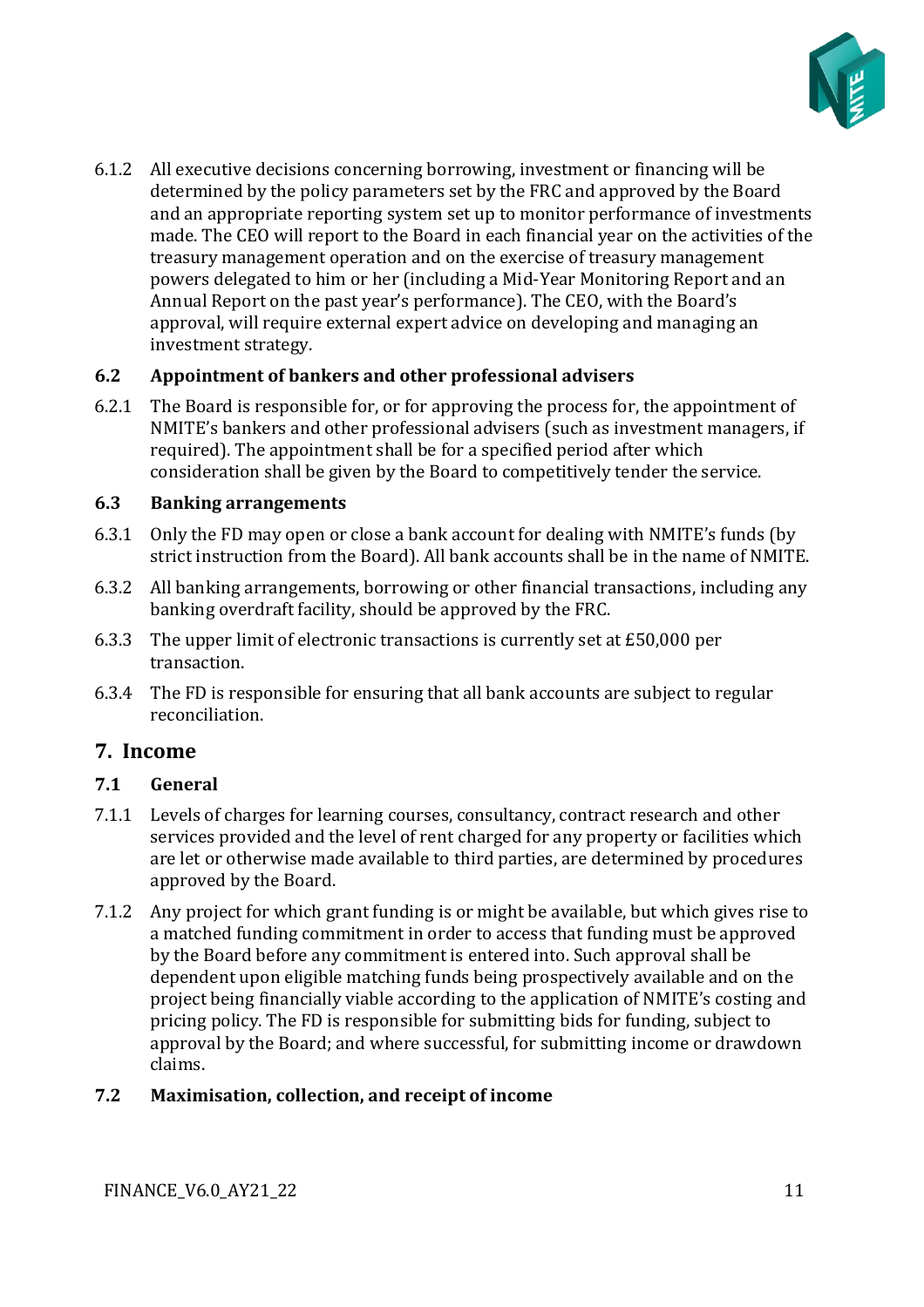6.1.2 All executive decisions concerning borrowing, investment or financing will be determined by the policy parameters set by the FRC and approved by the Board and an appropriate reporting system set up to monitor performance of investments made. The CEO will report to the Board in each financial year on the activities of the treasury management operation and on the exercise of treasury management powers delegated to him or her (including a Mid-Year Monitoring Report and an Annual Report on the past year's performance). The CEO, with the Board's approval, will require external expert advice on developing and managing an investment strategy.

### 6.2 Appointment of bankers and other professional advisers

6.2.1 The Board is responsible for, or for approving the process for, the appointment of NMITE's bankers and other professional advisers (such as investment managers, if required). The appointment shall be for a specified period after which consideration shall be given by the Board to competitively tender the service.

### 6.3 Banking arrangements

6.3.1 Only the FD may open or close a bank account for dealing with NMITE's funds (by strict instruction from the Board). All bank accounts shall be in the name of NMITE.

6.3.2 All banking arrangements, borrowing or other financial transactions, including any banking overdraft facility, should be approved by the FRC.

6.3.3 The upper limit of electronic transactions is currently set at £50,000 per transaction.

6.3.4 The FD is responsible for ensuring that all bank accounts are subject to regular reconciliation.

## 7. Income

### 7.1 General

7.1.1 Levels of charges for learning courses, consultancy, contract research and other services provided and the level of rent charged for any property or facilities which are let or otherwise made available to third parties, are determined by procedures approved by the Board.

7.1.2 Any project for which grant funding is or might be available, but which gives rise to a matched funding commitment in order to access that funding must be approved by the Board before any commitment is entered into. Such approval shall be dependent upon eligible matching funds being prospectively available and on the project being financially viable according to the application of NMITE's costing and pricing policy. The FD is responsible for submitting bids for funding, subject to approval by the Board; and where successful, for submitting income or drawdown claims.

### 7.2 Maximisation, collection, and receipt of income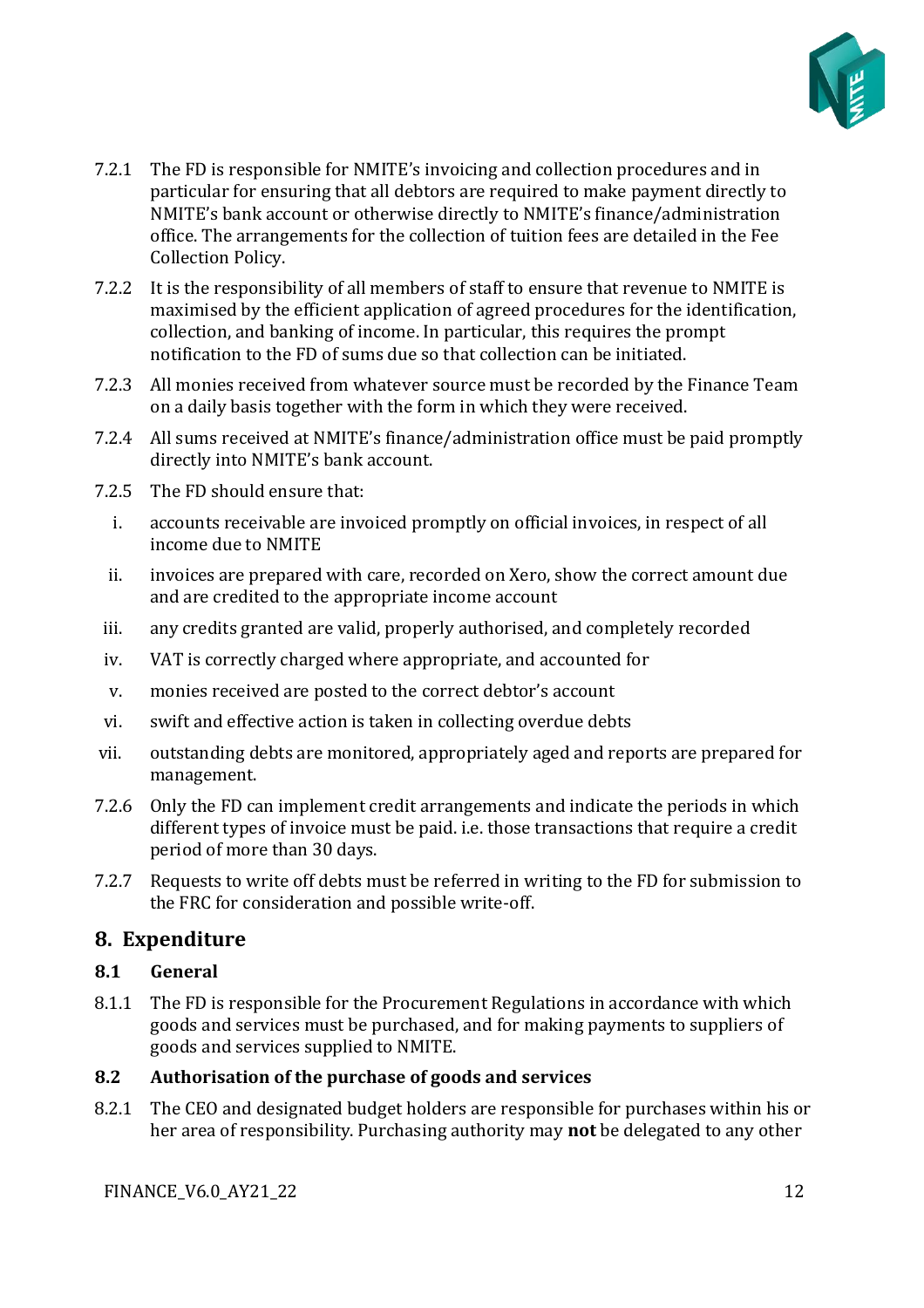7.2.1 The FD is responsible for NMITE's invoicing and collection procedures and in particular for ensuring that all debtors are required to make payment directly to NMITE's bank account or otherwise directly to NMITE's finance/administration office. The arrangements for the collection of tuition fees are detailed in the Fee Collection Policy.

7.2.2 It is the responsibility of all members of staff to ensure that revenue to NMITE is maximised by the efficient application of agreed procedures for the identification, collection, and banking of income. In particular, this requires the prompt notification to the FD of sums due so that collection can be initiated.

7.2.3 All monies received from whatever source must be recorded by the Finance Team on a daily basis together with the form in which they were received.

7.2.4 All sums received at NMITE's finance/administration office must be paid promptly directly into NMITE's bank account.

7.2.5 The FD should ensure that:

i. accounts receivable are invoiced promptly on official invoices, in respect of all income due to NMITE

ii. invoices are prepared with care, recorded on Xero, show the correct amount due and are credited to the appropriate income account

iii. any credits granted are valid, properly authorised, and completely recorded

iv. VAT is correctly charged where appropriate, and accounted for

v. monies received are posted to the correct debtor's account

vi. swift and effective action is taken in collecting overdue debts

vii. outstanding debts are monitored, appropriately aged and reports are prepared for management.

7.2.6 Only the FD can implement credit arrangements and indicate the periods in which different types of invoice must be paid. i.e. those transactions that require a credit period of more than 30 days.

7.2.7 Requests to write off debts must be referred in writing to the FD for submission to the FRC for consideration and possible write-off.

## 8. Expenditure

### 8.1 General

8.1.1 The FD is responsible for the Procurement Regulations in accordance with which goods and services must be purchased, and for making payments to suppliers of goods and services supplied to NMITE.

### 8.2 Authorisation of the purchase of goods and services

8.2.1 The CEO and designated budget holders are responsible for purchases within his or her area of responsibility. Purchasing authority may **not** be delegated to any other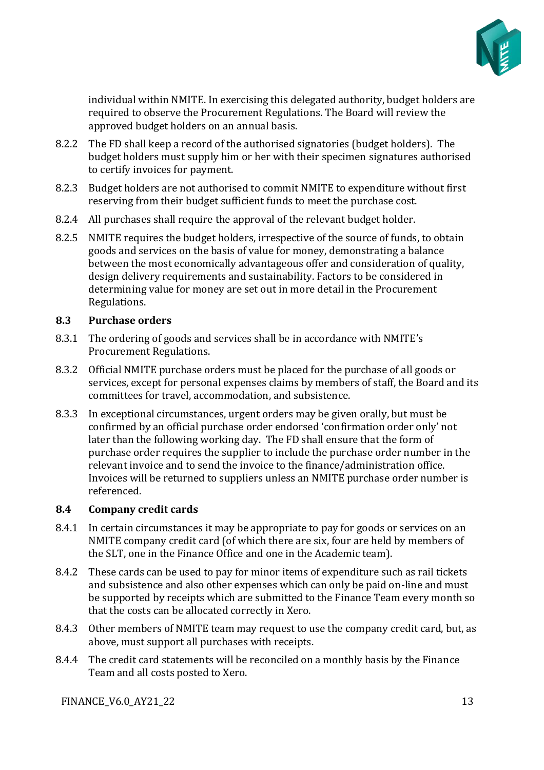individual within NMITE. In exercising this delegated authority, budget holders are required to observe the Procurement Regulations. The Board will review the approved budget holders on an annual basis.

8.2.2 The FD shall keep a record of the authorised signatories (budget holders). The budget holders must supply him or her with their specimen signatures authorised to certify invoices for payment.

8.2.3 Budget holders are not authorised to commit NMITE to expenditure without first reserving from their budget sufficient funds to meet the purchase cost.

8.2.4 All purchases shall require the approval of the relevant budget holder.

8.2.5 NMITE requires the budget holders, irrespective of the source of funds, to obtain goods and services on the basis of value for money, demonstrating a balance between the most economically advantageous offer and consideration of quality, design delivery requirements and sustainability. Factors to be considered in determining value for money are set out in more detail in the Procurement Regulations.

### 8.3 Purchase orders

8.3.1 The ordering of goods and services shall be in accordance with NMITE's Procurement Regulations.

8.3.2 Official NMITE purchase orders must be placed for the purchase of all goods or services, except for personal expenses claims by members of staff, the Board and its committees for travel, accommodation, and subsistence.

8.3.3 In exceptional circumstances, urgent orders may be given orally, but must be confirmed by an official purchase order endorsed 'confirmation order only' not later than the following working day. The FD shall ensure that the form of purchase order requires the supplier to include the purchase order number in the relevant invoice and to send the invoice to the finance/administration office. Invoices will be returned to suppliers unless an NMITE purchase order number is referenced.

### 8.4 Company credit cards

8.4.1 In certain circumstances it may be appropriate to pay for goods or services on an NMITE company credit card (of which there are six, four are held by members of the SLT, one in the Finance Office and one in the Academic team).

8.4.2 These cards can be used to pay for minor items of expenditure such as rail tickets and subsistence and also other expenses which can only be paid on-line and must be supported by receipts which are submitted to the Finance Team every month so that the costs can be allocated correctly in Xero.

8.4.3 Other members of NMITE team may request to use the company credit card, but, as above, must support all purchases with receipts.

8.4.4 The credit card statements will be reconciled on a monthly basis by the Finance Team and all costs posted to Xero.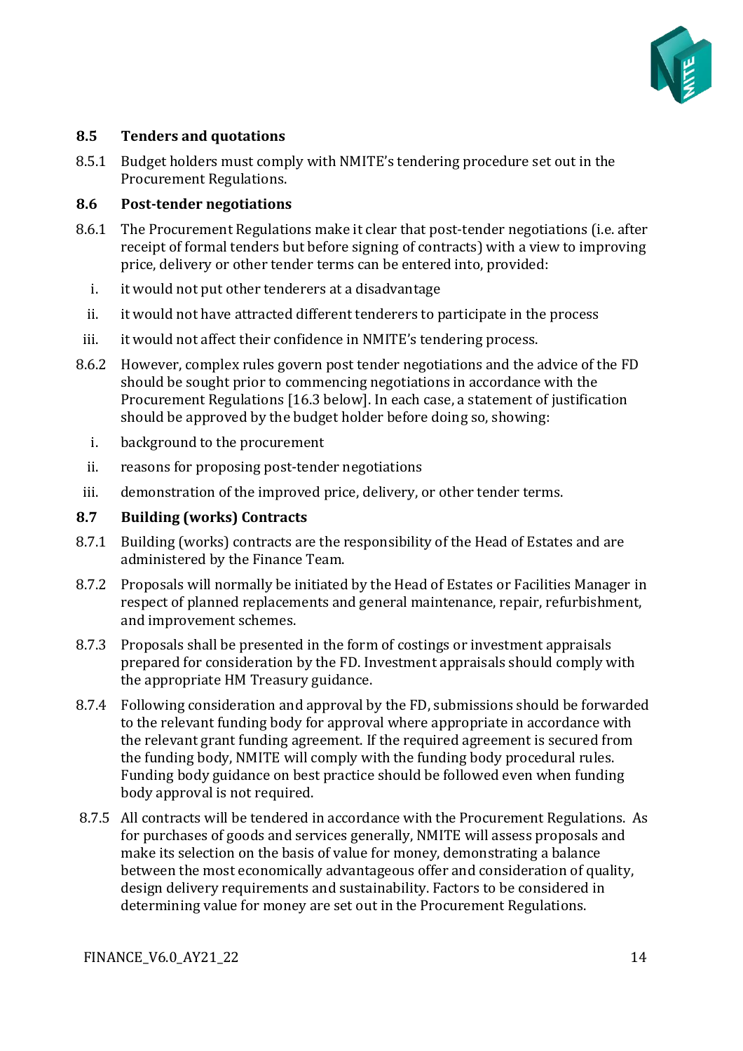## 8.5 Tenders and quotations

8.5.1 Budget holders must comply with NMITE's tendering procedure set out in the Procurement Regulations.

## 8.6 Post-tender negotiations

8.6.1 The Procurement Regulations make it clear that post-tender negotiations (i.e. after receipt of formal tenders but before signing of contracts) with a view to improving price, delivery or other tender terms can be entered into, provided:

i. it would not put other tenderers at a disadvantage

ii. it would not have attracted different tenderers to participate in the process

iii. it would not affect their confidence in NMITE's tendering process.

8.6.2 However, complex rules govern post tender negotiations and the advice of the FD should be sought prior to commencing negotiations in accordance with the Procurement Regulations [16.3 below]. In each case, a statement of justification should be approved by the budget holder before doing so, showing:

i. background to the procurement

ii. reasons for proposing post-tender negotiations

iii. demonstration of the improved price, delivery, or other tender terms.

## 8.7 Building (works) Contracts

8.7.1 Building (works) contracts are the responsibility of the Head of Estates and are administered by the Finance Team.

8.7.2 Proposals will normally be initiated by the Head of Estates or Facilities Manager in respect of planned replacements and general maintenance, repair, refurbishment, and improvement schemes.

8.7.3 Proposals shall be presented in the form of costings or investment appraisals prepared for consideration by the FD. Investment appraisals should comply with the appropriate HM Treasury guidance.

8.7.4 Following consideration and approval by the FD, submissions should be forwarded to the relevant funding body for approval where appropriate in accordance with the relevant grant funding agreement. If the required agreement is secured from the funding body, NMITE will comply with the funding body procedural rules. Funding body guidance on best practice should be followed even when funding body approval is not required.

8.7.5 All contracts will be tendered in accordance with the Procurement Regulations. As for purchases of goods and services generally, NMITE will assess proposals and make its selection on the basis of value for money, demonstrating a balance between the most economically advantageous offer and consideration of quality, design delivery requirements and sustainability. Factors to be considered in determining value for money are set out in the Procurement Regulations.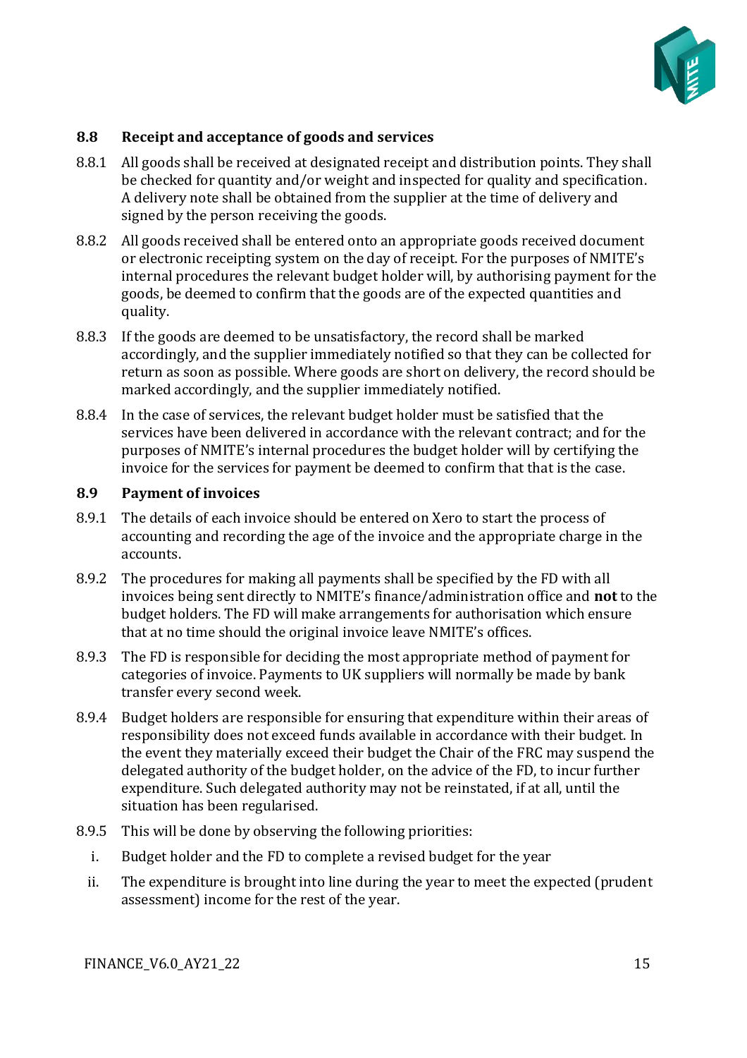### 8.8 Receipt and acceptance of goods and services

8.8.1 All goods shall be received at designated receipt and distribution points. They shall be checked for quantity and/or weight and inspected for quality and specification. A delivery note shall be obtained from the supplier at the time of delivery and signed by the person receiving the goods.

8.8.2 All goods received shall be entered onto an appropriate goods received document or electronic receipting system on the day of receipt. For the purposes of NMITE's internal procedures the relevant budget holder will, by authorising payment for the goods, be deemed to confirm that the goods are of the expected quantities and quality.

8.8.3 If the goods are deemed to be unsatisfactory, the record shall be marked accordingly, and the supplier immediately notified so that they can be collected for return as soon as possible. Where goods are short on delivery, the record should be marked accordingly, and the supplier immediately notified.

8.8.4 In the case of services, the relevant budget holder must be satisfied that the services have been delivered in accordance with the relevant contract; and for the purposes of NMITE's internal procedures the budget holder will by certifying the invoice for the services for payment be deemed to confirm that that is the case.

### 8.9 Payment of invoices

8.9.1 The details of each invoice should be entered on Xero to start the process of accounting and recording the age of the invoice and the appropriate charge in the accounts.

8.9.2 The procedures for making all payments shall be specified by the FD with all invoices being sent directly to NMITE's finance/administration office and **not** to the budget holders. The FD will make arrangements for authorisation which ensure that at no time should the original invoice leave NMITE's offices.

8.9.3 The FD is responsible for deciding the most appropriate method of payment for categories of invoice. Payments to UK suppliers will normally be made by bank transfer every second week.

8.9.4 Budget holders are responsible for ensuring that expenditure within their areas of responsibility does not exceed funds available in accordance with their budget. In the event they materially exceed their budget the Chair of the FRC may suspend the delegated authority of the budget holder, on the advice of the FD, to incur further expenditure. Such delegated authority may not be reinstated, if at all, until the situation has been regularised.

8.9.5 This will be done by observing the following priorities:

i. Budget holder and the FD to complete a revised budget for the year

ii. The expenditure is brought into line during the year to meet the expected (prudent assessment) income for the rest of the year.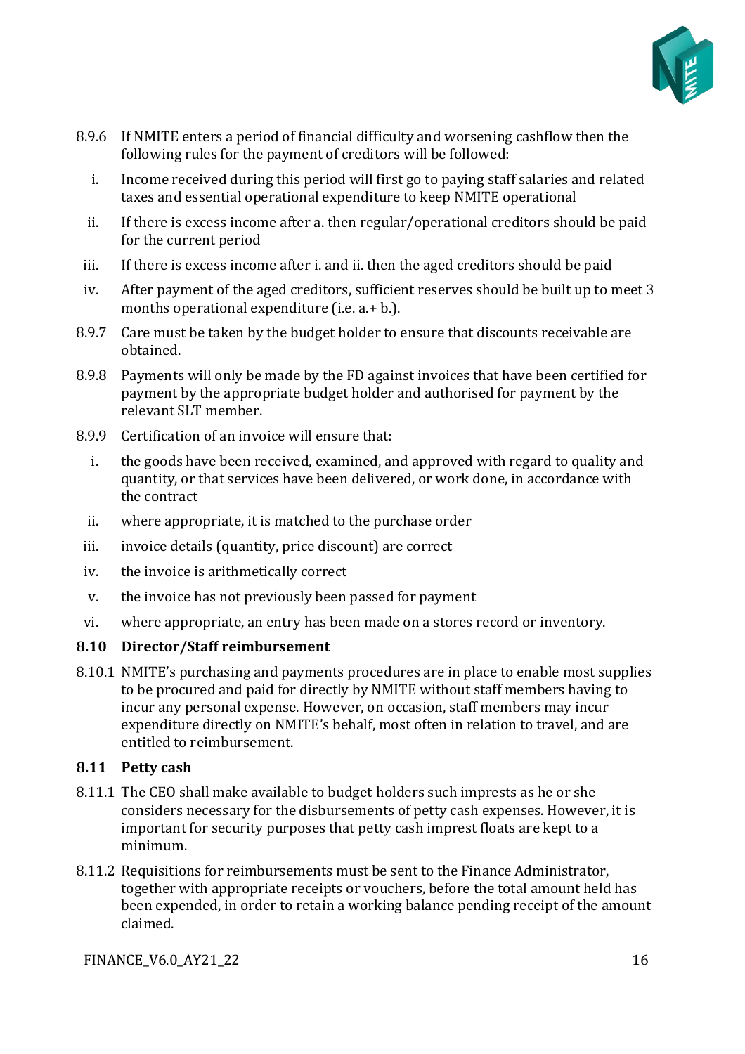8.9.6 If NMITE enters a period of financial difficulty and worsening cashflow then the following rules for the payment of creditors will be followed:

i. Income received during this period will first go to paying staff salaries and related taxes and essential operational expenditure to keep NMITE operational

ii. If there is excess income after a. then regular/operational creditors should be paid for the current period

iii. If there is excess income after i. and ii. then the aged creditors should be paid

iv. After payment of the aged creditors, sufficient reserves should be built up to meet 3 months operational expenditure (i.e. a.+ b.).

8.9.7 Care must be taken by the budget holder to ensure that discounts receivable are obtained.

8.9.8 Payments will only be made by the FD against invoices that have been certified for payment by the appropriate budget holder and authorised for payment by the relevant SLT member.

8.9.9 Certification of an invoice will ensure that:

i. the goods have been received, examined, and approved with regard to quality and quantity, or that services have been delivered, or work done, in accordance with the contract

ii. where appropriate, it is matched to the purchase order

iii. invoice details (quantity, price discount) are correct

iv. the invoice is arithmetically correct

v. the invoice has not previously been passed for payment

vi. where appropriate, an entry has been made on a stores record or inventory.

### 8.10 Director/Staff reimbursement

8.10.1 NMITE's purchasing and payments procedures are in place to enable most supplies to be procured and paid for directly by NMITE without staff members having to incur any personal expense. However, on occasion, staff members may incur expenditure directly on NMITE's behalf, most often in relation to travel, and are entitled to reimbursement.

### 8.11 Petty cash

8.11.1 The CEO shall make available to budget holders such imprests as he or she considers necessary for the disbursements of petty cash expenses. However, it is important for security purposes that petty cash imprest floats are kept to a minimum.

8.11.2 Requisitions for reimbursements must be sent to the Finance Administrator, together with appropriate receipts or vouchers, before the total amount held has been expended, in order to retain a working balance pending receipt of the amount claimed.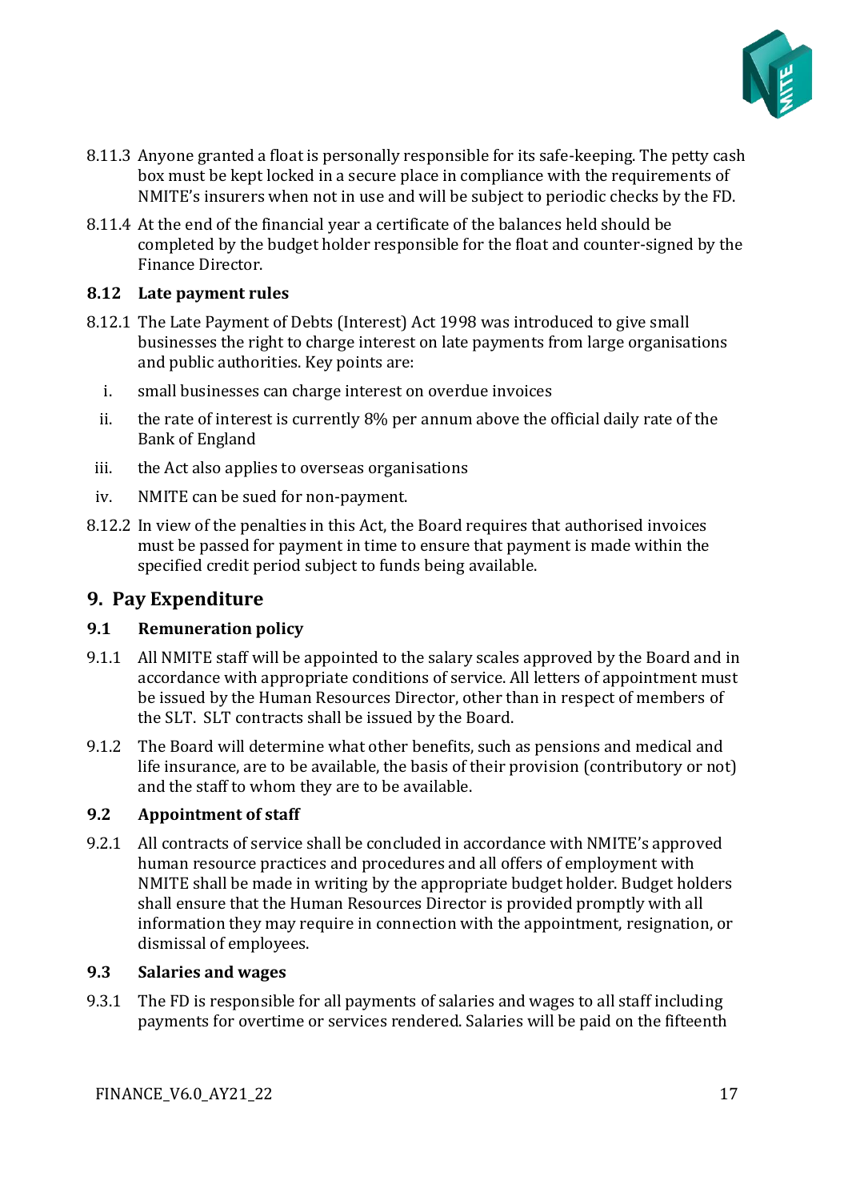8.11.3 Anyone granted a float is personally responsible for its safe-keeping. The petty cash box must be kept locked in a secure place in compliance with the requirements of NMITE's insurers when not in use and will be subject to periodic checks by the FD.

8.11.4 At the end of the financial year a certificate of the balances held should be completed by the budget holder responsible for the float and counter-signed by the Finance Director.

### 8.12 Late payment rules

8.12.1 The Late Payment of Debts (Interest) Act 1998 was introduced to give small businesses the right to charge interest on late payments from large organisations and public authorities. Key points are:

i. small businesses can charge interest on overdue invoices

ii. the rate of interest is currently 8% per annum above the official daily rate of the Bank of England

iii. the Act also applies to overseas organisations

iv. NMITE can be sued for non-payment.

8.12.2 In view of the penalties in this Act, the Board requires that authorised invoices must be passed for payment in time to ensure that payment is made within the specified credit period subject to funds being available.

## 9. Pay Expenditure

### 9.1 Remuneration policy

9.1.1 All NMITE staff will be appointed to the salary scales approved by the Board and in accordance with appropriate conditions of service. All letters of appointment must be issued by the Human Resources Director, other than in respect of members of the SLT. SLT contracts shall be issued by the Board.

9.1.2 The Board will determine what other benefits, such as pensions and medical and life insurance, are to be available, the basis of their provision (contributory or not) and the staff to whom they are to be available.

### 9.2 Appointment of staff

9.2.1 All contracts of service shall be concluded in accordance with NMITE's approved human resource practices and procedures and all offers of employment with NMITE shall be made in writing by the appropriate budget holder. Budget holders shall ensure that the Human Resources Director is provided promptly with all information they may require in connection with the appointment, resignation, or dismissal of employees.

### 9.3 Salaries and wages

9.3.1 The FD is responsible for all payments of salaries and wages to all staff including payments for overtime or services rendered. Salaries will be paid on the fifteenth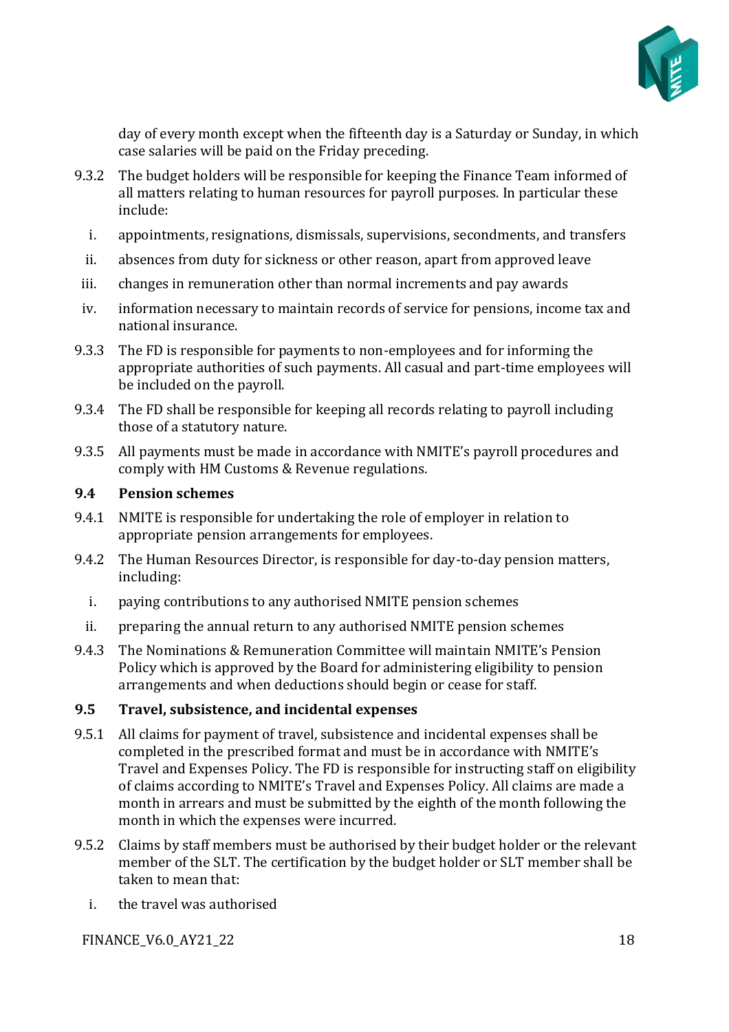day of every month except when the fifteenth day is a Saturday or Sunday, in which case salaries will be paid on the Friday preceding.

9.3.2 The budget holders will be responsible for keeping the Finance Team informed of all matters relating to human resources for payroll purposes. In particular these include:

i. appointments, resignations, dismissals, supervisions, secondments, and transfers

ii. absences from duty for sickness or other reason, apart from approved leave

iii. changes in remuneration other than normal increments and pay awards

iv. information necessary to maintain records of service for pensions, income tax and national insurance.

9.3.3 The FD is responsible for payments to non-employees and for informing the appropriate authorities of such payments. All casual and part-time employees will be included on the payroll.

9.3.4 The FD shall be responsible for keeping all records relating to payroll including those of a statutory nature.

9.3.5 All payments must be made in accordance with NMITE's payroll procedures and comply with HM Customs & Revenue regulations.

### 9.4 Pension schemes

9.4.1 NMITE is responsible for undertaking the role of employer in relation to appropriate pension arrangements for employees.

9.4.2 The Human Resources Director, is responsible for day-to-day pension matters, including:

i. paying contributions to any authorised NMITE pension schemes

ii. preparing the annual return to any authorised NMITE pension schemes

9.4.3 The Nominations & Remuneration Committee will maintain NMITE's Pension Policy which is approved by the Board for administering eligibility to pension arrangements and when deductions should begin or cease for staff.

### 9.5 Travel, subsistence, and incidental expenses

9.5.1 All claims for payment of travel, subsistence and incidental expenses shall be completed in the prescribed format and must be in accordance with NMITE's Travel and Expenses Policy. The FD is responsible for instructing staff on eligibility of claims according to NMITE's Travel and Expenses Policy. All claims are made a month in arrears and must be submitted by the eighth of the month following the month in which the expenses were incurred.

9.5.2 Claims by staff members must be authorised by their budget holder or the relevant member of the SLT. The certification by the budget holder or SLT member shall be taken to mean that:

i. the travel was authorised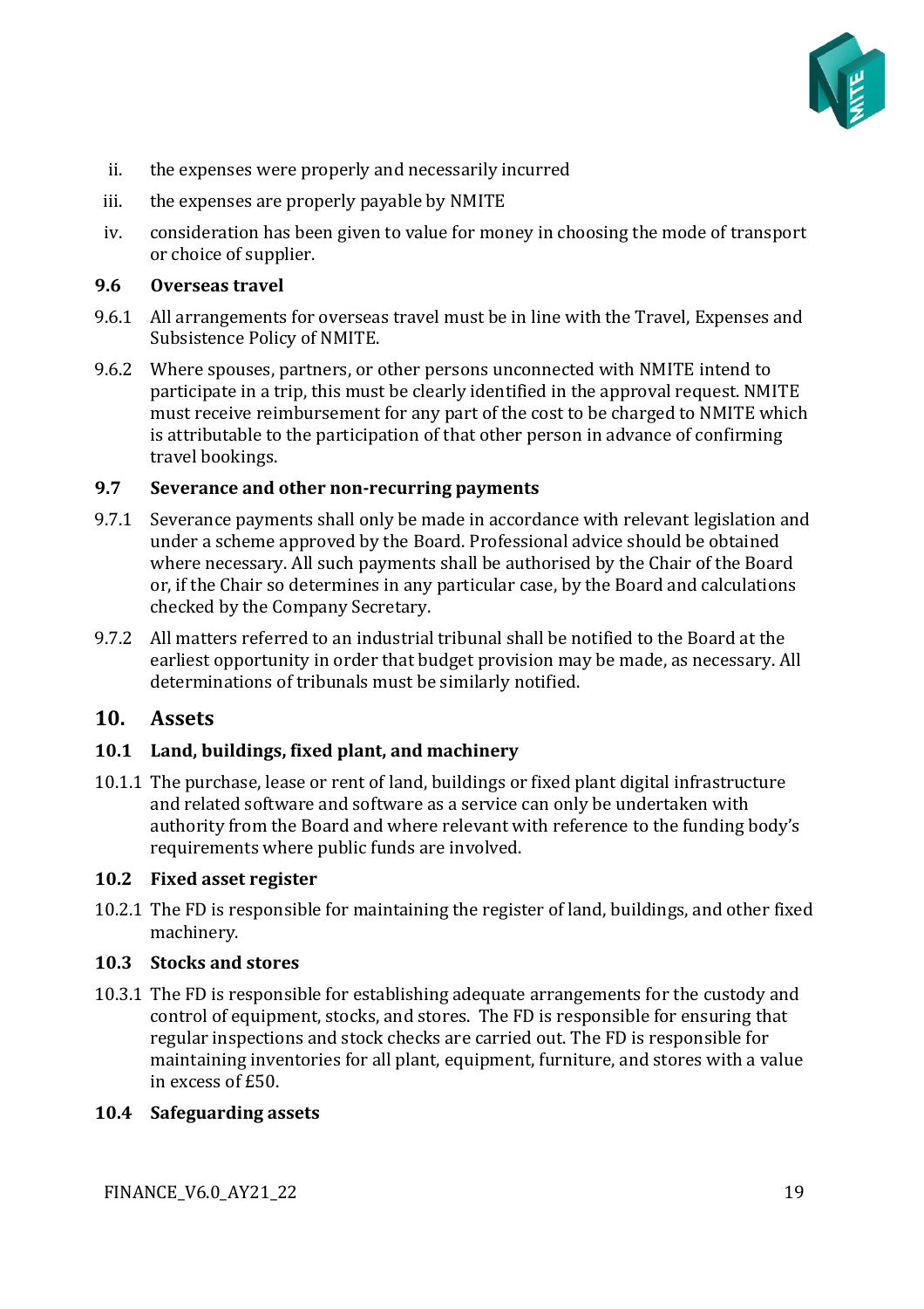ii. the expenses were properly and necessarily incurred

iii. the expenses are properly payable by NMITE

iv. consideration has been given to value for money in choosing the mode of transport or choice of supplier.

### 9.6 Overseas travel

9.6.1 All arrangements for overseas travel must be in line with the Travel, Expenses and Subsistence Policy of NMITE.

9.6.2 Where spouses, partners, or other persons unconnected with NMITE intend to participate in a trip, this must be clearly identified in the approval request. NMITE must receive reimbursement for any part of the cost to be charged to NMITE which is attributable to the participation of that other person in advance of confirming travel bookings.

### 9.7 Severance and other non-recurring payments

9.7.1 Severance payments shall only be made in accordance with relevant legislation and under a scheme approved by the Board. Professional advice should be obtained where necessary. All such payments shall be authorised by the Chair of the Board or, if the Chair so determines in any particular case, by the Board and calculations checked by the Company Secretary.

9.7.2 All matters referred to an industrial tribunal shall be notified to the Board at the earliest opportunity in order that budget provision may be made, as necessary. All determinations of tribunals must be similarly notified.

## 10. Assets

### 10.1 Land, buildings, fixed plant, and machinery

10.1.1 The purchase, lease or rent of land, buildings or fixed plant digital infrastructure and related software and software as a service can only be undertaken with authority from the Board and where relevant with reference to the funding body's requirements where public funds are involved.

### 10.2 Fixed asset register

10.2.1 The FD is responsible for maintaining the register of land, buildings, and other fixed machinery.

### 10.3 Stocks and stores

10.3.1 The FD is responsible for establishing adequate arrangements for the custody and control of equipment, stocks, and stores. The FD is responsible for ensuring that regular inspections and stock checks are carried out. The FD is responsible for maintaining inventories for all plant, equipment, furniture, and stores with a value in excess of £50.

### 10.4 Safeguarding assets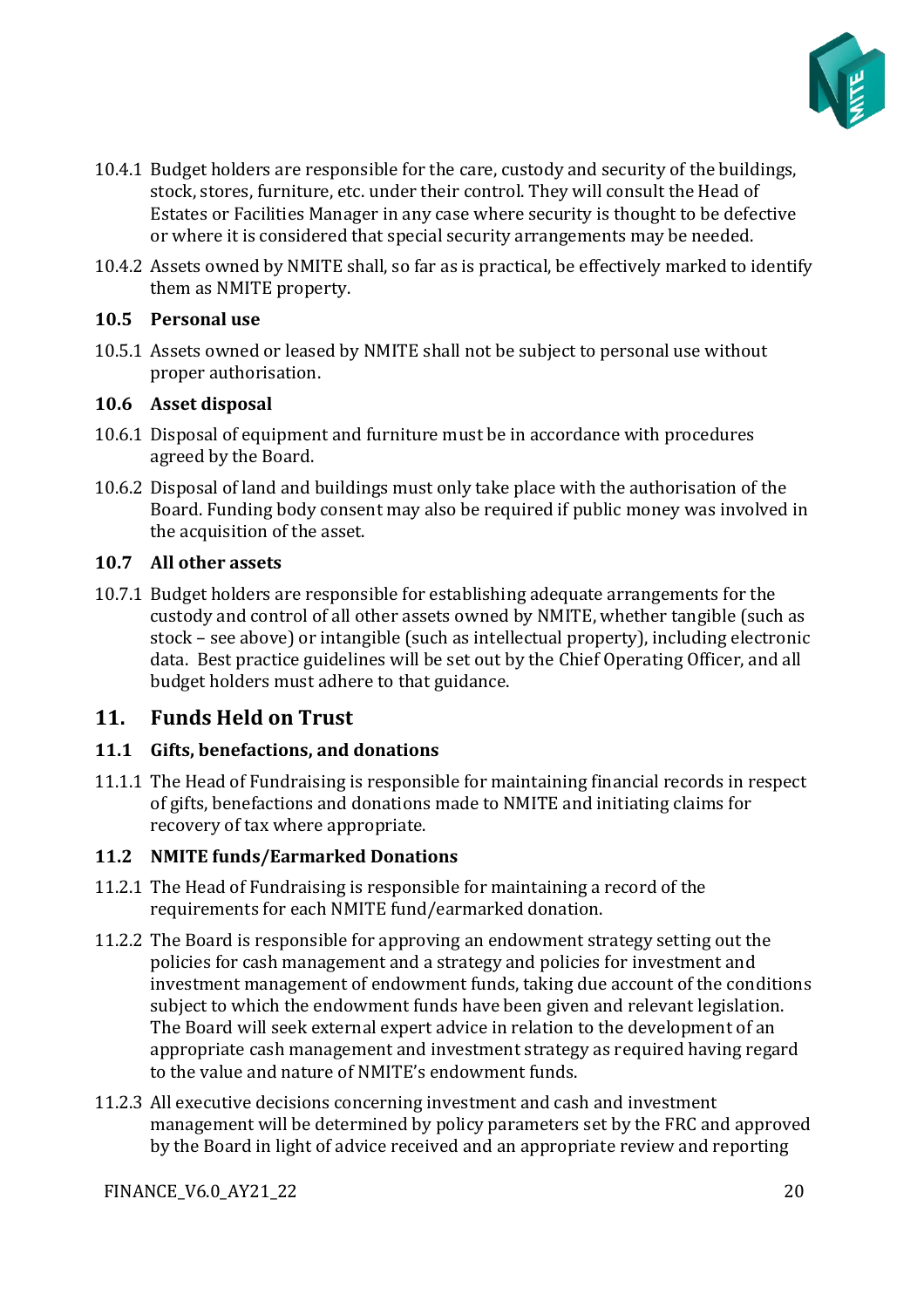10.4.1 Budget holders are responsible for the care, custody and security of the buildings, stock, stores, furniture, etc. under their control. They will consult the Head of Estates or Facilities Manager in any case where security is thought to be defective or where it is considered that special security arrangements may be needed.

10.4.2 Assets owned by NMITE shall, so far as is practical, be effectively marked to identify them as NMITE property.

### 10.5 Personal use

10.5.1 Assets owned or leased by NMITE shall not be subject to personal use without proper authorisation.

### 10.6 Asset disposal

10.6.1 Disposal of equipment and furniture must be in accordance with procedures agreed by the Board.

10.6.2 Disposal of land and buildings must only take place with the authorisation of the Board. Funding body consent may also be required if public money was involved in the acquisition of the asset.

### 10.7 All other assets

10.7.1 Budget holders are responsible for establishing adequate arrangements for the custody and control of all other assets owned by NMITE, whether tangible (such as stock – see above) or intangible (such as intellectual property), including electronic data. Best practice guidelines will be set out by the Chief Operating Officer, and all budget holders must adhere to that guidance.

## 11. Funds Held on Trust

### 11.1 Gifts, benefactions, and donations

11.1.1 The Head of Fundraising is responsible for maintaining financial records in respect of gifts, benefactions and donations made to NMITE and initiating claims for recovery of tax where appropriate.

### 11.2 NMITE funds/Earmarked Donations

11.2.1 The Head of Fundraising is responsible for maintaining a record of the requirements for each NMITE fund/earmarked donation.

11.2.2 The Board is responsible for approving an endowment strategy setting out the policies for cash management and a strategy and policies for investment and investment management of endowment funds, taking due account of the conditions subject to which the endowment funds have been given and relevant legislation. The Board will seek external expert advice in relation to the development of an appropriate cash management and investment strategy as required having regard to the value and nature of NMITE's endowment funds.

11.2.3 All executive decisions concerning investment and cash and investment management will be determined by policy parameters set by the FRC and approved by the Board in light of advice received and an appropriate review and reporting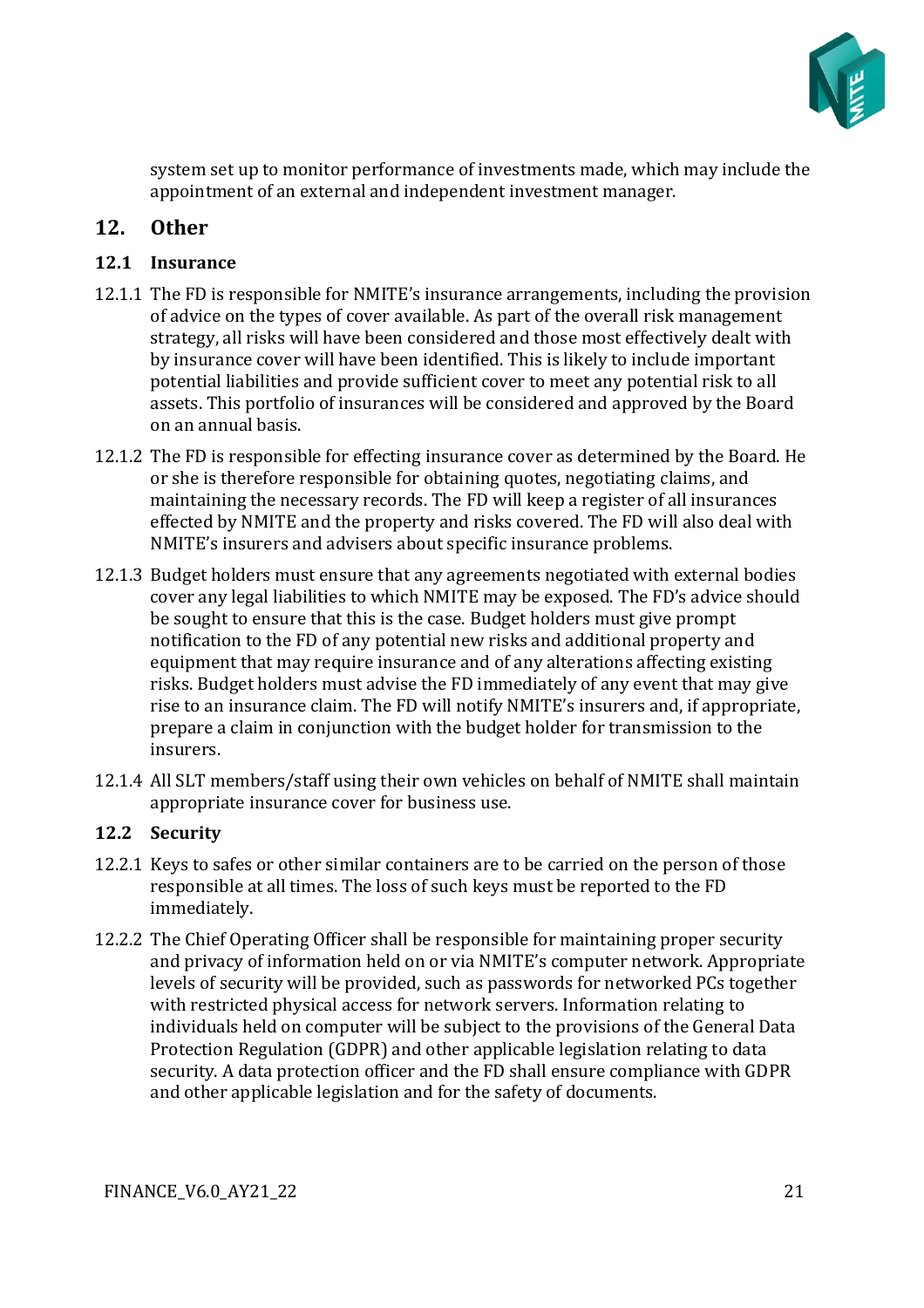system set up to monitor performance of investments made, which may include the appointment of an external and independent investment manager.

## 12. Other

### 12.1 Insurance

12.1.1 The FD is responsible for NMITE's insurance arrangements, including the provision of advice on the types of cover available. As part of the overall risk management strategy, all risks will have been considered and those most effectively dealt with by insurance cover will have been identified. This is likely to include important potential liabilities and provide sufficient cover to meet any potential risk to all assets. This portfolio of insurances will be considered and approved by the Board on an annual basis.

12.1.2 The FD is responsible for effecting insurance cover as determined by the Board. He or she is therefore responsible for obtaining quotes, negotiating claims, and maintaining the necessary records. The FD will keep a register of all insurances effected by NMITE and the property and risks covered. The FD will also deal with NMITE's insurers and advisers about specific insurance problems.

12.1.3 Budget holders must ensure that any agreements negotiated with external bodies cover any legal liabilities to which NMITE may be exposed. The FD's advice should be sought to ensure that this is the case. Budget holders must give prompt notification to the FD of any potential new risks and additional property and equipment that may require insurance and of any alterations affecting existing risks. Budget holders must advise the FD immediately of any event that may give rise to an insurance claim. The FD will notify NMITE's insurers and, if appropriate, prepare a claim in conjunction with the budget holder for transmission to the insurers.

12.1.4 All SLT members/staff using their own vehicles on behalf of NMITE shall maintain appropriate insurance cover for business use.

### 12.2 Security

12.2.1 Keys to safes or other similar containers are to be carried on the person of those responsible at all times. The loss of such keys must be reported to the FD immediately.

12.2.2 The Chief Operating Officer shall be responsible for maintaining proper security and privacy of information held on or via NMITE's computer network. Appropriate levels of security will be provided, such as passwords for networked PCs together with restricted physical access for network servers. Information relating to individuals held on computer will be subject to the provisions of the General Data Protection Regulation (GDPR) and other applicable legislation relating to data security. A data protection officer and the FD shall ensure compliance with GDPR and other applicable legislation and for the safety of documents.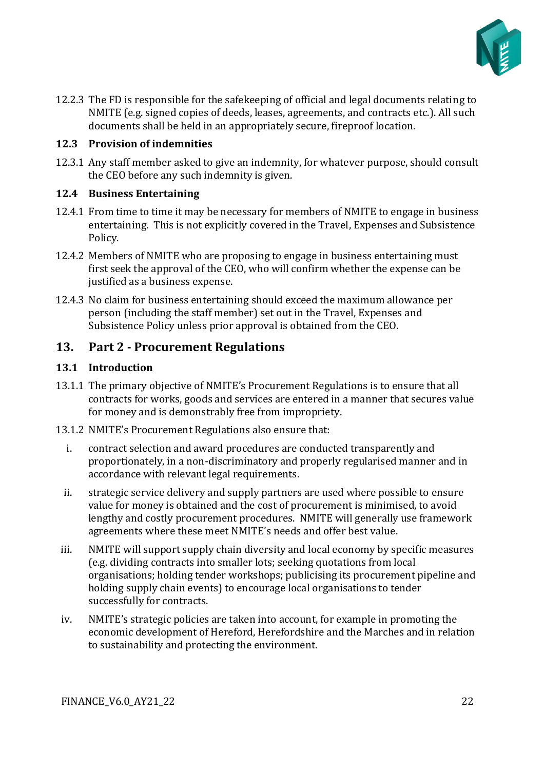12.2.3 The FD is responsible for the safekeeping of official and legal documents relating to NMITE (e.g. signed copies of deeds, leases, agreements, and contracts etc.). All such documents shall be held in an appropriately secure, fireproof location.

### 12.3 Provision of indemnities

12.3.1 Any staff member asked to give an indemnity, for whatever purpose, should consult the CEO before any such indemnity is given.

### 12.4 Business Entertaining

12.4.1 From time to time it may be necessary for members of NMITE to engage in business entertaining. This is not explicitly covered in the Travel, Expenses and Subsistence Policy.

12.4.2 Members of NMITE who are proposing to engage in business entertaining must first seek the approval of the CEO, who will confirm whether the expense can be justified as a business expense.

12.4.3 No claim for business entertaining should exceed the maximum allowance per person (including the staff member) set out in the Travel, Expenses and Subsistence Policy unless prior approval is obtained from the CEO.

## 13. Part 2 - Procurement Regulations

### 13.1 Introduction

13.1.1 The primary objective of NMITE's Procurement Regulations is to ensure that all contracts for works, goods and services are entered in a manner that secures value for money and is demonstrably free from impropriety.

13.1.2 NMITE's Procurement Regulations also ensure that:

i. contract selection and award procedures are conducted transparently and proportionately, in a non-discriminatory and properly regularised manner and in accordance with relevant legal requirements.

ii. strategic service delivery and supply partners are used where possible to ensure value for money is obtained and the cost of procurement is minimised, to avoid lengthy and costly procurement procedures. NMITE will generally use framework agreements where these meet NMITE's needs and offer best value.

iii. NMITE will support supply chain diversity and local economy by specific measures (e.g. dividing contracts into smaller lots; seeking quotations from local organisations; holding tender workshops; publicising its procurement pipeline and holding supply chain events) to encourage local organisations to tender successfully for contracts.

iv. NMITE's strategic policies are taken into account, for example in promoting the economic development of Hereford, Herefordshire and the Marches and in relation to sustainability and protecting the environment.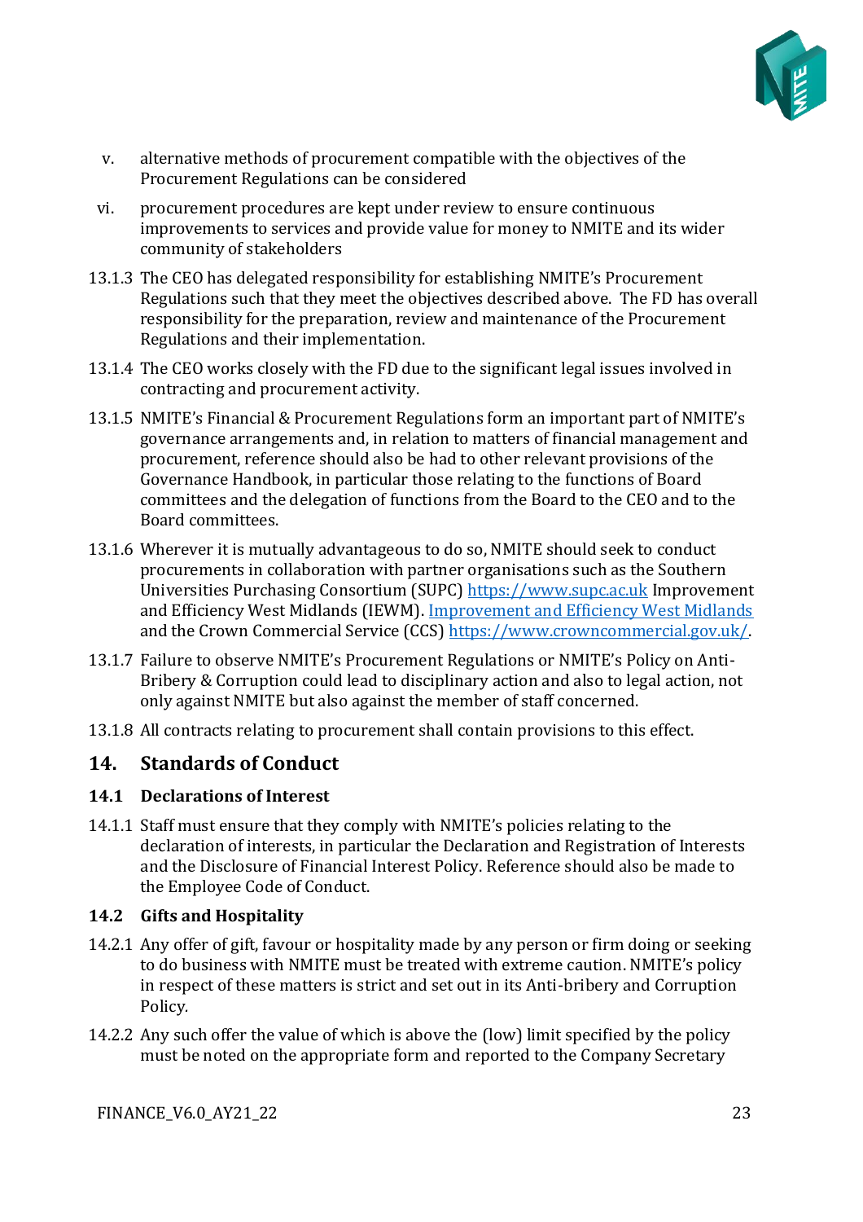v. alternative methods of procurement compatible with the objectives of the Procurement Regulations can be considered

vi. procurement procedures are kept under review to ensure continuous improvements to services and provide value for money to NMITE and its wider community of stakeholders

13.1.3 The CEO has delegated responsibility for establishing NMITE's Procurement Regulations such that they meet the objectives described above. The FD has overall responsibility for the preparation, review and maintenance of the Procurement Regulations and their implementation.

13.1.4 The CEO works closely with the FD due to the significant legal issues involved in contracting and procurement activity.

13.1.5 NMITE's Financial & Procurement Regulations form an important part of NMITE's governance arrangements and, in relation to matters of financial management and procurement, reference should also be had to other relevant provisions of the Governance Handbook, in particular those relating to the functions of Board committees and the delegation of functions from the Board to the CEO and to the Board committees.

13.1.6 Wherever it is mutually advantageous to do so, NMITE should seek to conduct procurements in collaboration with partner organisations such as the Southern Universities Purchasing Consortium (SUPC) [https://www.supc.ac.uk](https://www.supc.ac.uk) Improvement and Efficiency West Midlands (IEWM). Improvement and Efficiency West Midlands and the Crown Commercial Service (CCS) [https://www.crowncommercial.gov.uk/](https://www.crowncommercial.gov.uk/).

13.1.7 Failure to observe NMITE's Procurement Regulations or NMITE's Policy on Anti-Bribery & Corruption could lead to disciplinary action and also to legal action, not only against NMITE but also against the member of staff concerned.

13.1.8 All contracts relating to procurement shall contain provisions to this effect.

## 14. Standards of Conduct

### 14.1 Declarations of Interest

14.1.1 Staff must ensure that they comply with NMITE's policies relating to the declaration of interests, in particular the Declaration and Registration of Interests and the Disclosure of Financial Interest Policy. Reference should also be made to the Employee Code of Conduct.

### 14.2 Gifts and Hospitality

14.2.1 Any offer of gift, favour or hospitality made by any person or firm doing or seeking to do business with NMITE must be treated with extreme caution. NMITE's policy in respect of these matters is strict and set out in its Anti-bribery and Corruption Policy.

14.2.2 Any such offer the value of which is above the (low) limit specified by the policy must be noted on the appropriate form and reported to the Company Secretary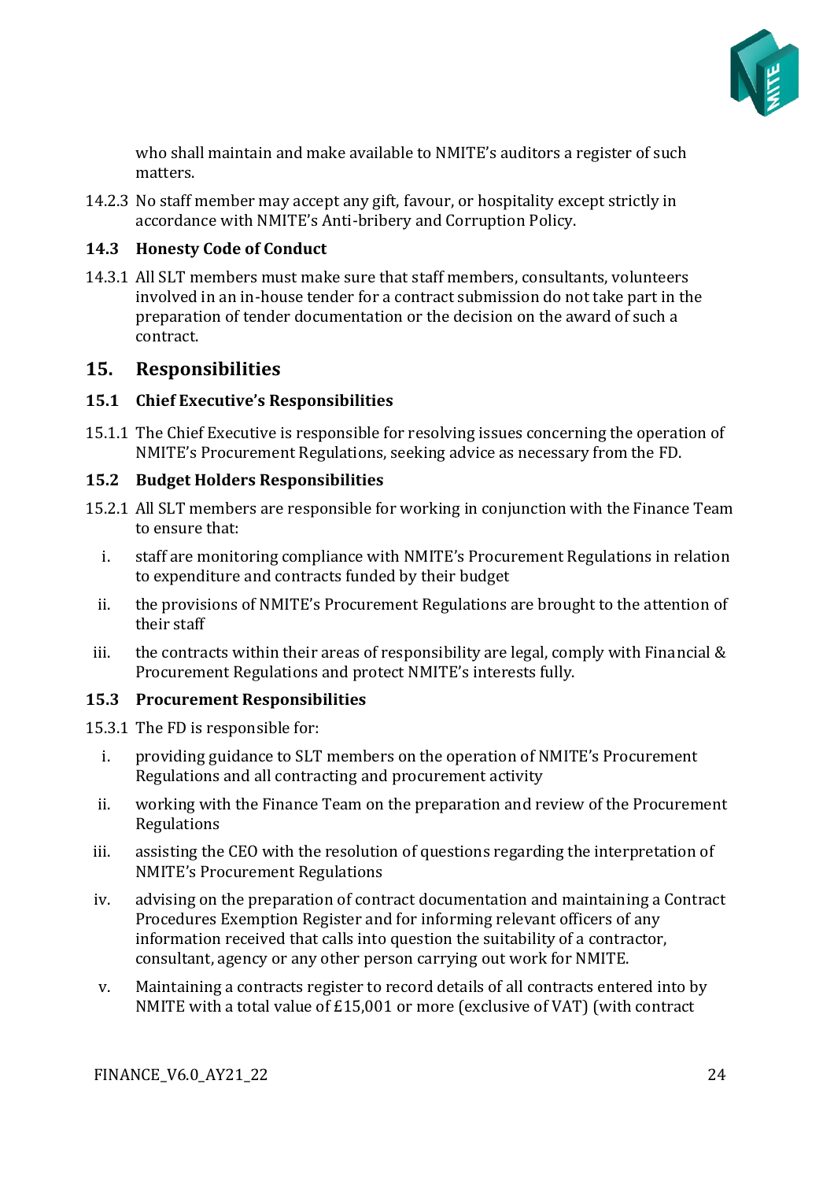who shall maintain and make available to NMITE's auditors a register of such matters.

14.2.3 No staff member may accept any gift, favour, or hospitality except strictly in accordance with NMITE's Anti-bribery and Corruption Policy.

### 14.3 Honesty Code of Conduct

14.3.1 All SLT members must make sure that staff members, consultants, volunteers involved in an in-house tender for a contract submission do not take part in the preparation of tender documentation or the decision on the award of such a contract.

## 15. Responsibilities

### 15.1 Chief Executive's Responsibilities

15.1.1 The Chief Executive is responsible for resolving issues concerning the operation of NMITE's Procurement Regulations, seeking advice as necessary from the FD.

### 15.2 Budget Holders Responsibilities

15.2.1 All SLT members are responsible for working in conjunction with the Finance Team to ensure that:

i. staff are monitoring compliance with NMITE's Procurement Regulations in relation to expenditure and contracts funded by their budget

ii. the provisions of NMITE's Procurement Regulations are brought to the attention of their staff

iii. the contracts within their areas of responsibility are legal, comply with Financial & Procurement Regulations and protect NMITE's interests fully.

### 15.3 Procurement Responsibilities

15.3.1 The FD is responsible for:

i. providing guidance to SLT members on the operation of NMITE's Procurement Regulations and all contracting and procurement activity

ii. working with the Finance Team on the preparation and review of the Procurement Regulations

iii. assisting the CEO with the resolution of questions regarding the interpretation of NMITE's Procurement Regulations

iv. advising on the preparation of contract documentation and maintaining a Contract Procedures Exemption Register and for informing relevant officers of any information received that calls into question the suitability of a contractor, consultant, agency or any other person carrying out work for NMITE.

v. Maintaining a contracts register to record details of all contracts entered into by NMITE with a total value of £15,001 or more (exclusive of VAT) (with contract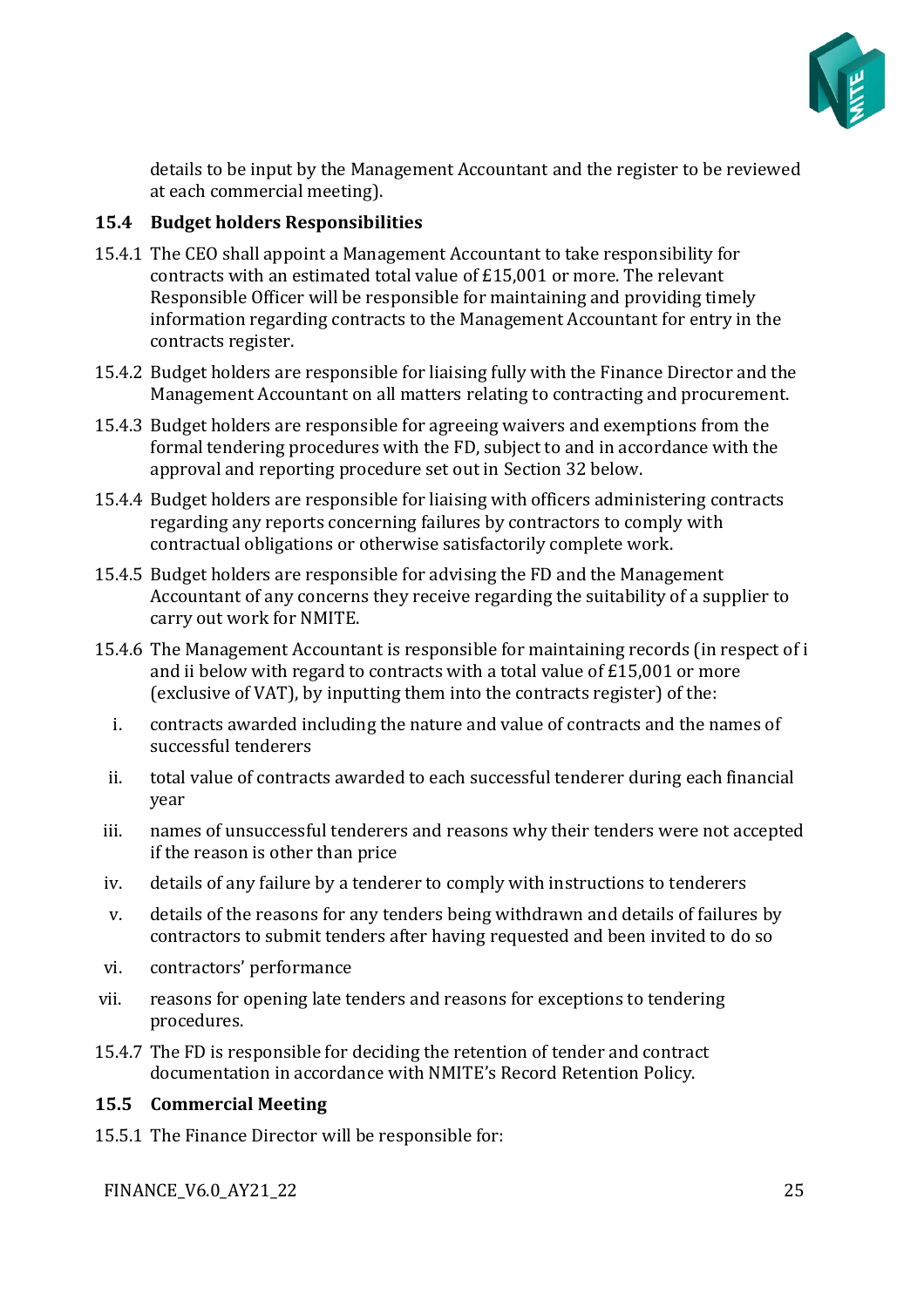details to be input by the Management Accountant and the register to be reviewed at each commercial meeting).

### 15.4 Budget holders Responsibilities

15.4.1 The CEO shall appoint a Management Accountant to take responsibility for contracts with an estimated total value of £15,001 or more. The relevant Responsible Officer will be responsible for maintaining and providing timely information regarding contracts to the Management Accountant for entry in the contracts register.

15.4.2 Budget holders are responsible for liaising fully with the Finance Director and the Management Accountant on all matters relating to contracting and procurement.

15.4.3 Budget holders are responsible for agreeing waivers and exemptions from the formal tendering procedures with the FD, subject to and in accordance with the approval and reporting procedure set out in Section 32 below.

15.4.4 Budget holders are responsible for liaising with officers administering contracts regarding any reports concerning failures by contractors to comply with contractual obligations or otherwise satisfactorily complete work.

15.4.5 Budget holders are responsible for advising the FD and the Management Accountant of any concerns they receive regarding the suitability of a supplier to carry out work for NMITE.

15.4.6 The Management Accountant is responsible for maintaining records (in respect of i and ii below with regard to contracts with a total value of £15,001 or more (exclusive of VAT), by inputting them into the contracts register) of the:

i. contracts awarded including the nature and value of contracts and the names of successful tenderers

ii. total value of contracts awarded to each successful tenderer during each financial year

iii. names of unsuccessful tenderers and reasons why their tenders were not accepted if the reason is other than price

iv. details of any failure by a tenderer to comply with instructions to tenderers

v. details of the reasons for any tenders being withdrawn and details of failures by contractors to submit tenders after having requested and been invited to do so

vi. contractors' performance

vii. reasons for opening late tenders and reasons for exceptions to tendering procedures.

15.4.7 The FD is responsible for deciding the retention of tender and contract documentation in accordance with NMITE's Record Retention Policy.

### 15.5 Commercial Meeting

15.5.1 The Finance Director will be responsible for: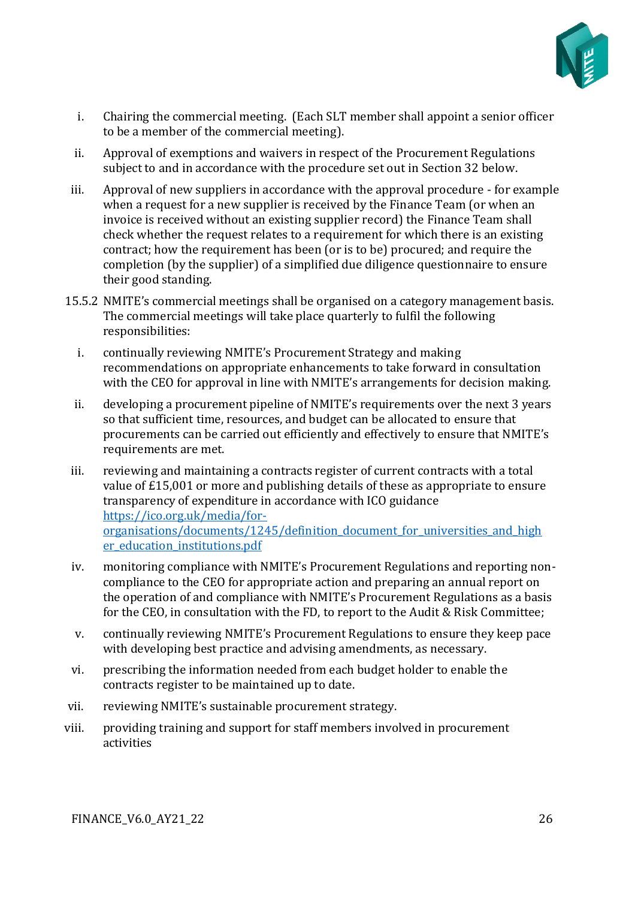i. Chairing the commercial meeting. (Each SLT member shall appoint a senior officer to be a member of the commercial meeting).

ii. Approval of exemptions and waivers in respect of the Procurement Regulations subject to and in accordance with the procedure set out in Section 32 below.

iii. Approval of new suppliers in accordance with the approval procedure - for example when a request for a new supplier is received by the Finance Team (or when an invoice is received without an existing supplier record) the Finance Team shall check whether the request relates to a requirement for which there is an existing contract; how the requirement has been (or is to be) procured; and require the completion (by the supplier) of a simplified due diligence questionnaire to ensure their good standing.

15.5.2 NMITE's commercial meetings shall be organised on a category management basis. The commercial meetings will take place quarterly to fulfil the following responsibilities:

i. continually reviewing NMITE's Procurement Strategy and making recommendations on appropriate enhancements to take forward in consultation with the CEO for approval in line with NMITE's arrangements for decision making.

ii. developing a procurement pipeline of NMITE's requirements over the next 3 years so that sufficient time, resources, and budget can be allocated to ensure that procurements can be carried out efficiently and effectively to ensure that NMITE's requirements are met.

iii. reviewing and maintaining a contracts register of current contracts with a total value of £15,001 or more and publishing details of these as appropriate to ensure transparency of expenditure in accordance with ICO guidance [https://ico.org.uk/media/for-organisations/documents/1245/definition_document_for_universities_and_higher_education_institutions.pdf](https://ico.org.uk/media/for-organisations/documents/1245/definition_document_for_universities_and_higher_education_institutions.pdf)

iv. monitoring compliance with NMITE's Procurement Regulations and reporting non-compliance to the CEO for appropriate action and preparing an annual report on the operation of and compliance with NMITE's Procurement Regulations as a basis for the CEO, in consultation with the FD, to report to the Audit & Risk Committee;

v. continually reviewing NMITE's Procurement Regulations to ensure they keep pace with developing best practice and advising amendments, as necessary.

vi. prescribing the information needed from each budget holder to enable the contracts register to be maintained up to date.

vii. reviewing NMITE's sustainable procurement strategy.

viii. providing training and support for staff members involved in procurement activities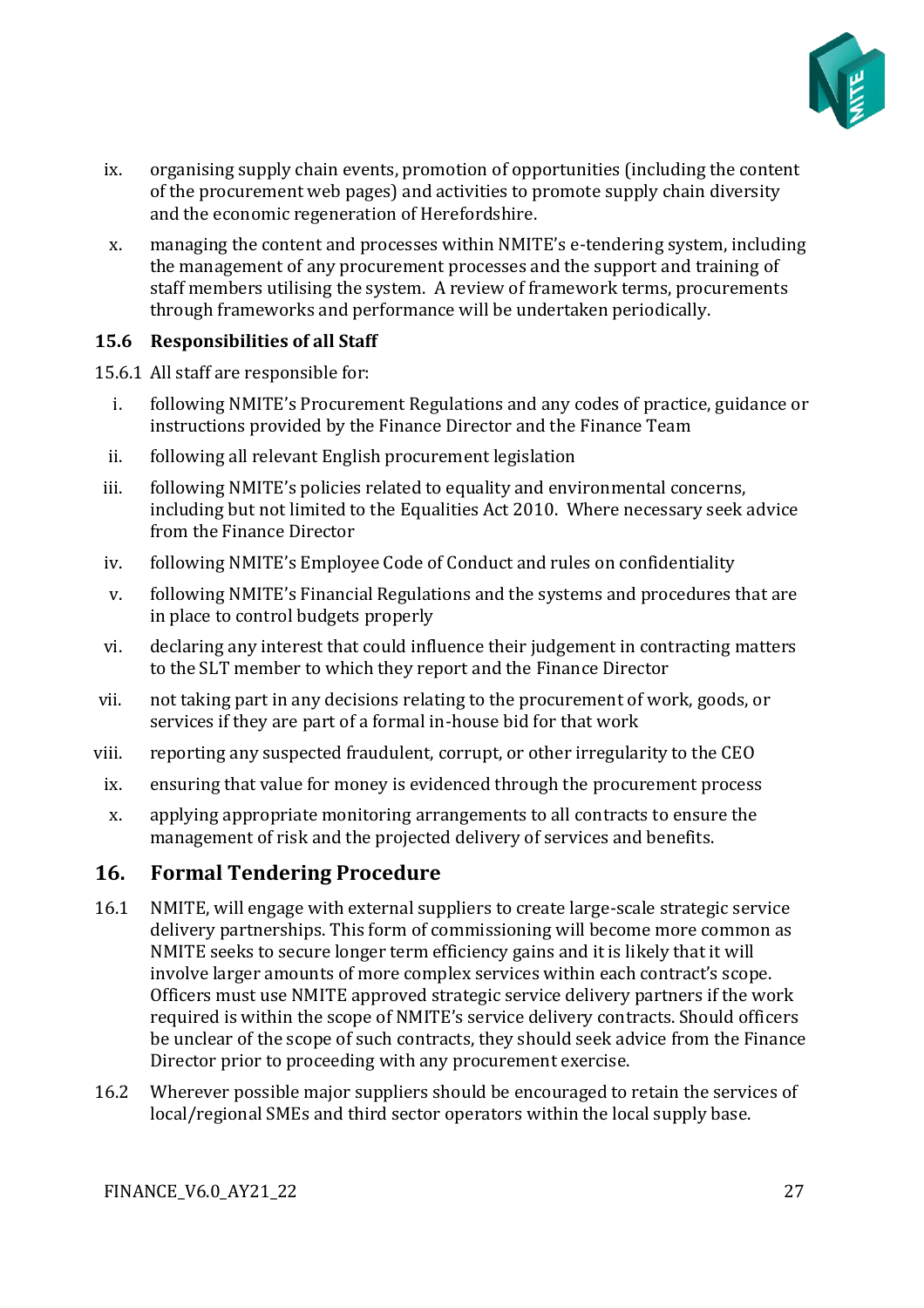ix. organising supply chain events, promotion of opportunities (including the content of the procurement web pages) and activities to promote supply chain diversity and the economic regeneration of Herefordshire.

x. managing the content and processes within NMITE's e-tendering system, including the management of any procurement processes and the support and training of staff members utilising the system. A review of framework terms, procurements through frameworks and performance will be undertaken periodically.

### 15.6 Responsibilities of all Staff

15.6.1 All staff are responsible for:

i. following NMITE's Procurement Regulations and any codes of practice, guidance or instructions provided by the Finance Director and the Finance Team

ii. following all relevant English procurement legislation

iii. following NMITE's policies related to equality and environmental concerns, including but not limited to the Equalities Act 2010. Where necessary seek advice from the Finance Director

iv. following NMITE's Employee Code of Conduct and rules on confidentiality

v. following NMITE's Financial Regulations and the systems and procedures that are in place to control budgets properly

vi. declaring any interest that could influence their judgement in contracting matters to the SLT member to which they report and the Finance Director

vii. not taking part in any decisions relating to the procurement of work, goods, or services if they are part of a formal in-house bid for that work

viii. reporting any suspected fraudulent, corrupt, or other irregularity to the CEO

ix. ensuring that value for money is evidenced through the procurement process

x. applying appropriate monitoring arrangements to all contracts to ensure the management of risk and the projected delivery of services and benefits.

## 16. Formal Tendering Procedure

16.1 NMITE, will engage with external suppliers to create large-scale strategic service delivery partnerships. This form of commissioning will become more common as NMITE seeks to secure longer term efficiency gains and it is likely that it will involve larger amounts of more complex services within each contract's scope. Officers must use NMITE approved strategic service delivery partners if the work required is within the scope of NMITE's service delivery contracts. Should officers be unclear of the scope of such contracts, they should seek advice from the Finance Director prior to proceeding with any procurement exercise.

16.2 Wherever possible major suppliers should be encouraged to retain the services of local/regional SMEs and third sector operators within the local supply base.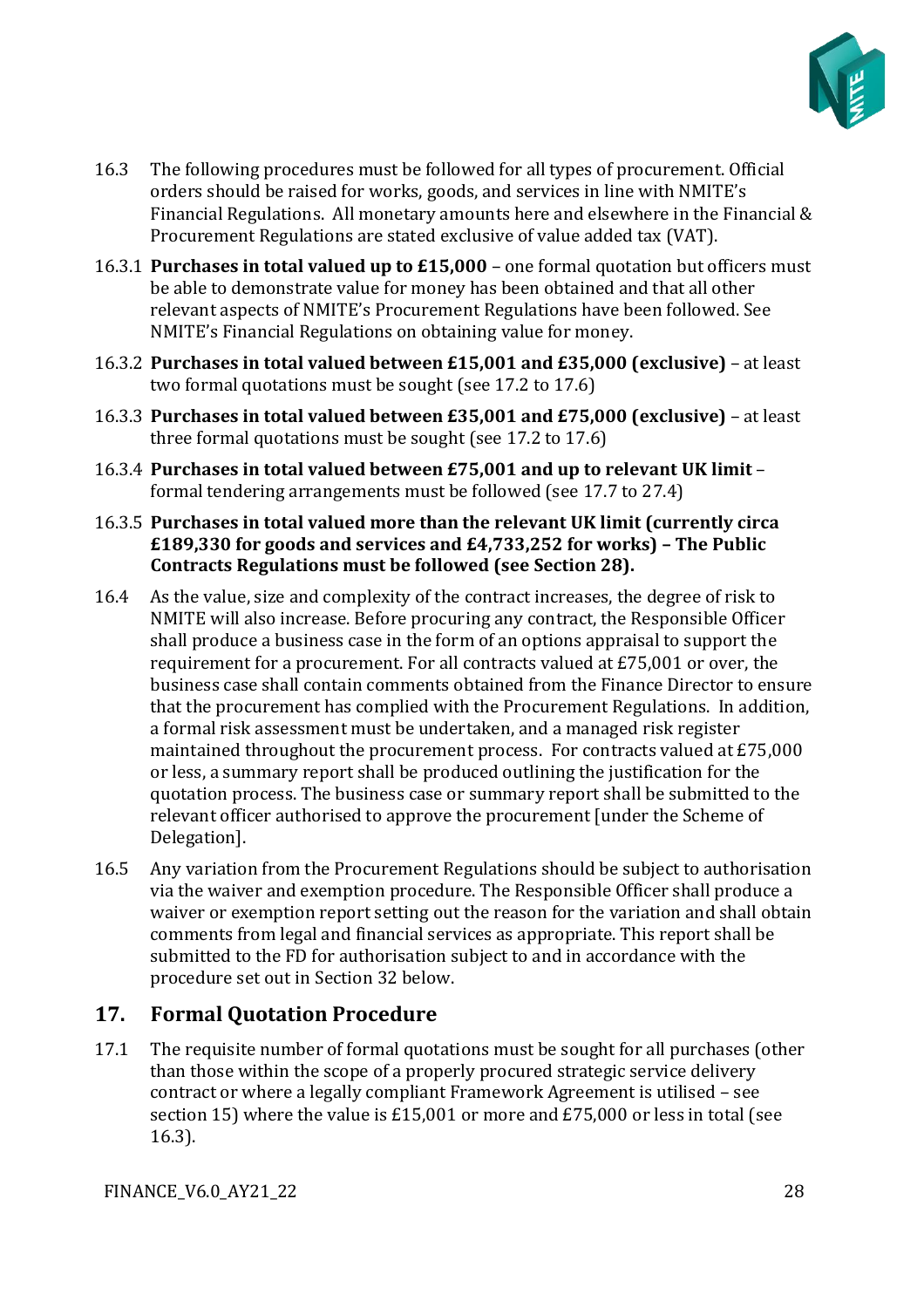16.3 The following procedures must be followed for all types of procurement. Official orders should be raised for works, goods, and services in line with NMITE's Financial Regulations. All monetary amounts here and elsewhere in the Financial & Procurement Regulations are stated exclusive of value added tax (VAT).

16.3.1 **Purchases in total valued up to £15,000** – one formal quotation but officers must be able to demonstrate value for money has been obtained and that all other relevant aspects of NMITE's Procurement Regulations have been followed. See NMITE's Financial Regulations on obtaining value for money.

16.3.2 **Purchases in total valued between £15,001 and £35,000 (exclusive)** – at least two formal quotations must be sought (see 17.2 to 17.6)

16.3.3 **Purchases in total valued between £35,001 and £75,000 (exclusive)** – at least three formal quotations must be sought (see 17.2 to 17.6)

16.3.4 **Purchases in total valued between £75,001 and up to relevant UK limit** – formal tendering arrangements must be followed (see 17.7 to 27.4)

16.3.5 **Purchases in total valued more than the relevant UK limit (currently circa £189,330 for goods and services and £4,733,252 for works) – The Public Contracts Regulations must be followed (see Section 28).**

16.4 As the value, size and complexity of the contract increases, the degree of risk to NMITE will also increase. Before procuring any contract, the Responsible Officer shall produce a business case in the form of an options appraisal to support the requirement for a procurement. For all contracts valued at £75,001 or over, the business case shall contain comments obtained from the Finance Director to ensure that the procurement has complied with the Procurement Regulations. In addition, a formal risk assessment must be undertaken, and a managed risk register maintained throughout the procurement process. For contracts valued at £75,000 or less, a summary report shall be produced outlining the justification for the quotation process. The business case or summary report shall be submitted to the relevant officer authorised to approve the procurement [under the Scheme of Delegation].

16.5 Any variation from the Procurement Regulations should be subject to authorisation via the waiver and exemption procedure. The Responsible Officer shall produce a waiver or exemption report setting out the reason for the variation and shall obtain comments from legal and financial services as appropriate. This report shall be submitted to the FD for authorisation subject to and in accordance with the procedure set out in Section 32 below.

## 17. Formal Quotation Procedure

17.1 The requisite number of formal quotations must be sought for all purchases (other than those within the scope of a properly procured strategic service delivery contract or where a legally compliant Framework Agreement is utilised – see section 15) where the value is £15,001 or more and £75,000 or less in total (see 16.3).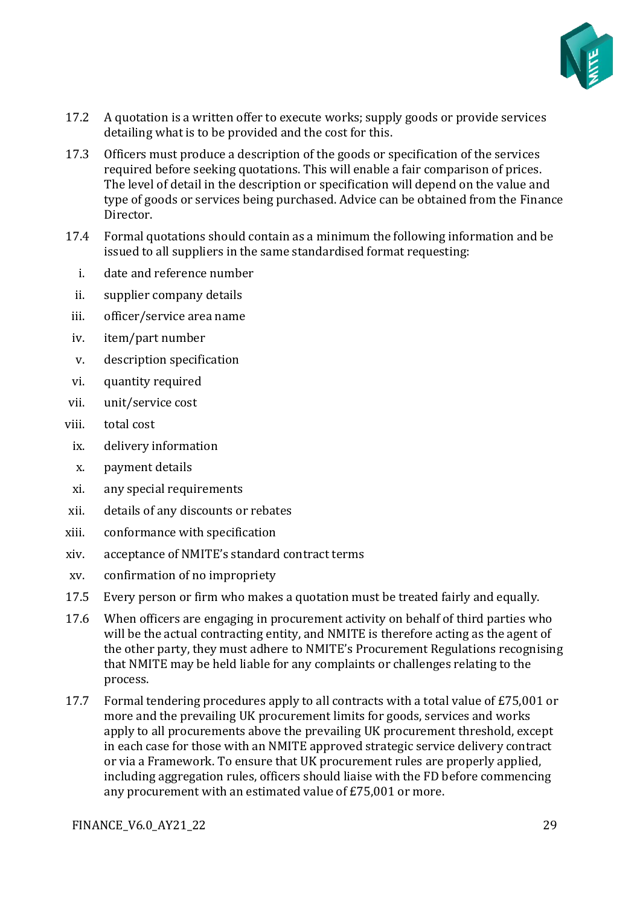17.2 A quotation is a written offer to execute works; supply goods or provide services detailing what is to be provided and the cost for this.

17.3 Officers must produce a description of the goods or specification of the services required before seeking quotations. This will enable a fair comparison of prices. The level of detail in the description or specification will depend on the value and type of goods or services being purchased. Advice can be obtained from the Finance Director.

17.4 Formal quotations should contain as a minimum the following information and be issued to all suppliers in the same standardised format requesting:

i. date and reference number
ii. supplier company details
iii. officer/service area name
iv. item/part number
v. description specification
vi. quantity required
vii. unit/service cost
viii. total cost
ix. delivery information
x. payment details
xi. any special requirements
xii. details of any discounts or rebates
xiii. conformance with specification
xiv. acceptance of NMITE's standard contract terms
xv. confirmation of no impropriety

17.5 Every person or firm who makes a quotation must be treated fairly and equally.

17.6 When officers are engaging in procurement activity on behalf of third parties who will be the actual contracting entity, and NMITE is therefore acting as the agent of the other party, they must adhere to NMITE's Procurement Regulations recognising that NMITE may be held liable for any complaints or challenges relating to the process.

17.7 Formal tendering procedures apply to all contracts with a total value of £75,001 or more and the prevailing UK procurement limits for goods, services and works apply to all procurements above the prevailing UK procurement threshold, except in each case for those with an NMITE approved strategic service delivery contract or via a Framework. To ensure that UK procurement rules are properly applied, including aggregation rules, officers should liaise with the FD before commencing any procurement with an estimated value of £75,001 or more.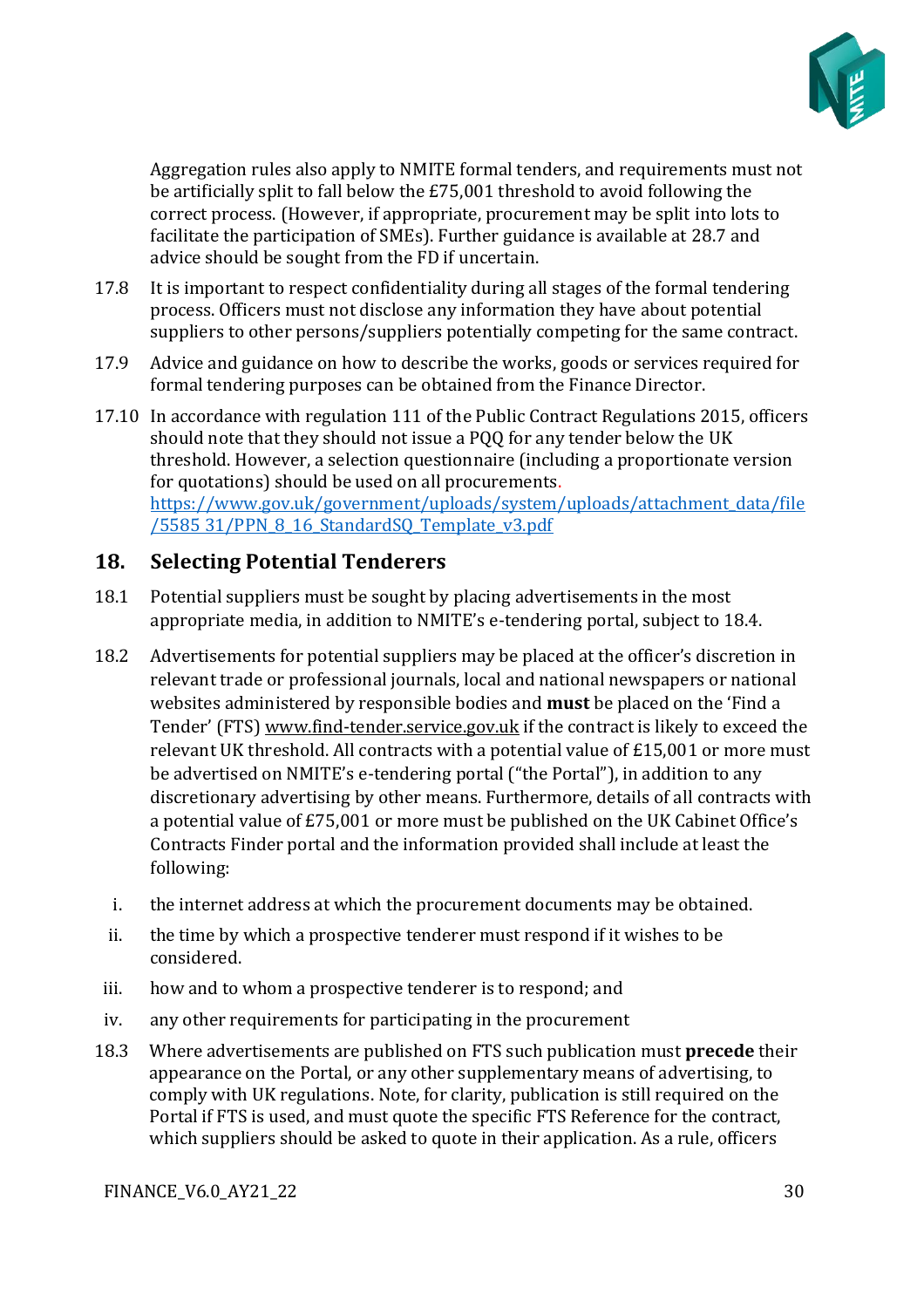Aggregation rules also apply to NMITE formal tenders, and requirements must not be artificially split to fall below the £75,001 threshold to avoid following the correct process. (However, if appropriate, procurement may be split into lots to facilitate the participation of SMEs). Further guidance is available at 28.7 and advice should be sought from the FD if uncertain.

17.8 It is important to respect confidentiality during all stages of the formal tendering process. Officers must not disclose any information they have about potential suppliers to other persons/suppliers potentially competing for the same contract.

17.9 Advice and guidance on how to describe the works, goods or services required for formal tendering purposes can be obtained from the Finance Director.

17.10 In accordance with regulation 111 of the Public Contract Regulations 2015, officers should note that they should not issue a PQQ for any tender below the UK threshold. However, a selection questionnaire (including a proportionate version for quotations) should be used on all procurements. [https://www.gov.uk/government/uploads/system/uploads/attachment_data/file/5585 31/PPN_8_16_StandardSQ_Template_v3.pdf](https://www.gov.uk/government/uploads/system/uploads/attachment_data/file/558531/PPN_8_16_StandardSQ_Template_v3.pdf)

## 18. Selecting Potential Tenderers

18.1 Potential suppliers must be sought by placing advertisements in the most appropriate media, in addition to NMITE's e-tendering portal, subject to 18.4.

18.2 Advertisements for potential suppliers may be placed at the officer's discretion in relevant trade or professional journals, local and national newspapers or national websites administered by responsible bodies and **must** be placed on the 'Find a Tender' (FTS) www.find-tender.service.gov.uk if the contract is likely to exceed the relevant UK threshold. All contracts with a potential value of £15,001 or more must be advertised on NMITE's e-tendering portal ("the Portal"), in addition to any discretionary advertising by other means. Furthermore, details of all contracts with a potential value of £75,001 or more must be published on the UK Cabinet Office's Contracts Finder portal and the information provided shall include at least the following:

i. the internet address at which the procurement documents may be obtained.

ii. the time by which a prospective tenderer must respond if it wishes to be considered.

iii. how and to whom a prospective tenderer is to respond; and

iv. any other requirements for participating in the procurement

18.3 Where advertisements are published on FTS such publication must **precede** their appearance on the Portal, or any other supplementary means of advertising, to comply with UK regulations. Note, for clarity, publication is still required on the Portal if FTS is used, and must quote the specific FTS Reference for the contract, which suppliers should be asked to quote in their application. As a rule, officers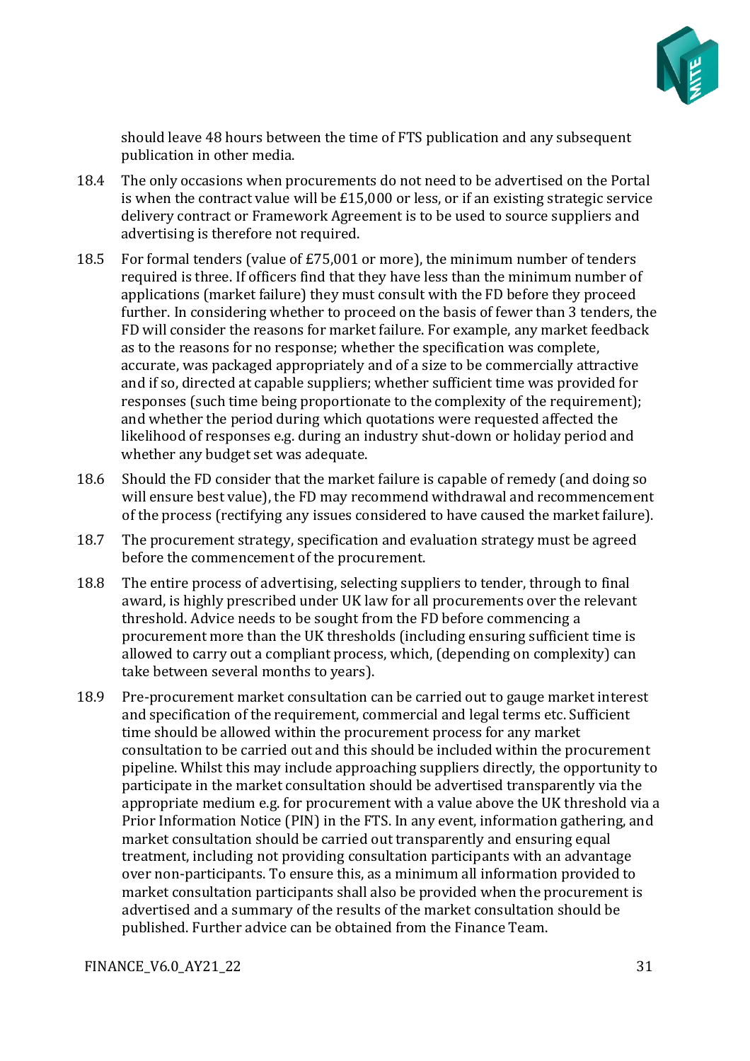should leave 48 hours between the time of FTS publication and any subsequent publication in other media.

18.4 The only occasions when procurements do not need to be advertised on the Portal is when the contract value will be £15,000 or less, or if an existing strategic service delivery contract or Framework Agreement is to be used to source suppliers and advertising is therefore not required.

18.5 For formal tenders (value of £75,001 or more), the minimum number of tenders required is three. If officers find that they have less than the minimum number of applications (market failure) they must consult with the FD before they proceed further. In considering whether to proceed on the basis of fewer than 3 tenders, the FD will consider the reasons for market failure. For example, any market feedback as to the reasons for no response; whether the specification was complete, accurate, was packaged appropriately and of a size to be commercially attractive and if so, directed at capable suppliers; whether sufficient time was provided for responses (such time being proportionate to the complexity of the requirement); and whether the period during which quotations were requested affected the likelihood of responses e.g. during an industry shut-down or holiday period and whether any budget set was adequate.

18.6 Should the FD consider that the market failure is capable of remedy (and doing so will ensure best value), the FD may recommend withdrawal and recommencement of the process (rectifying any issues considered to have caused the market failure).

18.7 The procurement strategy, specification and evaluation strategy must be agreed before the commencement of the procurement.

18.8 The entire process of advertising, selecting suppliers to tender, through to final award, is highly prescribed under UK law for all procurements over the relevant threshold. Advice needs to be sought from the FD before commencing a procurement more than the UK thresholds (including ensuring sufficient time is allowed to carry out a compliant process, which, (depending on complexity) can take between several months to years).

18.9 Pre-procurement market consultation can be carried out to gauge market interest and specification of the requirement, commercial and legal terms etc. Sufficient time should be allowed within the procurement process for any market consultation to be carried out and this should be included within the procurement pipeline. Whilst this may include approaching suppliers directly, the opportunity to participate in the market consultation should be advertised transparently via the appropriate medium e.g. for procurement with a value above the UK threshold via a Prior Information Notice (PIN) in the FTS. In any event, information gathering, and market consultation should be carried out transparently and ensuring equal treatment, including not providing consultation participants with an advantage over non-participants. To ensure this, as a minimum all information provided to market consultation participants shall also be provided when the procurement is advertised and a summary of the results of the market consultation should be published. Further advice can be obtained from the Finance Team.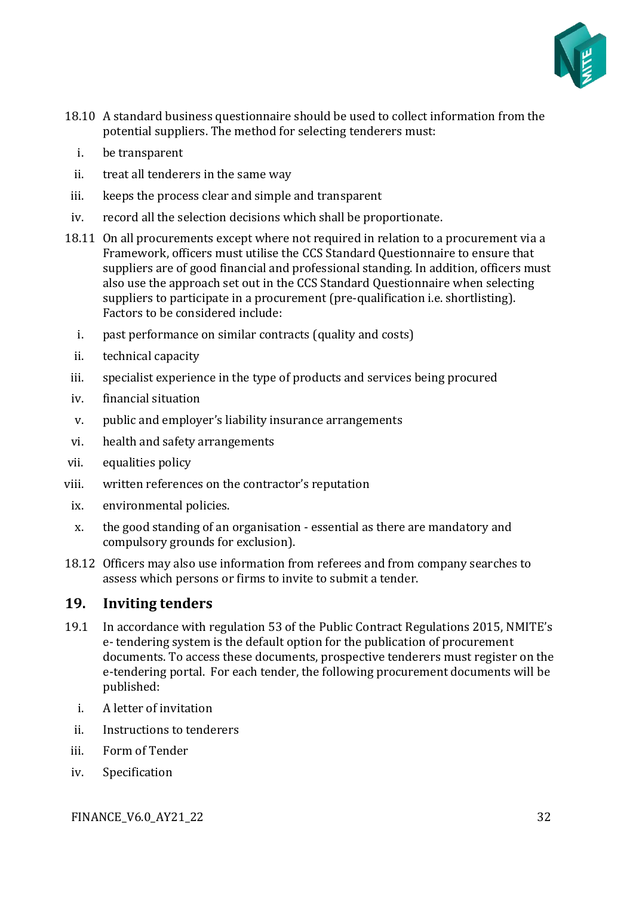18.10 A standard business questionnaire should be used to collect information from the potential suppliers. The method for selecting tenderers must:

i. be transparent
ii. treat all tenderers in the same way
iii. keeps the process clear and simple and transparent
iv. record all the selection decisions which shall be proportionate.

18.11 On all procurements except where not required in relation to a procurement via a Framework, officers must utilise the CCS Standard Questionnaire to ensure that suppliers are of good financial and professional standing. In addition, officers must also use the approach set out in the CCS Standard Questionnaire when selecting suppliers to participate in a procurement (pre-qualification i.e. shortlisting). Factors to be considered include:

i. past performance on similar contracts (quality and costs)
ii. technical capacity
iii. specialist experience in the type of products and services being procured
iv. financial situation
v. public and employer's liability insurance arrangements
vi. health and safety arrangements
vii. equalities policy
viii. written references on the contractor's reputation
ix. environmental policies.
x. the good standing of an organisation - essential as there are mandatory and compulsory grounds for exclusion).

18.12 Officers may also use information from referees and from company searches to assess which persons or firms to invite to submit a tender.

## 19. Inviting tenders

19.1 In accordance with regulation 53 of the Public Contract Regulations 2015, NMITE's e- tendering system is the default option for the publication of procurement documents. To access these documents, prospective tenderers must register on the e-tendering portal. For each tender, the following procurement documents will be published:

i. A letter of invitation
ii. Instructions to tenderers
iii. Form of Tender
iv. Specification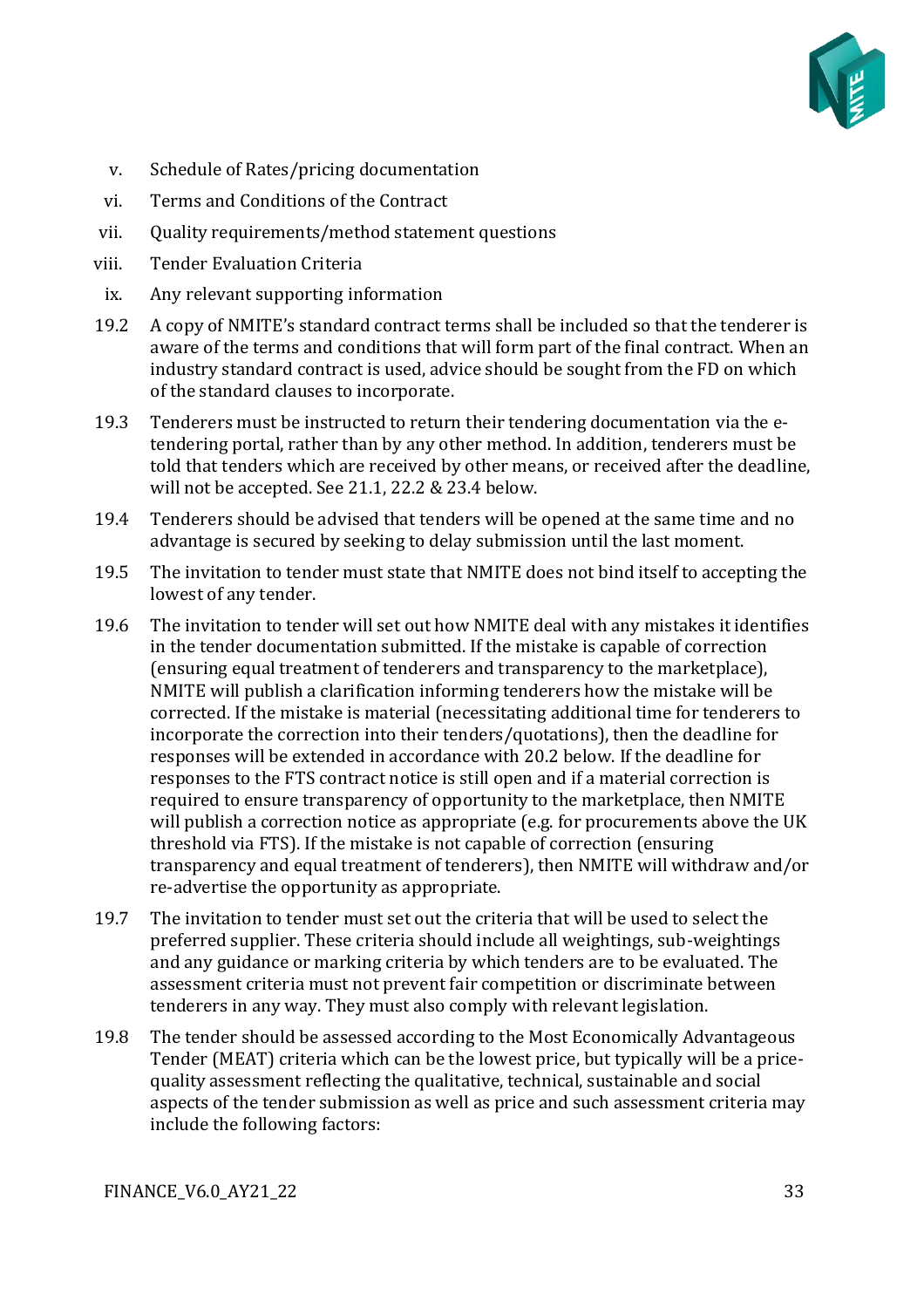v. Schedule of Rates/pricing documentation

vi. Terms and Conditions of the Contract

vii. Quality requirements/method statement questions

viii. Tender Evaluation Criteria

ix. Any relevant supporting information

19.2 A copy of NMITE's standard contract terms shall be included so that the tenderer is aware of the terms and conditions that will form part of the final contract. When an industry standard contract is used, advice should be sought from the FD on which of the standard clauses to incorporate.

19.3 Tenderers must be instructed to return their tendering documentation via the e-tendering portal, rather than by any other method. In addition, tenderers must be told that tenders which are received by other means, or received after the deadline, will not be accepted. See 21.1, 22.2 & 23.4 below.

19.4 Tenderers should be advised that tenders will be opened at the same time and no advantage is secured by seeking to delay submission until the last moment.

19.5 The invitation to tender must state that NMITE does not bind itself to accepting the lowest of any tender.

19.6 The invitation to tender will set out how NMITE deal with any mistakes it identifies in the tender documentation submitted. If the mistake is capable of correction (ensuring equal treatment of tenderers and transparency to the marketplace), NMITE will publish a clarification informing tenderers how the mistake will be corrected. If the mistake is material (necessitating additional time for tenderers to incorporate the correction into their tenders/quotations), then the deadline for responses will be extended in accordance with 20.2 below. If the deadline for responses to the FTS contract notice is still open and if a material correction is required to ensure transparency of opportunity to the marketplace, then NMITE will publish a correction notice as appropriate (e.g. for procurements above the UK threshold via FTS). If the mistake is not capable of correction (ensuring transparency and equal treatment of tenderers), then NMITE will withdraw and/or re-advertise the opportunity as appropriate.

19.7 The invitation to tender must set out the criteria that will be used to select the preferred supplier. These criteria should include all weightings, sub-weightings and any guidance or marking criteria by which tenders are to be evaluated. The assessment criteria must not prevent fair competition or discriminate between tenderers in any way. They must also comply with relevant legislation.

19.8 The tender should be assessed according to the Most Economically Advantageous Tender (MEAT) criteria which can be the lowest price, but typically will be a price-quality assessment reflecting the qualitative, technical, sustainable and social aspects of the tender submission as well as price and such assessment criteria may include the following factors: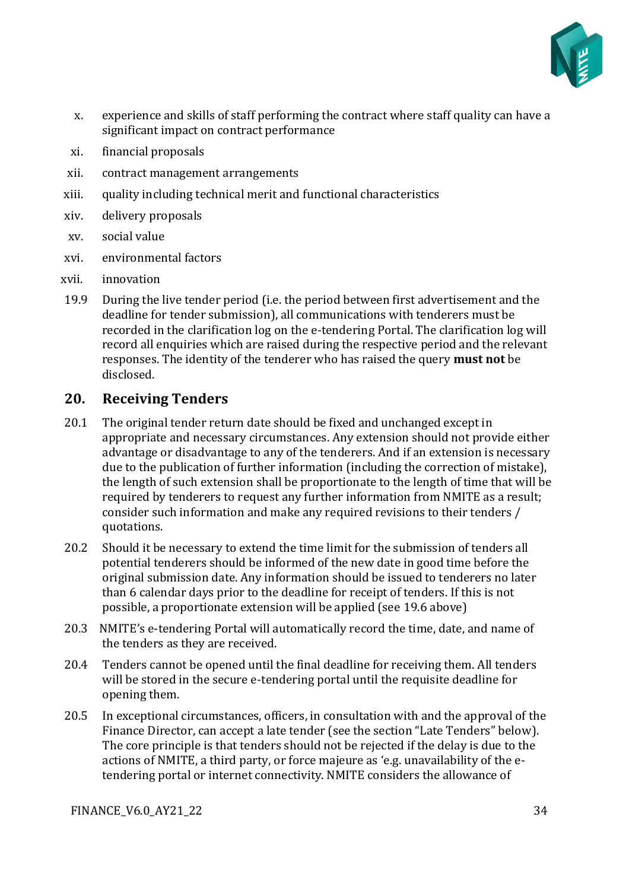x. experience and skills of staff performing the contract where staff quality can have a significant impact on contract performance

xi. financial proposals

xii. contract management arrangements

xiii. quality including technical merit and functional characteristics

xiv. delivery proposals

xv. social value

xvi. environmental factors

xvii. innovation

19.9 During the live tender period (i.e. the period between first advertisement and the deadline for tender submission), all communications with tenderers must be recorded in the clarification log on the e-tendering Portal. The clarification log will record all enquiries which are raised during the respective period and the relevant responses. The identity of the tenderer who has raised the query **must not** be disclosed.

## 20. Receiving Tenders

20.1 The original tender return date should be fixed and unchanged except in appropriate and necessary circumstances. Any extension should not provide either advantage or disadvantage to any of the tenderers. And if an extension is necessary due to the publication of further information (including the correction of mistake), the length of such extension shall be proportionate to the length of time that will be required by tenderers to request any further information from NMITE as a result; consider such information and make any required revisions to their tenders / quotations.

20.2 Should it be necessary to extend the time limit for the submission of tenders all potential tenderers should be informed of the new date in good time before the original submission date. Any information should be issued to tenderers no later than 6 calendar days prior to the deadline for receipt of tenders. If this is not possible, a proportionate extension will be applied (see 19.6 above)

20.3 NMITE's e-tendering Portal will automatically record the time, date, and name of the tenders as they are received.

20.4 Tenders cannot be opened until the final deadline for receiving them. All tenders will be stored in the secure e-tendering portal until the requisite deadline for opening them.

20.5 In exceptional circumstances, officers, in consultation with and the approval of the Finance Director, can accept a late tender (see the section "Late Tenders" below). The core principle is that tenders should not be rejected if the delay is due to the actions of NMITE, a third party, or force majeure as 'e.g. unavailability of the e-tendering portal or internet connectivity. NMITE considers the allowance of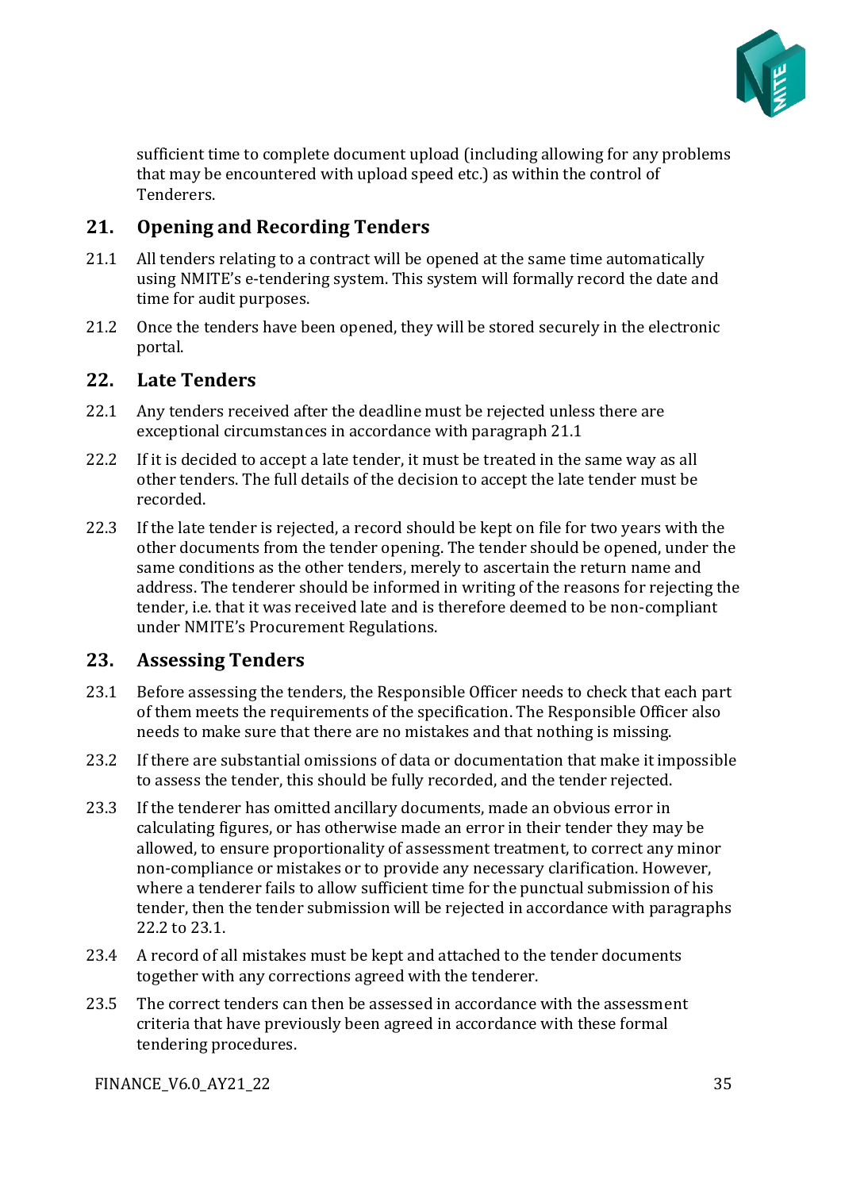sufficient time to complete document upload (including allowing for any problems that may be encountered with upload speed etc.) as within the control of Tenderers.

## 21. Opening and Recording Tenders

21.1 All tenders relating to a contract will be opened at the same time automatically using NMITE's e-tendering system. This system will formally record the date and time for audit purposes.

21.2 Once the tenders have been opened, they will be stored securely in the electronic portal.

## 22. Late Tenders

22.1 Any tenders received after the deadline must be rejected unless there are exceptional circumstances in accordance with paragraph 21.1

22.2 If it is decided to accept a late tender, it must be treated in the same way as all other tenders. The full details of the decision to accept the late tender must be recorded.

22.3 If the late tender is rejected, a record should be kept on file for two years with the other documents from the tender opening. The tender should be opened, under the same conditions as the other tenders, merely to ascertain the return name and address. The tenderer should be informed in writing of the reasons for rejecting the tender, i.e. that it was received late and is therefore deemed to be non-compliant under NMITE's Procurement Regulations.

## 23. Assessing Tenders

23.1 Before assessing the tenders, the Responsible Officer needs to check that each part of them meets the requirements of the specification. The Responsible Officer also needs to make sure that there are no mistakes and that nothing is missing.

23.2 If there are substantial omissions of data or documentation that make it impossible to assess the tender, this should be fully recorded, and the tender rejected.

23.3 If the tenderer has omitted ancillary documents, made an obvious error in calculating figures, or has otherwise made an error in their tender they may be allowed, to ensure proportionality of assessment treatment, to correct any minor non-compliance or mistakes or to provide any necessary clarification. However, where a tenderer fails to allow sufficient time for the punctual submission of his tender, then the tender submission will be rejected in accordance with paragraphs 22.2 to 23.1.

23.4 A record of all mistakes must be kept and attached to the tender documents together with any corrections agreed with the tenderer.

23.5 The correct tenders can then be assessed in accordance with the assessment criteria that have previously been agreed in accordance with these formal tendering procedures.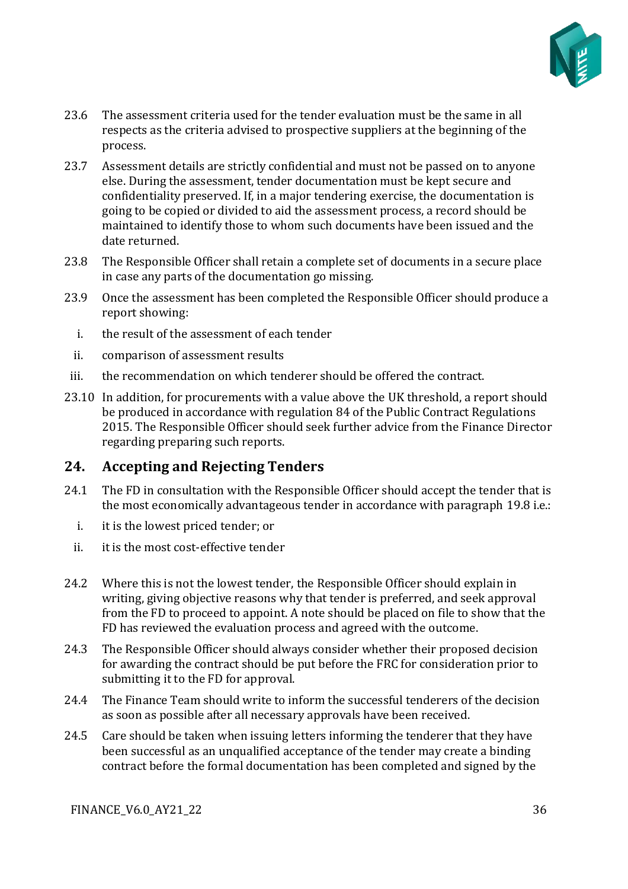23.6 The assessment criteria used for the tender evaluation must be the same in all respects as the criteria advised to prospective suppliers at the beginning of the process.

23.7 Assessment details are strictly confidential and must not be passed on to anyone else. During the assessment, tender documentation must be kept secure and confidentiality preserved. If, in a major tendering exercise, the documentation is going to be copied or divided to aid the assessment process, a record should be maintained to identify those to whom such documents have been issued and the date returned.

23.8 The Responsible Officer shall retain a complete set of documents in a secure place in case any parts of the documentation go missing.

23.9 Once the assessment has been completed the Responsible Officer should produce a report showing:

i. the result of the assessment of each tender

ii. comparison of assessment results

iii. the recommendation on which tenderer should be offered the contract.

23.10 In addition, for procurements with a value above the UK threshold, a report should be produced in accordance with regulation 84 of the Public Contract Regulations 2015. The Responsible Officer should seek further advice from the Finance Director regarding preparing such reports.

## 24. Accepting and Rejecting Tenders

24.1 The FD in consultation with the Responsible Officer should accept the tender that is the most economically advantageous tender in accordance with paragraph 19.8 i.e.:

i. it is the lowest priced tender; or

ii. it is the most cost-effective tender

24.2 Where this is not the lowest tender, the Responsible Officer should explain in writing, giving objective reasons why that tender is preferred, and seek approval from the FD to proceed to appoint. A note should be placed on file to show that the FD has reviewed the evaluation process and agreed with the outcome.

24.3 The Responsible Officer should always consider whether their proposed decision for awarding the contract should be put before the FRC for consideration prior to submitting it to the FD for approval.

24.4 The Finance Team should write to inform the successful tenderers of the decision as soon as possible after all necessary approvals have been received.

24.5 Care should be taken when issuing letters informing the tenderer that they have been successful as an unqualified acceptance of the tender may create a binding contract before the formal documentation has been completed and signed by the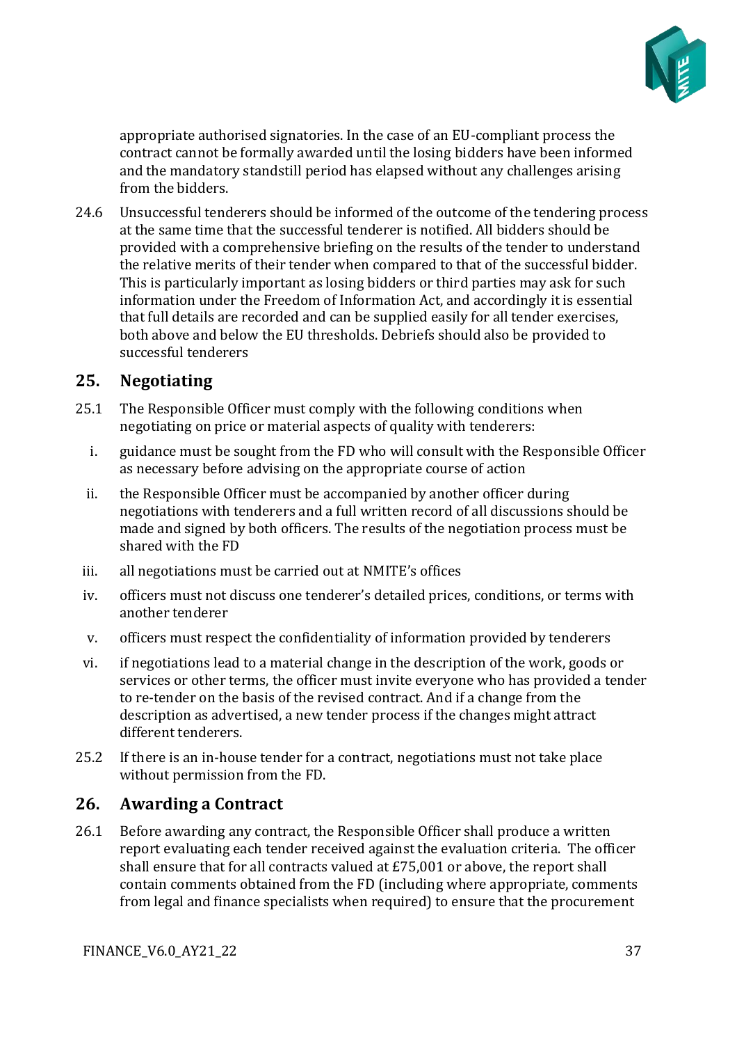appropriate authorised signatories. In the case of an EU-compliant process the contract cannot be formally awarded until the losing bidders have been informed and the mandatory standstill period has elapsed without any challenges arising from the bidders.

24.6 Unsuccessful tenderers should be informed of the outcome of the tendering process at the same time that the successful tenderer is notified. All bidders should be provided with a comprehensive briefing on the results of the tender to understand the relative merits of their tender when compared to that of the successful bidder. This is particularly important as losing bidders or third parties may ask for such information under the Freedom of Information Act, and accordingly it is essential that full details are recorded and can be supplied easily for all tender exercises, both above and below the EU thresholds. Debriefs should also be provided to successful tenderers

## 25. Negotiating

25.1 The Responsible Officer must comply with the following conditions when negotiating on price or material aspects of quality with tenderers:

i. guidance must be sought from the FD who will consult with the Responsible Officer as necessary before advising on the appropriate course of action

ii. the Responsible Officer must be accompanied by another officer during negotiations with tenderers and a full written record of all discussions should be made and signed by both officers. The results of the negotiation process must be shared with the FD

iii. all negotiations must be carried out at NMITE's offices

iv. officers must not discuss one tenderer's detailed prices, conditions, or terms with another tenderer

v. officers must respect the confidentiality of information provided by tenderers

vi. if negotiations lead to a material change in the description of the work, goods or services or other terms, the officer must invite everyone who has provided a tender to re-tender on the basis of the revised contract. And if a change from the description as advertised, a new tender process if the changes might attract different tenderers.

25.2 If there is an in-house tender for a contract, negotiations must not take place without permission from the FD.

## 26. Awarding a Contract

26.1 Before awarding any contract, the Responsible Officer shall produce a written report evaluating each tender received against the evaluation criteria. The officer shall ensure that for all contracts valued at £75,001 or above, the report shall contain comments obtained from the FD (including where appropriate, comments from legal and finance specialists when required) to ensure that the procurement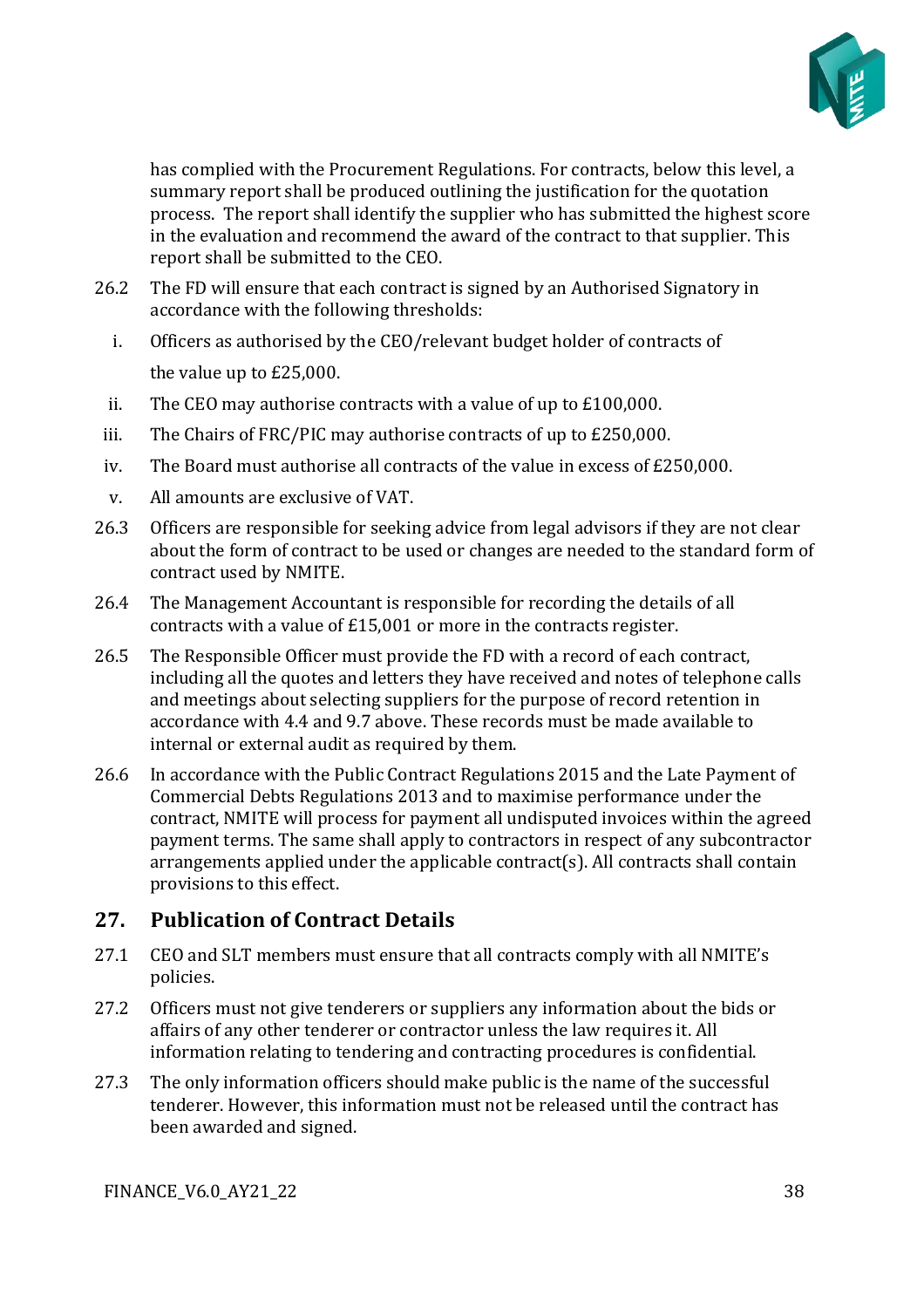has complied with the Procurement Regulations. For contracts, below this level, a summary report shall be produced outlining the justification for the quotation process. The report shall identify the supplier who has submitted the highest score in the evaluation and recommend the award of the contract to that supplier. This report shall be submitted to the CEO.

26.2 The FD will ensure that each contract is signed by an Authorised Signatory in accordance with the following thresholds:

i. Officers as authorised by the CEO/relevant budget holder of contracts of the value up to £25,000.

ii. The CEO may authorise contracts with a value of up to £100,000.

iii. The Chairs of FRC/PIC may authorise contracts of up to £250,000.

iv. The Board must authorise all contracts of the value in excess of £250,000.

v. All amounts are exclusive of VAT.

26.3 Officers are responsible for seeking advice from legal advisors if they are not clear about the form of contract to be used or changes are needed to the standard form of contract used by NMITE.

26.4 The Management Accountant is responsible for recording the details of all contracts with a value of £15,001 or more in the contracts register.

26.5 The Responsible Officer must provide the FD with a record of each contract, including all the quotes and letters they have received and notes of telephone calls and meetings about selecting suppliers for the purpose of record retention in accordance with 4.4 and 9.7 above. These records must be made available to internal or external audit as required by them.

26.6 In accordance with the Public Contract Regulations 2015 and the Late Payment of Commercial Debts Regulations 2013 and to maximise performance under the contract, NMITE will process for payment all undisputed invoices within the agreed payment terms. The same shall apply to contractors in respect of any subcontractor arrangements applied under the applicable contract(s). All contracts shall contain provisions to this effect.

## 27. Publication of Contract Details

27.1 CEO and SLT members must ensure that all contracts comply with all NMITE's policies.

27.2 Officers must not give tenderers or suppliers any information about the bids or affairs of any other tenderer or contractor unless the law requires it. All information relating to tendering and contracting procedures is confidential.

27.3 The only information officers should make public is the name of the successful tenderer. However, this information must not be released until the contract has been awarded and signed.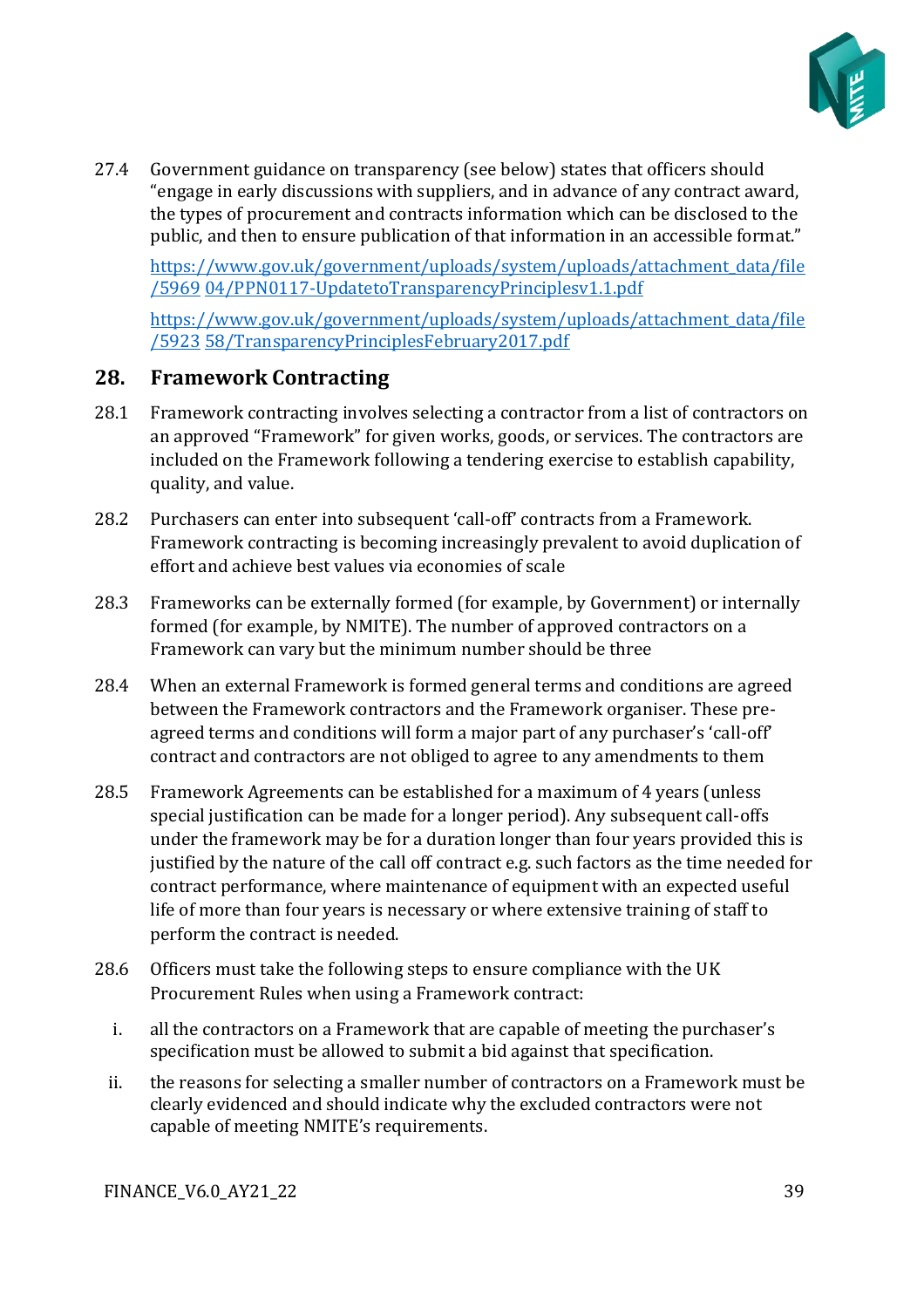27.4 Government guidance on transparency (see below) states that officers should "engage in early discussions with suppliers, and in advance of any contract award, the types of procurement and contracts information which can be disclosed to the public, and then to ensure publication of that information in an accessible format."

[https://www.gov.uk/government/uploads/system/uploads/attachment_data/file/596904/PPN0117-UpdatetoTransparencyPrinciplesv1.1.pdf](https://www.gov.uk/government/uploads/system/uploads/attachment_data/file/596904/PPN0117-UpdatetoTransparencyPrinciplesv1.1.pdf)

[https://www.gov.uk/government/uploads/system/uploads/attachment_data/file/592358/TransparencyPrinciplesFebruary2017.pdf](https://www.gov.uk/government/uploads/system/uploads/attachment_data/file/592358/TransparencyPrinciplesFebruary2017.pdf)

## 28. Framework Contracting

28.1 Framework contracting involves selecting a contractor from a list of contractors on an approved "Framework" for given works, goods, or services. The contractors are included on the Framework following a tendering exercise to establish capability, quality, and value.

28.2 Purchasers can enter into subsequent 'call-off' contracts from a Framework. Framework contracting is becoming increasingly prevalent to avoid duplication of effort and achieve best values via economies of scale

28.3 Frameworks can be externally formed (for example, by Government) or internally formed (for example, by NMITE). The number of approved contractors on a Framework can vary but the minimum number should be three

28.4 When an external Framework is formed general terms and conditions are agreed between the Framework contractors and the Framework organiser. These pre-agreed terms and conditions will form a major part of any purchaser's 'call-off' contract and contractors are not obliged to agree to any amendments to them

28.5 Framework Agreements can be established for a maximum of 4 years (unless special justification can be made for a longer period). Any subsequent call-offs under the framework may be for a duration longer than four years provided this is justified by the nature of the call off contract e.g. such factors as the time needed for contract performance, where maintenance of equipment with an expected useful life of more than four years is necessary or where extensive training of staff to perform the contract is needed.

28.6 Officers must take the following steps to ensure compliance with the UK Procurement Rules when using a Framework contract:

i. all the contractors on a Framework that are capable of meeting the purchaser's specification must be allowed to submit a bid against that specification.

ii. the reasons for selecting a smaller number of contractors on a Framework must be clearly evidenced and should indicate why the excluded contractors were not capable of meeting NMITE's requirements.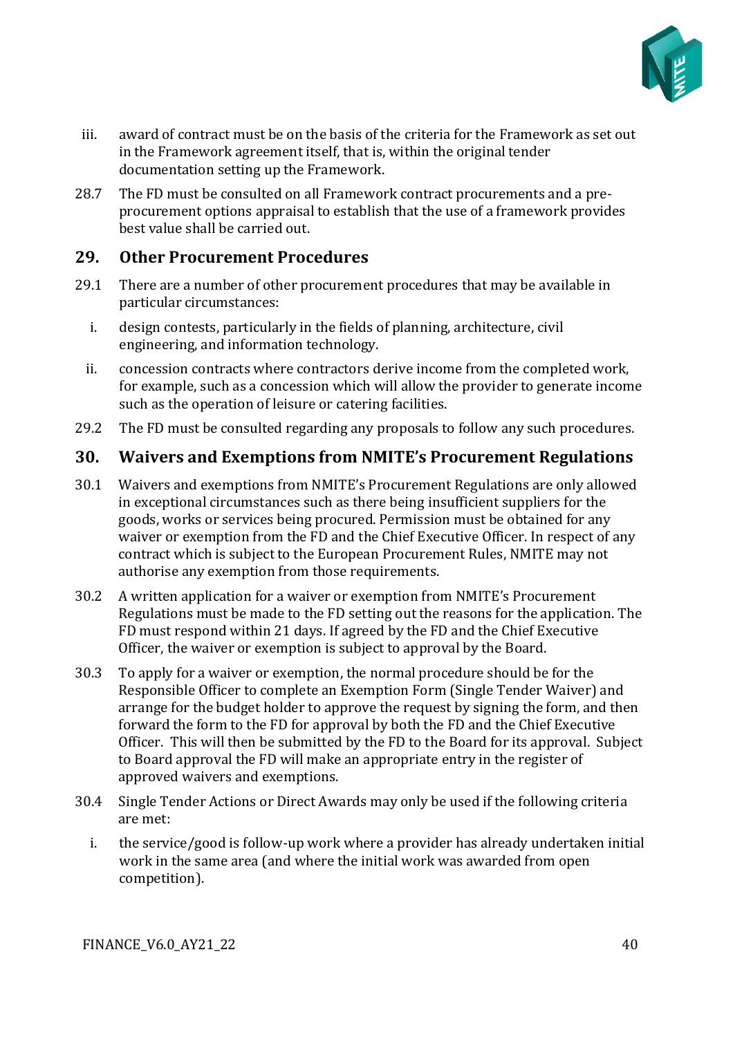iii. award of contract must be on the basis of the criteria for the Framework as set out in the Framework agreement itself, that is, within the original tender documentation setting up the Framework.

28.7 The FD must be consulted on all Framework contract procurements and a pre-procurement options appraisal to establish that the use of a framework provides best value shall be carried out.

## 29. Other Procurement Procedures

29.1 There are a number of other procurement procedures that may be available in particular circumstances:

i. design contests, particularly in the fields of planning, architecture, civil engineering, and information technology.

ii. concession contracts where contractors derive income from the completed work, for example, such as a concession which will allow the provider to generate income such as the operation of leisure or catering facilities.

29.2 The FD must be consulted regarding any proposals to follow any such procedures.

## 30. Waivers and Exemptions from NMITE's Procurement Regulations

30.1 Waivers and exemptions from NMITE's Procurement Regulations are only allowed in exceptional circumstances such as there being insufficient suppliers for the goods, works or services being procured. Permission must be obtained for any waiver or exemption from the FD and the Chief Executive Officer. In respect of any contract which is subject to the European Procurement Rules, NMITE may not authorise any exemption from those requirements.

30.2 A written application for a waiver or exemption from NMITE's Procurement Regulations must be made to the FD setting out the reasons for the application. The FD must respond within 21 days. If agreed by the FD and the Chief Executive Officer, the waiver or exemption is subject to approval by the Board.

30.3 To apply for a waiver or exemption, the normal procedure should be for the Responsible Officer to complete an Exemption Form (Single Tender Waiver) and arrange for the budget holder to approve the request by signing the form, and then forward the form to the FD for approval by both the FD and the Chief Executive Officer. This will then be submitted by the FD to the Board for its approval. Subject to Board approval the FD will make an appropriate entry in the register of approved waivers and exemptions.

30.4 Single Tender Actions or Direct Awards may only be used if the following criteria are met:

i. the service/good is follow-up work where a provider has already undertaken initial work in the same area (and where the initial work was awarded from open competition).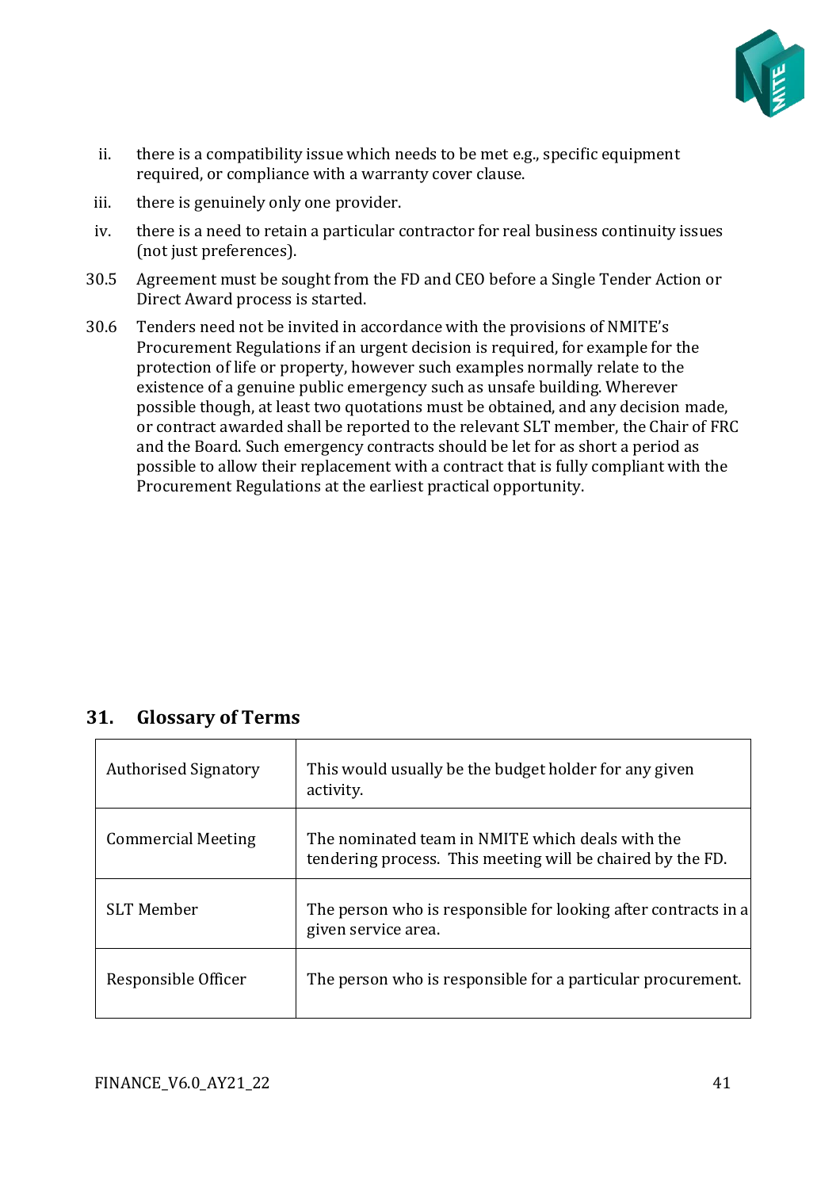ii. there is a compatibility issue which needs to be met e.g., specific equipment required, or compliance with a warranty cover clause.

iii. there is genuinely only one provider.

iv. there is a need to retain a particular contractor for real business continuity issues (not just preferences).

30.5 Agreement must be sought from the FD and CEO before a Single Tender Action or Direct Award process is started.

30.6 Tenders need not be invited in accordance with the provisions of NMITE's Procurement Regulations if an urgent decision is required, for example for the protection of life or property, however such examples normally relate to the existence of a genuine public emergency such as unsafe building. Wherever possible though, at least two quotations must be obtained, and any decision made, or contract awarded shall be reported to the relevant SLT member, the Chair of FRC and the Board. Such emergency contracts should be let for as short a period as possible to allow their replacement with a contract that is fully compliant with the Procurement Regulations at the earliest practical opportunity.

## 31. Glossary of Terms

| | |
|---|---|
| Authorised Signatory | This would usually be the budget holder for any given activity. |
| Commercial Meeting | The nominated team in NMITE which deals with the tendering process. This meeting will be chaired by the FD. |
| SLT Member | The person who is responsible for looking after contracts in a given service area. |
| Responsible Officer | The person who is responsible for a particular procurement. |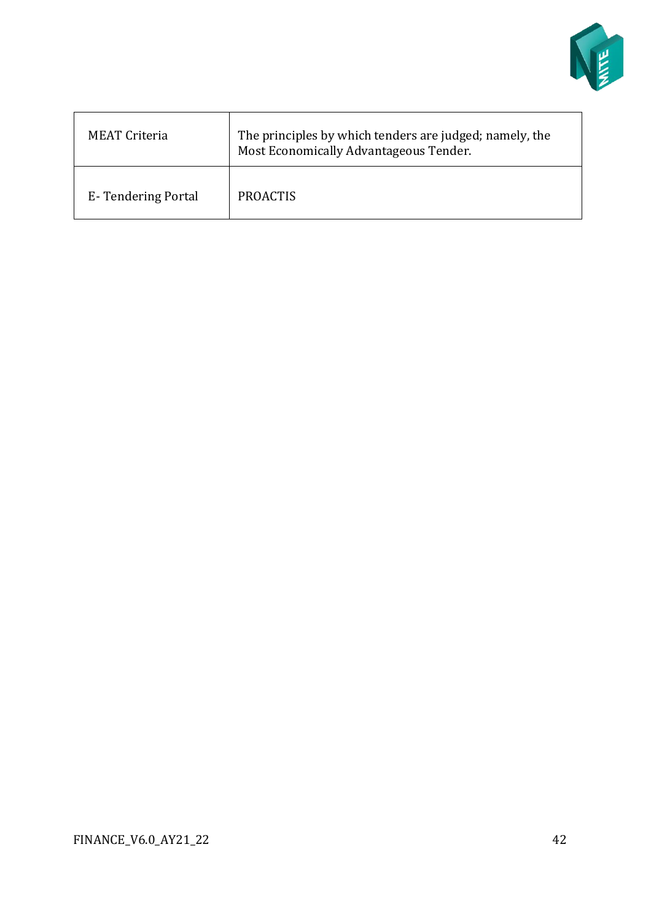| MEAT Criteria | The principles by which tenders are judged; namely, the Most Economically Advantageous Tender. |
|---|---|
| E- Tendering Portal | PROACTIS |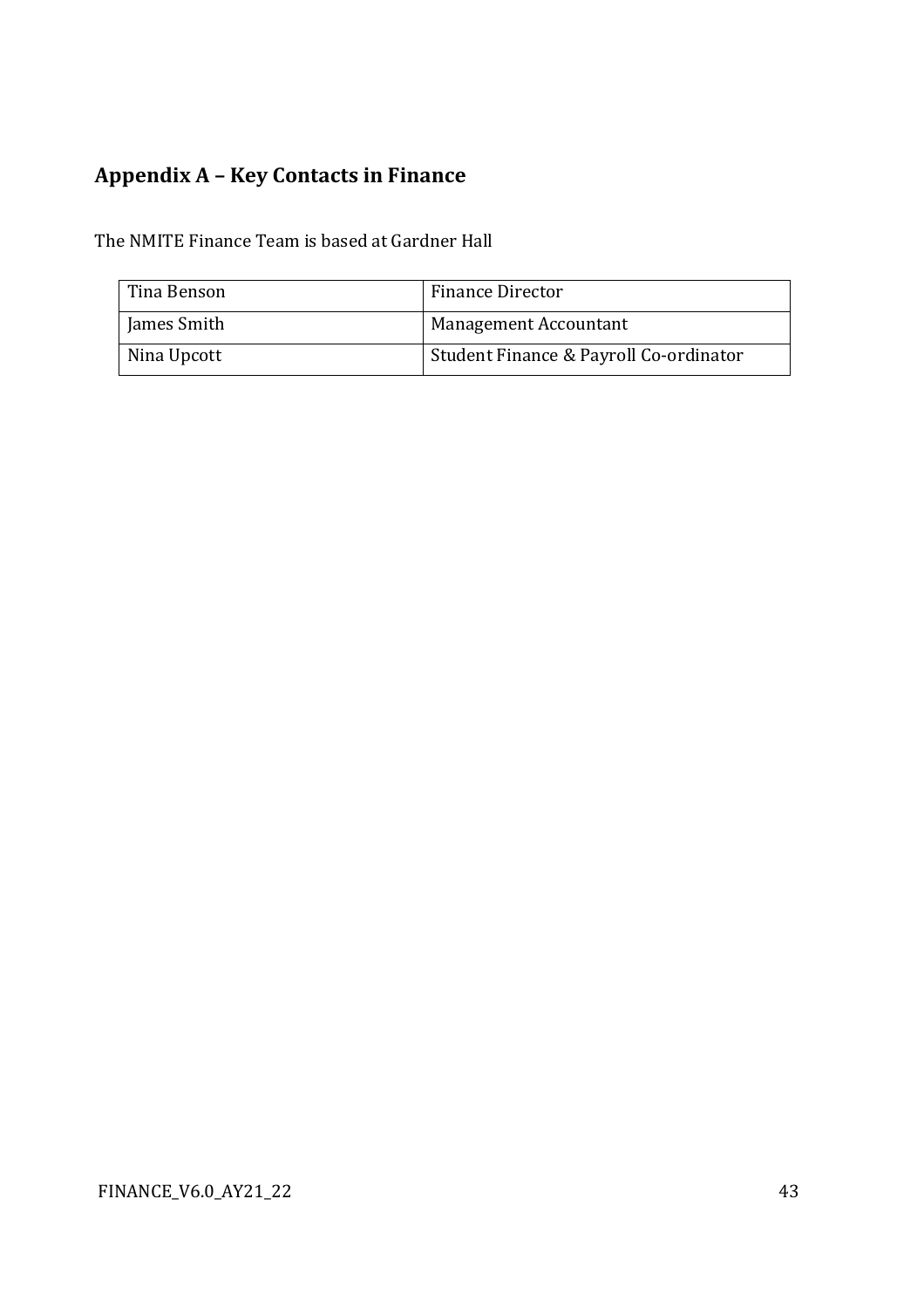## Appendix A – Key Contacts in Finance

The NMITE Finance Team is based at Gardner Hall

| | |
|---|---|
| Tina Benson | Finance Director |
| James Smith | Management Accountant |
| Nina Upcott | Student Finance & Payroll Co-ordinator |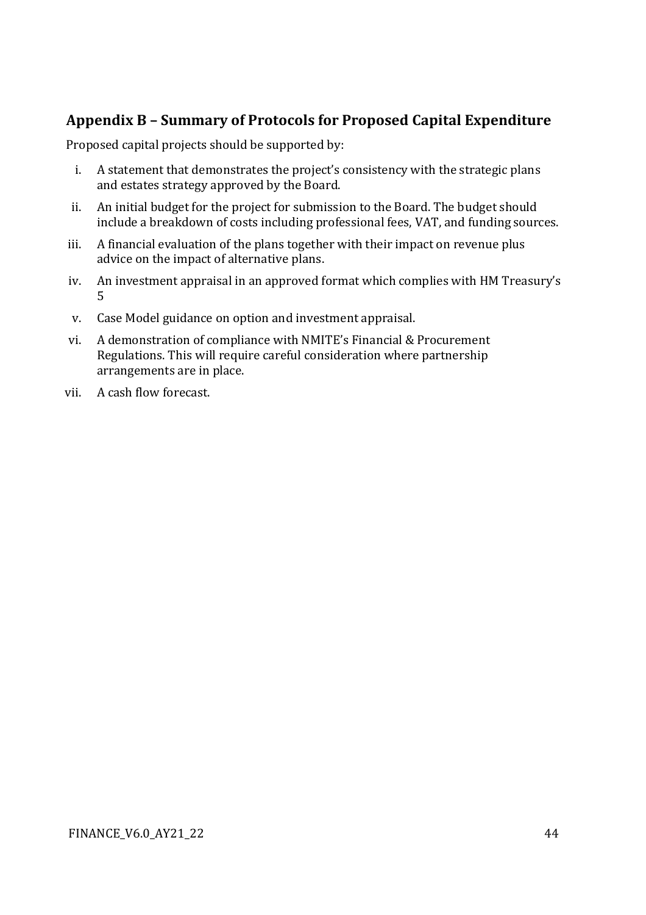## Appendix B – Summary of Protocols for Proposed Capital Expenditure

Proposed capital projects should be supported by:

i. A statement that demonstrates the project's consistency with the strategic plans and estates strategy approved by the Board.
ii. An initial budget for the project for submission to the Board. The budget should include a breakdown of costs including professional fees, VAT, and funding sources.
iii. A financial evaluation of the plans together with their impact on revenue plus advice on the impact of alternative plans.
iv. An investment appraisal in an approved format which complies with HM Treasury's 5
v. Case Model guidance on option and investment appraisal.
vi. A demonstration of compliance with NMITE's Financial & Procurement Regulations. This will require careful consideration where partnership arrangements are in place.
vii. A cash flow forecast.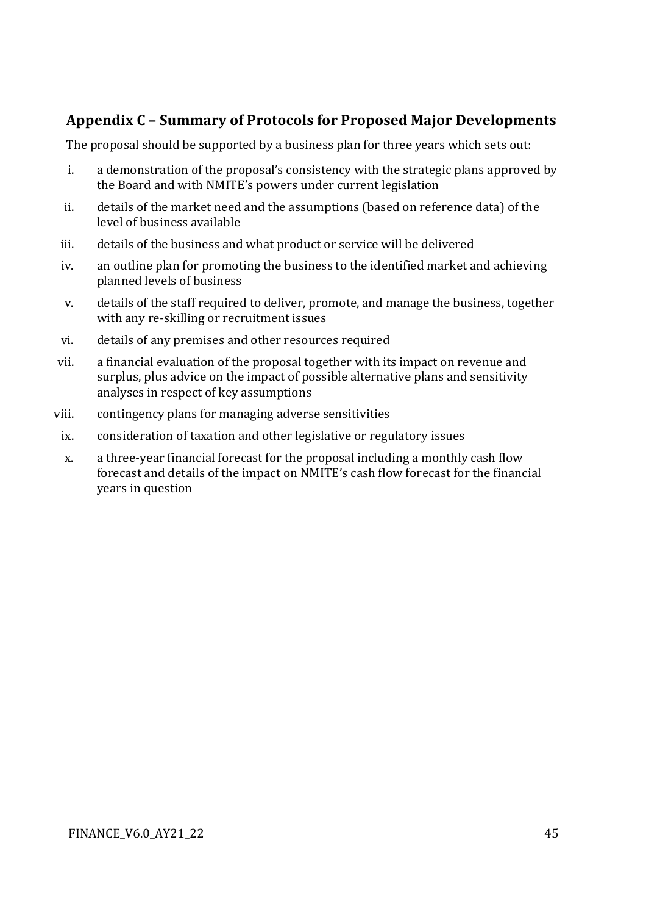## Appendix C – Summary of Protocols for Proposed Major Developments

The proposal should be supported by a business plan for three years which sets out:

i. a demonstration of the proposal's consistency with the strategic plans approved by the Board and with NMITE's powers under current legislation
ii. details of the market need and the assumptions (based on reference data) of the level of business available
iii. details of the business and what product or service will be delivered
iv. an outline plan for promoting the business to the identified market and achieving planned levels of business
v. details of the staff required to deliver, promote, and manage the business, together with any re-skilling or recruitment issues
vi. details of any premises and other resources required
vii. a financial evaluation of the proposal together with its impact on revenue and surplus, plus advice on the impact of possible alternative plans and sensitivity analyses in respect of key assumptions
viii. contingency plans for managing adverse sensitivities
ix. consideration of taxation and other legislative or regulatory issues
x. a three-year financial forecast for the proposal including a monthly cash flow forecast and details of the impact on NMITE's cash flow forecast for the financial years in question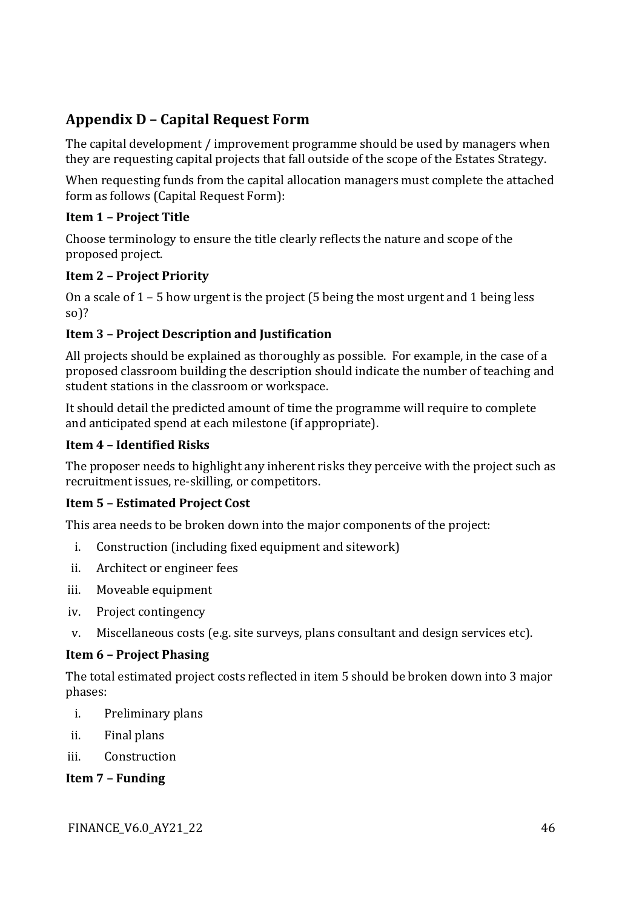## Appendix D – Capital Request Form

The capital development / improvement programme should be used by managers when they are requesting capital projects that fall outside of the scope of the Estates Strategy.

When requesting funds from the capital allocation managers must complete the attached form as follows (Capital Request Form):

**Item 1 – Project Title**

Choose terminology to ensure the title clearly reflects the nature and scope of the proposed project.

**Item 2 – Project Priority**

On a scale of 1 – 5 how urgent is the project (5 being the most urgent and 1 being less so)?

**Item 3 – Project Description and Justification**

All projects should be explained as thoroughly as possible. For example, in the case of a proposed classroom building the description should indicate the number of teaching and student stations in the classroom or workspace.

It should detail the predicted amount of time the programme will require to complete and anticipated spend at each milestone (if appropriate).

**Item 4 – Identified Risks**

The proposer needs to highlight any inherent risks they perceive with the project such as recruitment issues, re-skilling, or competitors.

**Item 5 – Estimated Project Cost**

This area needs to be broken down into the major components of the project:

i. Construction (including fixed equipment and sitework)
ii. Architect or engineer fees
iii. Moveable equipment
iv. Project contingency
v. Miscellaneous costs (e.g. site surveys, plans consultant and design services etc).

**Item 6 – Project Phasing**

The total estimated project costs reflected in item 5 should be broken down into 3 major phases:

i. Preliminary plans
ii. Final plans
iii. Construction

**Item 7 – Funding**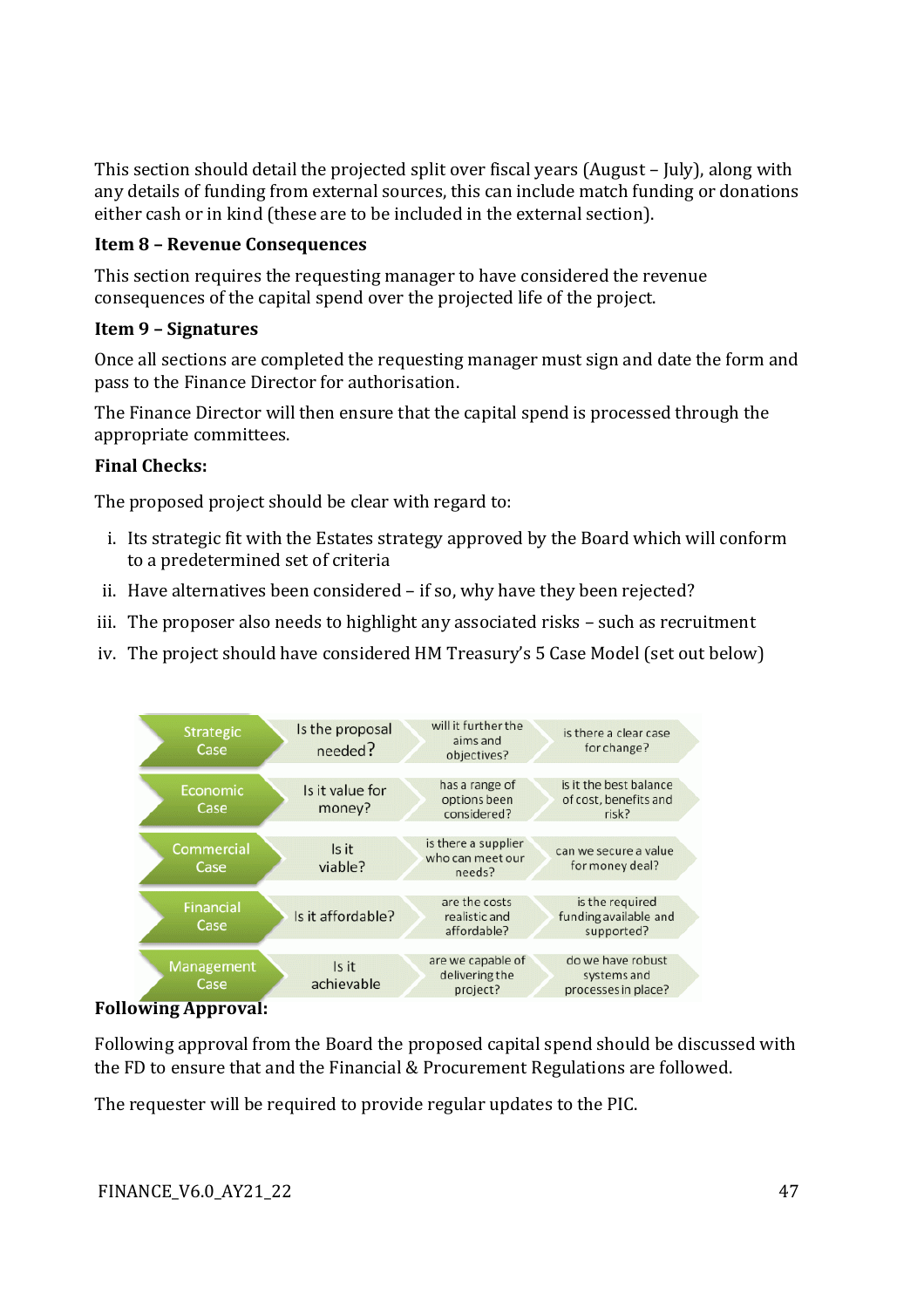This section should detail the projected split over fiscal years (August – July), along with any details of funding from external sources, this can include match funding or donations either cash or in kind (these are to be included in the external section).

**Item 8 – Revenue Consequences**

This section requires the requesting manager to have considered the revenue consequences of the capital spend over the projected life of the project.

**Item 9 – Signatures**

Once all sections are completed the requesting manager must sign and date the form and pass to the Finance Director for authorisation.

The Finance Director will then ensure that the capital spend is processed through the appropriate committees.

**Final Checks:**

The proposed project should be clear with regard to:

i. Its strategic fit with the Estates strategy approved by the Board which will conform to a predetermined set of criteria
ii. Have alternatives been considered – if so, why have they been rejected?
iii. The proposer also needs to highlight any associated risks – such as recruitment
iv. The project should have considered HM Treasury's 5 Case Model (set out below)

| | | | |
|---|---|---|---|
| Strategic Case | Is the proposal needed? | will it further the aims and objectives? | is there a clear case for change? |
| Economic Case | Is it value for money? | has a range of options been considered? | is it the best balance of cost, benefits and risk? |
| Commercial Case | Is it viable? | is there a supplier who can meet our needs? | can we secure a value for money deal? |
| Financial Case | Is it affordable? | are the costs realistic and affordable? | is the required funding available and supported? |
| Management Case | Is it achievable | are we capable of delivering the project? | do we have robust systems and processes in place? |

**Following Approval:**

Following approval from the Board the proposed capital spend should be discussed with the FD to ensure that and the Financial & Procurement Regulations are followed.

The requester will be required to provide regular updates to the PIC.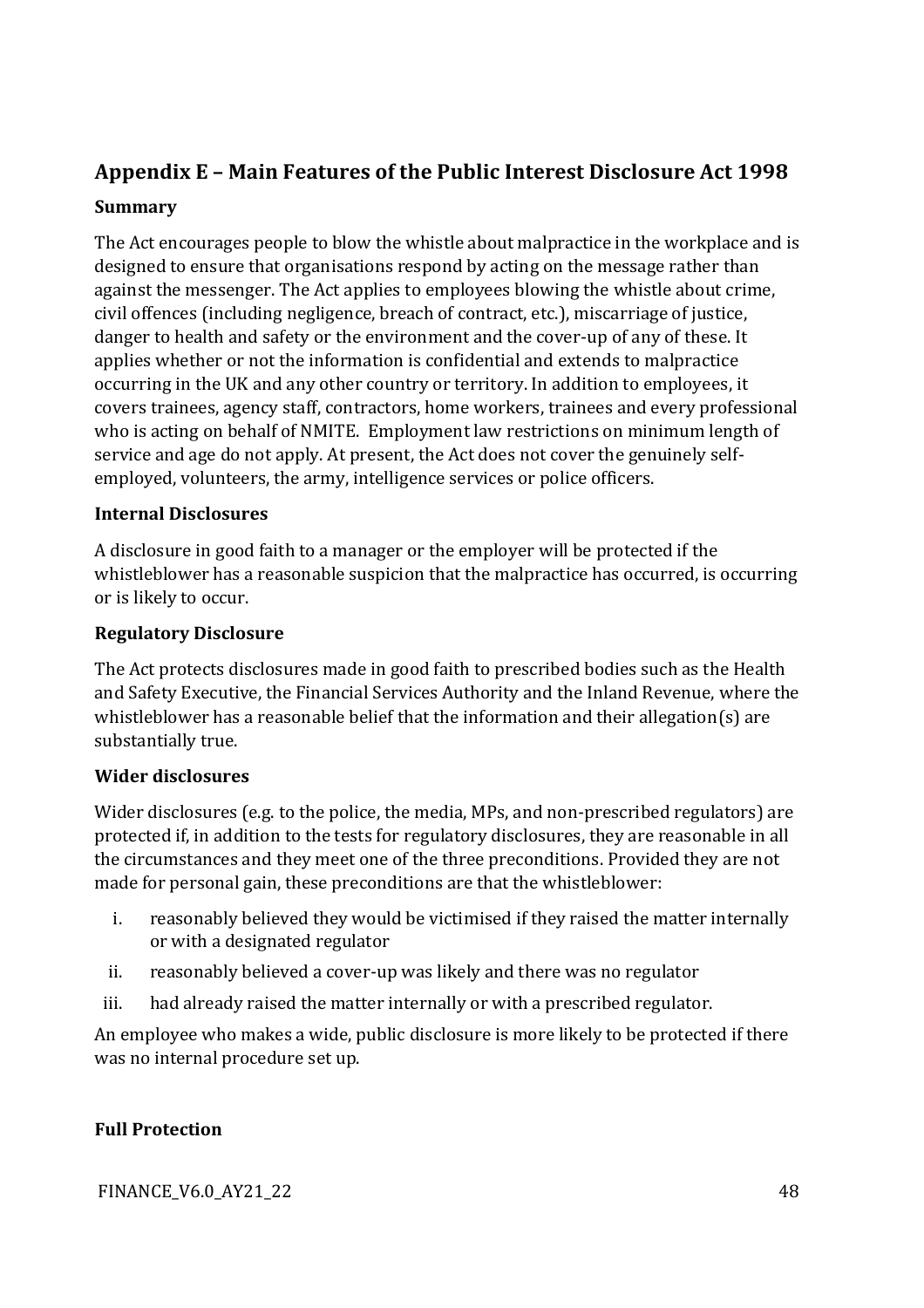## Appendix E – Main Features of the Public Interest Disclosure Act 1998

### Summary

The Act encourages people to blow the whistle about malpractice in the workplace and is designed to ensure that organisations respond by acting on the message rather than against the messenger. The Act applies to employees blowing the whistle about crime, civil offences (including negligence, breach of contract, etc.), miscarriage of justice, danger to health and safety or the environment and the cover-up of any of these. It applies whether or not the information is confidential and extends to malpractice occurring in the UK and any other country or territory. In addition to employees, it covers trainees, agency staff, contractors, home workers, trainees and every professional who is acting on behalf of NMITE. Employment law restrictions on minimum length of service and age do not apply. At present, the Act does not cover the genuinely self-employed, volunteers, the army, intelligence services or police officers.

### Internal Disclosures

A disclosure in good faith to a manager or the employer will be protected if the whistleblower has a reasonable suspicion that the malpractice has occurred, is occurring or is likely to occur.

### Regulatory Disclosure

The Act protects disclosures made in good faith to prescribed bodies such as the Health and Safety Executive, the Financial Services Authority and the Inland Revenue, where the whistleblower has a reasonable belief that the information and their allegation(s) are substantially true.

### Wider disclosures

Wider disclosures (e.g. to the police, the media, MPs, and non-prescribed regulators) are protected if, in addition to the tests for regulatory disclosures, they are reasonable in all the circumstances and they meet one of the three preconditions. Provided they are not made for personal gain, these preconditions are that the whistleblower:

i. reasonably believed they would be victimised if they raised the matter internally or with a designated regulator
ii. reasonably believed a cover-up was likely and there was no regulator
iii. had already raised the matter internally or with a prescribed regulator.

An employee who makes a wide, public disclosure is more likely to be protected if there was no internal procedure set up.

### Full Protection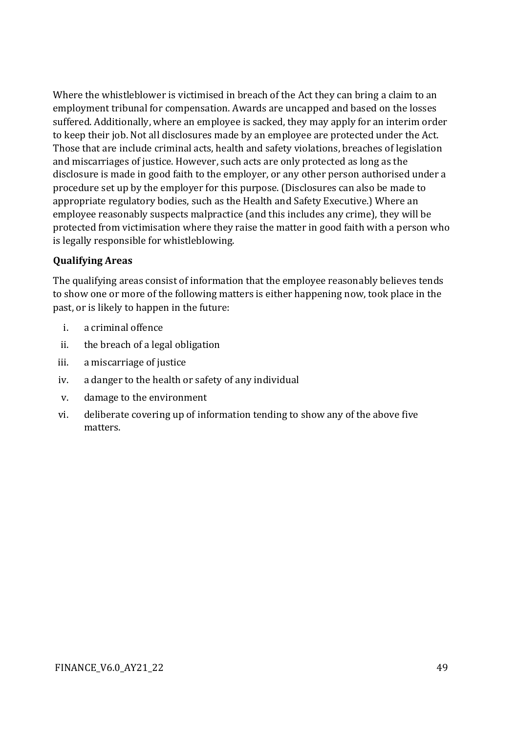Where the whistleblower is victimised in breach of the Act they can bring a claim to an employment tribunal for compensation. Awards are uncapped and based on the losses suffered. Additionally, where an employee is sacked, they may apply for an interim order to keep their job. Not all disclosures made by an employee are protected under the Act. Those that are include criminal acts, health and safety violations, breaches of legislation and miscarriages of justice. However, such acts are only protected as long as the disclosure is made in good faith to the employer, or any other person authorised under a procedure set up by the employer for this purpose. (Disclosures can also be made to appropriate regulatory bodies, such as the Health and Safety Executive.) Where an employee reasonably suspects malpractice (and this includes any crime), they will be protected from victimisation where they raise the matter in good faith with a person who is legally responsible for whistleblowing.

**Qualifying Areas**

The qualifying areas consist of information that the employee reasonably believes tends to show one or more of the following matters is either happening now, took place in the past, or is likely to happen in the future:

i. a criminal offence
ii. the breach of a legal obligation
iii. a miscarriage of justice
iv. a danger to the health or safety of any individual
v. damage to the environment
vi. deliberate covering up of information tending to show any of the above five matters.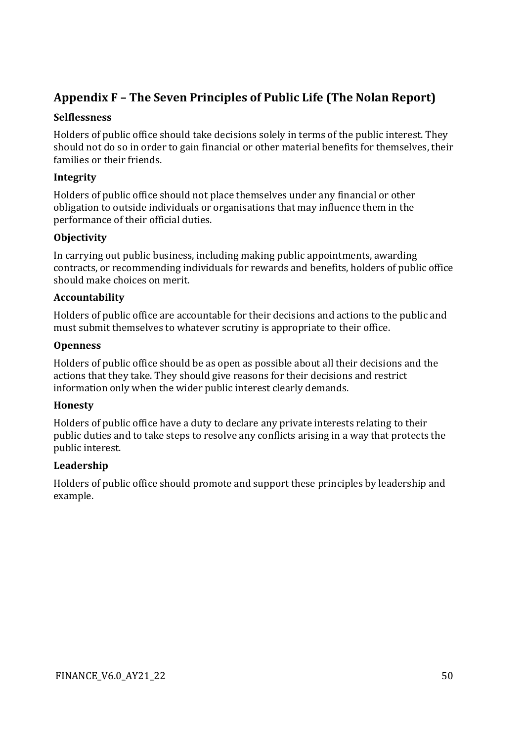## Appendix F – The Seven Principles of Public Life (The Nolan Report)

### Selflessness

Holders of public office should take decisions solely in terms of the public interest. They should not do so in order to gain financial or other material benefits for themselves, their families or their friends.

### Integrity

Holders of public office should not place themselves under any financial or other obligation to outside individuals or organisations that may influence them in the performance of their official duties.

### Objectivity

In carrying out public business, including making public appointments, awarding contracts, or recommending individuals for rewards and benefits, holders of public office should make choices on merit.

### Accountability

Holders of public office are accountable for their decisions and actions to the public and must submit themselves to whatever scrutiny is appropriate to their office.

### Openness

Holders of public office should be as open as possible about all their decisions and the actions that they take. They should give reasons for their decisions and restrict information only when the wider public interest clearly demands.

### Honesty

Holders of public office have a duty to declare any private interests relating to their public duties and to take steps to resolve any conflicts arising in a way that protects the public interest.

### Leadership

Holders of public office should promote and support these principles by leadership and example.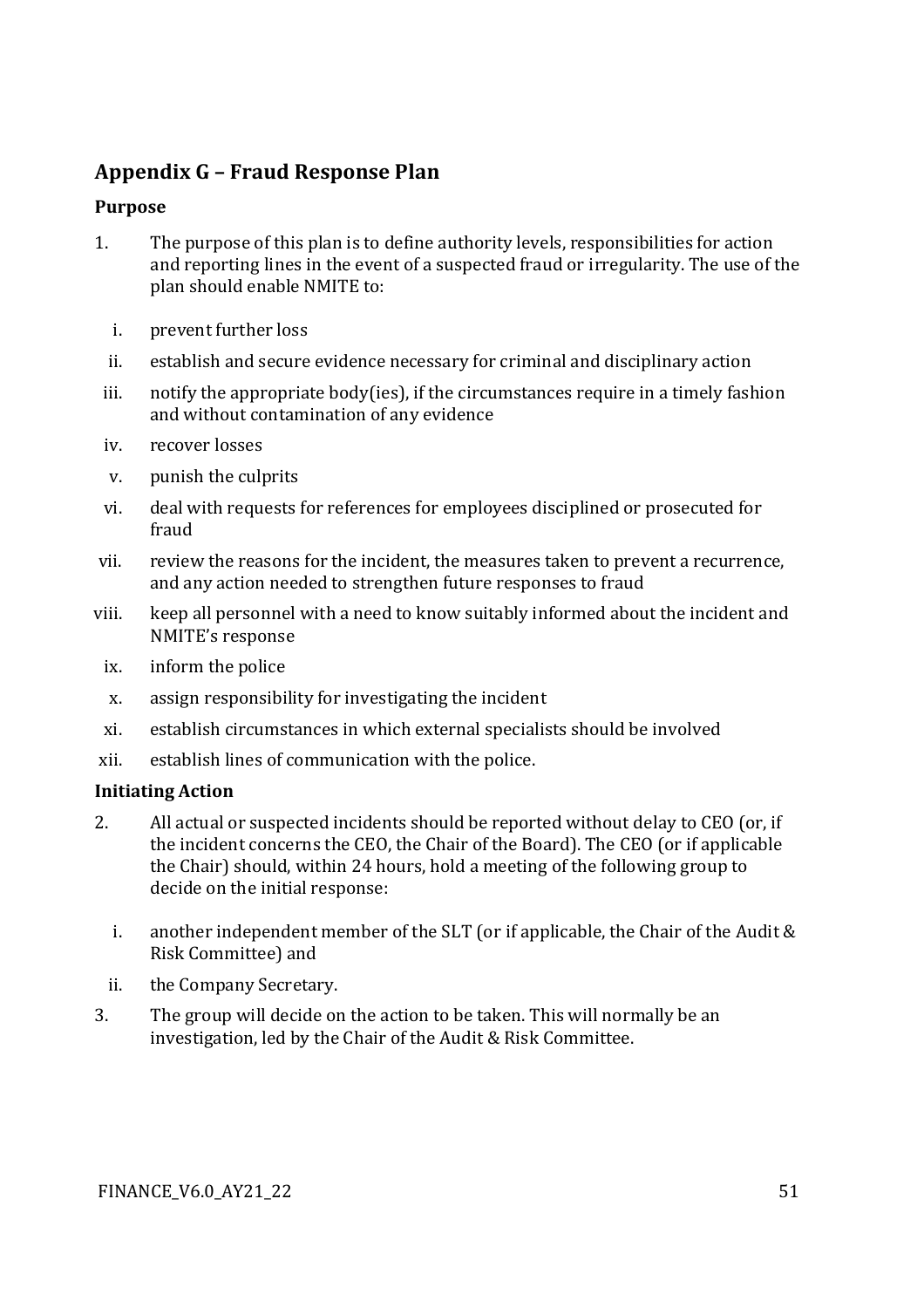## Appendix G – Fraud Response Plan

### Purpose

1. The purpose of this plan is to define authority levels, responsibilities for action and reporting lines in the event of a suspected fraud or irregularity. The use of the plan should enable NMITE to:

    i. prevent further loss

    ii. establish and secure evidence necessary for criminal and disciplinary action

    iii. notify the appropriate body(ies), if the circumstances require in a timely fashion and without contamination of any evidence

    iv. recover losses

    v. punish the culprits

    vi. deal with requests for references for employees disciplined or prosecuted for fraud

    vii. review the reasons for the incident, the measures taken to prevent a recurrence, and any action needed to strengthen future responses to fraud

    viii. keep all personnel with a need to know suitably informed about the incident and NMITE's response

    ix. inform the police

    x. assign responsibility for investigating the incident

    xi. establish circumstances in which external specialists should be involved

    xii. establish lines of communication with the police.

### Initiating Action

2. All actual or suspected incidents should be reported without delay to CEO (or, if the incident concerns the CEO, the Chair of the Board). The CEO (or if applicable the Chair) should, within 24 hours, hold a meeting of the following group to decide on the initial response:

    i. another independent member of the SLT (or if applicable, the Chair of the Audit & Risk Committee) and

    ii. the Company Secretary.

3. The group will decide on the action to be taken. This will normally be an investigation, led by the Chair of the Audit & Risk Committee.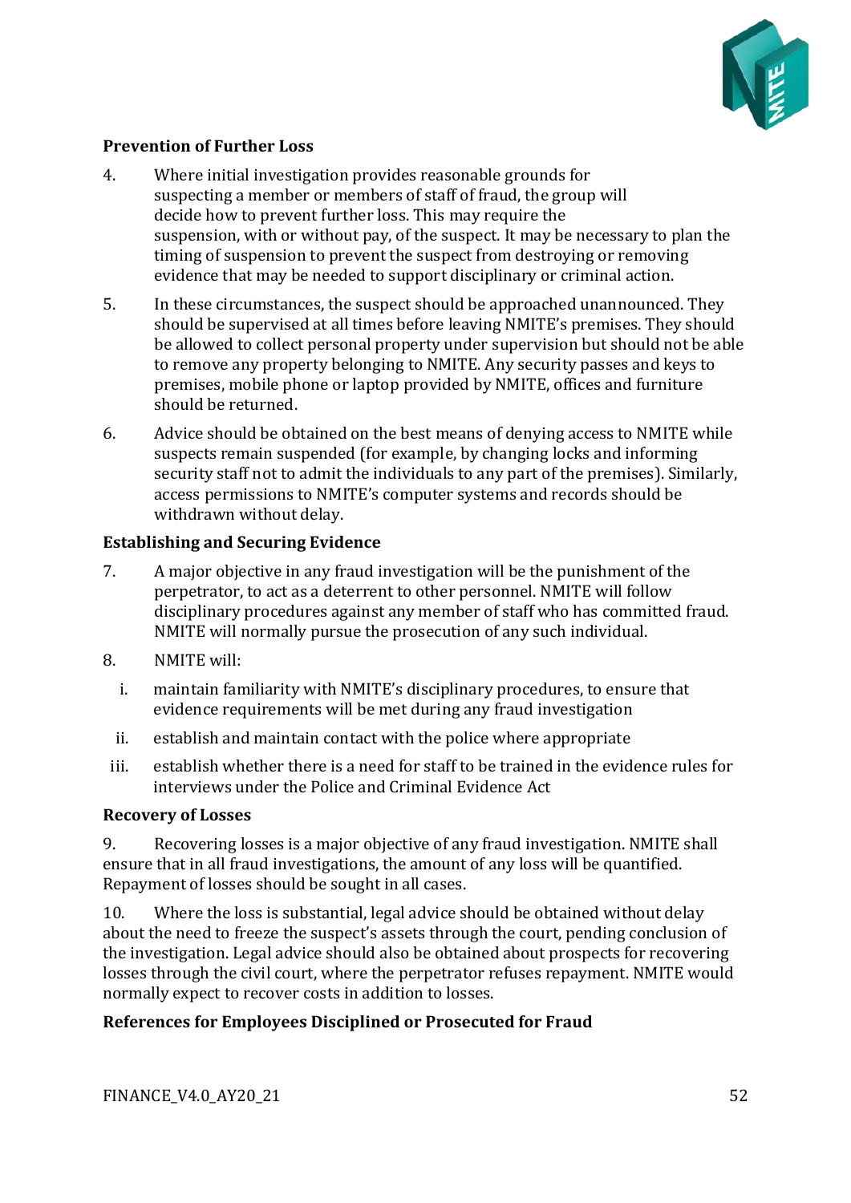**Prevention of Further Loss**

4. Where initial investigation provides reasonable grounds for suspecting a member or members of staff of fraud, the group will decide how to prevent further loss. This may require the suspension, with or without pay, of the suspect. It may be necessary to plan the timing of suspension to prevent the suspect from destroying or removing evidence that may be needed to support disciplinary or criminal action.

5. In these circumstances, the suspect should be approached unannounced. They should be supervised at all times before leaving NMITE's premises. They should be allowed to collect personal property under supervision but should not be able to remove any property belonging to NMITE. Any security passes and keys to premises, mobile phone or laptop provided by NMITE, offices and furniture should be returned.

6. Advice should be obtained on the best means of denying access to NMITE while suspects remain suspended (for example, by changing locks and informing security staff not to admit the individuals to any part of the premises). Similarly, access permissions to NMITE's computer systems and records should be withdrawn without delay.

**Establishing and Securing Evidence**

7. A major objective in any fraud investigation will be the punishment of the perpetrator, to act as a deterrent to other personnel. NMITE will follow disciplinary procedures against any member of staff who has committed fraud. NMITE will normally pursue the prosecution of any such individual.

8. NMITE will:

   i. maintain familiarity with NMITE's disciplinary procedures, to ensure that evidence requirements will be met during any fraud investigation

   ii. establish and maintain contact with the police where appropriate

   iii. establish whether there is a need for staff to be trained in the evidence rules for interviews under the Police and Criminal Evidence Act

**Recovery of Losses**

9. Recovering losses is a major objective of any fraud investigation. NMITE shall ensure that in all fraud investigations, the amount of any loss will be quantified. Repayment of losses should be sought in all cases.

10. Where the loss is substantial, legal advice should be obtained without delay about the need to freeze the suspect's assets through the court, pending conclusion of the investigation. Legal advice should also be obtained about prospects for recovering losses through the civil court, where the perpetrator refuses repayment. NMITE would normally expect to recover costs in addition to losses.

**References for Employees Disciplined or Prosecuted for Fraud**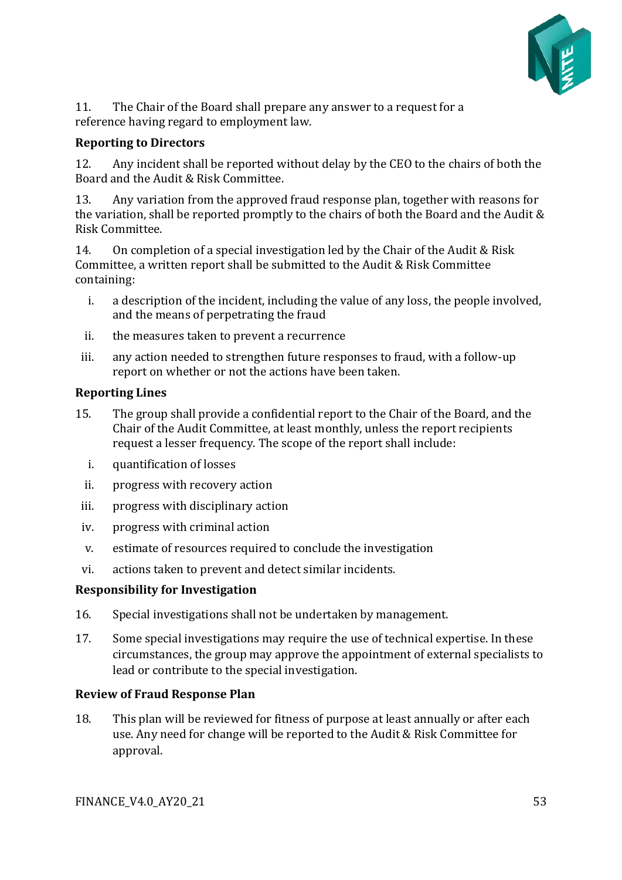11. The Chair of the Board shall prepare any answer to a request for a reference having regard to employment law.

**Reporting to Directors**

12. Any incident shall be reported without delay by the CEO to the chairs of both the Board and the Audit & Risk Committee.

13. Any variation from the approved fraud response plan, together with reasons for the variation, shall be reported promptly to the chairs of both the Board and the Audit & Risk Committee.

14. On completion of a special investigation led by the Chair of the Audit & Risk Committee, a written report shall be submitted to the Audit & Risk Committee containing:

   i. a description of the incident, including the value of any loss, the people involved, and the means of perpetrating the fraud
   ii. the measures taken to prevent a recurrence
   iii. any action needed to strengthen future responses to fraud, with a follow-up report on whether or not the actions have been taken.

**Reporting Lines**

15. The group shall provide a confidential report to the Chair of the Board, and the Chair of the Audit Committee, at least monthly, unless the report recipients request a lesser frequency. The scope of the report shall include:

   i. quantification of losses
   ii. progress with recovery action
   iii. progress with disciplinary action
   iv. progress with criminal action
   v. estimate of resources required to conclude the investigation
   vi. actions taken to prevent and detect similar incidents.

**Responsibility for Investigation**

16. Special investigations shall not be undertaken by management.

17. Some special investigations may require the use of technical expertise. In these circumstances, the group may approve the appointment of external specialists to lead or contribute to the special investigation.

**Review of Fraud Response Plan**

18. This plan will be reviewed for fitness of purpose at least annually or after each use. Any need for change will be reported to the Audit & Risk Committee for approval.